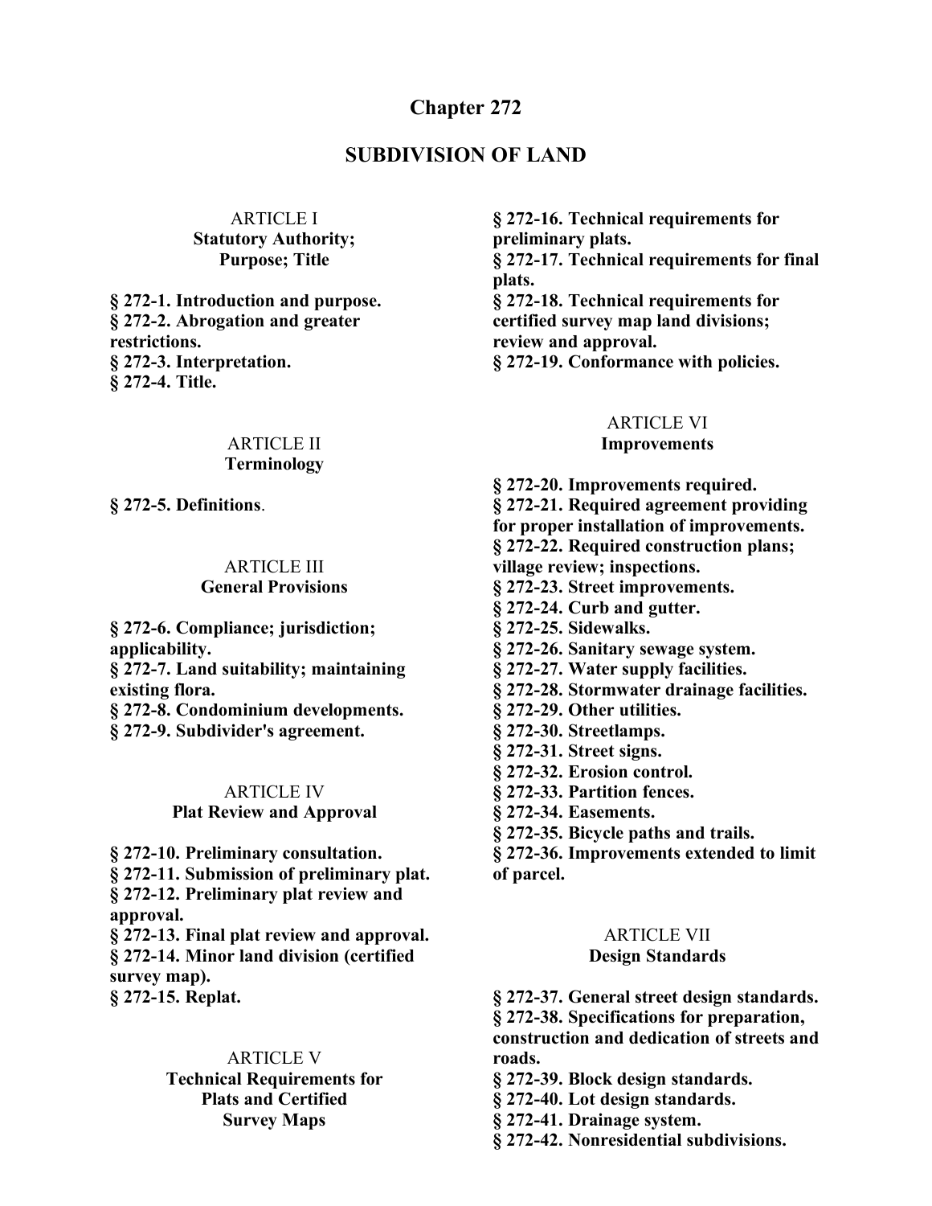# Chapter 272

## SUBDIVISION OF LAND

### ARTICLE I
### Statutory Authority; Purpose; Title

**§ 272-1. Introduction and purpose.**
**§ 272-2. Abrogation and greater restrictions.**
**§ 272-3. Interpretation.**
**§ 272-4. Title.**

### ARTICLE II
### Terminology

**§ 272-5. Definitions**.

### ARTICLE III
### General Provisions

**§ 272-6. Compliance; jurisdiction; applicability.**
**§ 272-7. Land suitability; maintaining existing flora.**
**§ 272-8. Condominium developments.**
**§ 272-9. Subdivider's agreement.**

### ARTICLE IV
### Plat Review and Approval

**§ 272-10. Preliminary consultation.**
**§ 272-11. Submission of preliminary plat.**
**§ 272-12. Preliminary plat review and approval.**
**§ 272-13. Final plat review and approval.**
**§ 272-14. Minor land division (certified survey map).**
**§ 272-15. Replat.**

### ARTICLE V
### Technical Requirements for Plats and Certified Survey Maps

**§ 272-16. Technical requirements for preliminary plats.**
**§ 272-17. Technical requirements for final plats.**
**§ 272-18. Technical requirements for certified survey map land divisions; review and approval.**
**§ 272-19. Conformance with policies.**

### ARTICLE VI
### Improvements

**§ 272-20. Improvements required.**
**§ 272-21. Required agreement providing for proper installation of improvements.**
**§ 272-22. Required construction plans; village review; inspections.**
**§ 272-23. Street improvements.**
**§ 272-24. Curb and gutter.**
**§ 272-25. Sidewalks.**
**§ 272-26. Sanitary sewage system.**
**§ 272-27. Water supply facilities.**
**§ 272-28. Stormwater drainage facilities.**
**§ 272-29. Other utilities.**
**§ 272-30. Streetlamps.**
**§ 272-31. Street signs.**
**§ 272-32. Erosion control.**
**§ 272-33. Partition fences.**
**§ 272-34. Easements.**
**§ 272-35. Bicycle paths and trails.**
**§ 272-36. Improvements extended to limit of parcel.**

### ARTICLE VII
### Design Standards

**§ 272-37. General street design standards.**
**§ 272-38. Specifications for preparation, construction and dedication of streets and roads.**
**§ 272-39. Block design standards.**
**§ 272-40. Lot design standards.**
**§ 272-41. Drainage system.**
**§ 272-42. Nonresidential subdivisions.**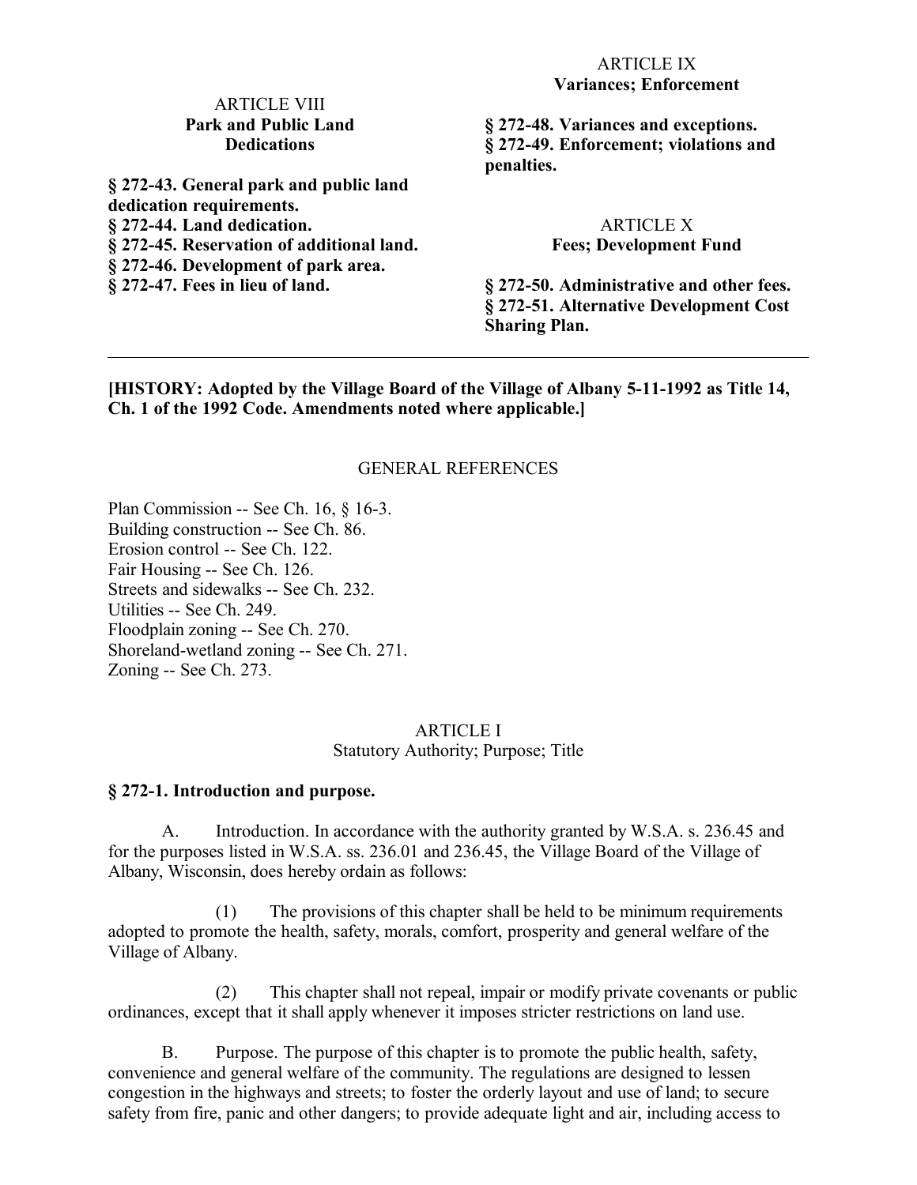ARTICLE VIII
**Park and Public Land Dedications**

**§ 272-43. General park and public land dedication requirements.**
**§ 272-44. Land dedication.**
**§ 272-45. Reservation of additional land.**
**§ 272-46. Development of park area.**
**§ 272-47. Fees in lieu of land.**

ARTICLE IX
**Variances; Enforcement**

**§ 272-48. Variances and exceptions.**
**§ 272-49. Enforcement; violations and penalties.**

ARTICLE X
**Fees; Development Fund**

**§ 272-50. Administrative and other fees.**
**§ 272-51. Alternative Development Cost Sharing Plan.**

---

**[HISTORY: Adopted by the Village Board of the Village of Albany 5-11-1992 as Title 14, Ch. 1 of the 1992 Code. Amendments noted where applicable.]**

GENERAL REFERENCES

Plan Commission -- See Ch. 16, § 16-3.
Building construction -- See Ch. 86.
Erosion control -- See Ch. 122.
Fair Housing -- See Ch. 126.
Streets and sidewalks -- See Ch. 232.
Utilities -- See Ch. 249.
Floodplain zoning -- See Ch. 270.
Shoreland-wetland zoning -- See Ch. 271.
Zoning -- See Ch. 273.

ARTICLE I
Statutory Authority; Purpose; Title

### § 272-1. Introduction and purpose.

A. Introduction. In accordance with the authority granted by W.S.A. s. 236.45 and for the purposes listed in W.S.A. ss. 236.01 and 236.45, the Village Board of the Village of Albany, Wisconsin, does hereby ordain as follows:

(1) The provisions of this chapter shall be held to be minimum requirements adopted to promote the health, safety, morals, comfort, prosperity and general welfare of the Village of Albany.

(2) This chapter shall not repeal, impair or modify private covenants or public ordinances, except that it shall apply whenever it imposes stricter restrictions on land use.

B. Purpose. The purpose of this chapter is to promote the public health, safety, convenience and general welfare of the community. The regulations are designed to lessen congestion in the highways and streets; to foster the orderly layout and use of land; to secure safety from fire, panic and other dangers; to provide adequate light and air, including access to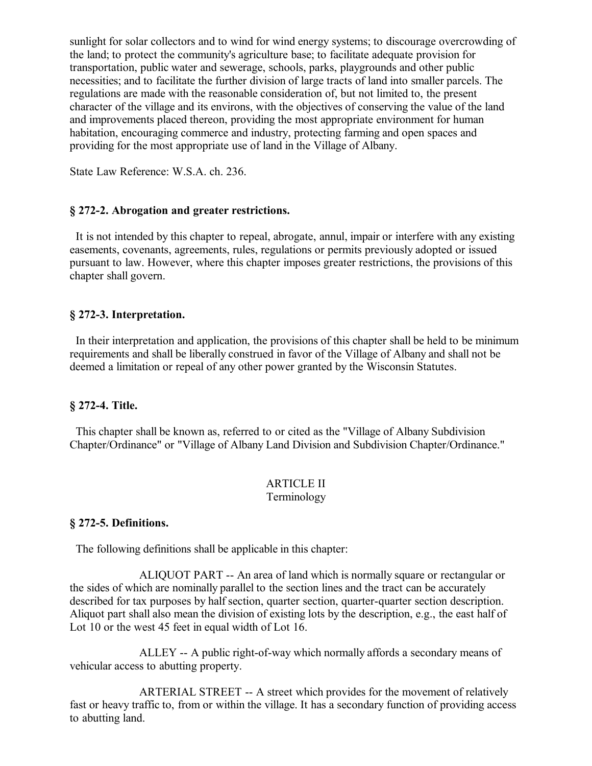sunlight for solar collectors and to wind for wind energy systems; to discourage overcrowding of the land; to protect the community's agriculture base; to facilitate adequate provision for transportation, public water and sewerage, schools, parks, playgrounds and other public necessities; and to facilitate the further division of large tracts of land into smaller parcels. The regulations are made with the reasonable consideration of, but not limited to, the present character of the village and its environs, with the objectives of conserving the value of the land and improvements placed thereon, providing the most appropriate environment for human habitation, encouraging commerce and industry, protecting farming and open spaces and providing for the most appropriate use of land in the Village of Albany.

State Law Reference: W.S.A. ch. 236.

### § 272-2. Abrogation and greater restrictions.

It is not intended by this chapter to repeal, abrogate, annul, impair or interfere with any existing easements, covenants, agreements, rules, regulations or permits previously adopted or issued pursuant to law. However, where this chapter imposes greater restrictions, the provisions of this chapter shall govern.

### § 272-3. Interpretation.

In their interpretation and application, the provisions of this chapter shall be held to be minimum requirements and shall be liberally construed in favor of the Village of Albany and shall not be deemed a limitation or repeal of any other power granted by the Wisconsin Statutes.

### § 272-4. Title.

This chapter shall be known as, referred to or cited as the "Village of Albany Subdivision Chapter/Ordinance" or "Village of Albany Land Division and Subdivision Chapter/Ordinance."

## ARTICLE II
## Terminology

### § 272-5. Definitions.

The following definitions shall be applicable in this chapter:

ALIQUOT PART -- An area of land which is normally square or rectangular or the sides of which are nominally parallel to the section lines and the tract can be accurately described for tax purposes by half section, quarter section, quarter-quarter section description. Aliquot part shall also mean the division of existing lots by the description, e.g., the east half of Lot 10 or the west 45 feet in equal width of Lot 16.

ALLEY -- A public right-of-way which normally affords a secondary means of vehicular access to abutting property.

ARTERIAL STREET -- A street which provides for the movement of relatively fast or heavy traffic to, from or within the village. It has a secondary function of providing access to abutting land.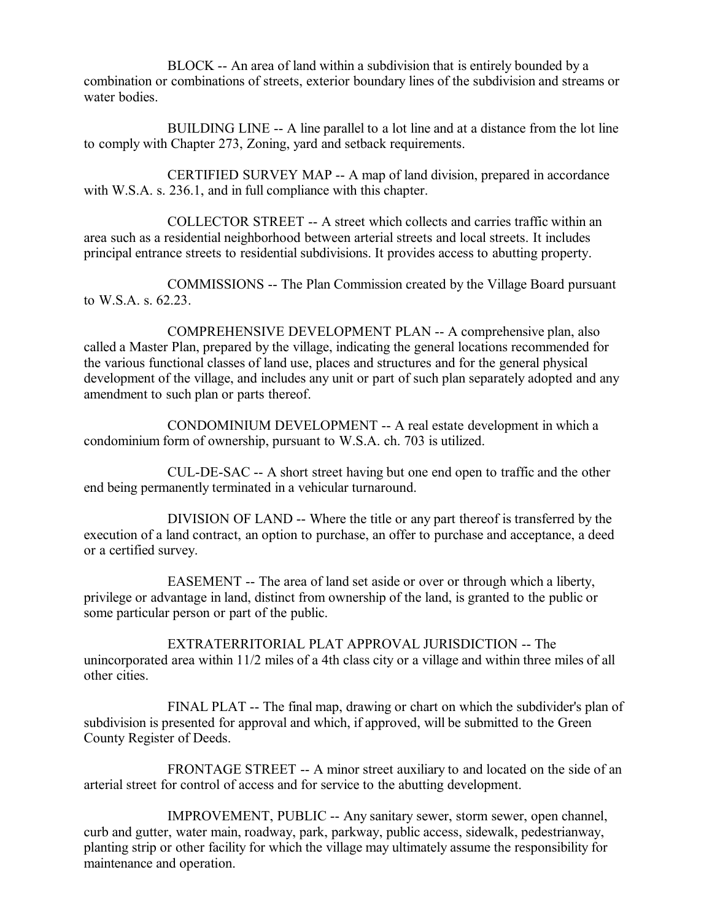BLOCK -- An area of land within a subdivision that is entirely bounded by a combination or combinations of streets, exterior boundary lines of the subdivision and streams or water bodies.

BUILDING LINE -- A line parallel to a lot line and at a distance from the lot line to comply with Chapter 273, Zoning, yard and setback requirements.

CERTIFIED SURVEY MAP -- A map of land division, prepared in accordance with W.S.A. s. 236.1, and in full compliance with this chapter.

COLLECTOR STREET -- A street which collects and carries traffic within an area such as a residential neighborhood between arterial streets and local streets. It includes principal entrance streets to residential subdivisions. It provides access to abutting property.

COMMISSIONS -- The Plan Commission created by the Village Board pursuant to W.S.A. s. 62.23.

COMPREHENSIVE DEVELOPMENT PLAN -- A comprehensive plan, also called a Master Plan, prepared by the village, indicating the general locations recommended for the various functional classes of land use, places and structures and for the general physical development of the village, and includes any unit or part of such plan separately adopted and any amendment to such plan or parts thereof.

CONDOMINIUM DEVELOPMENT -- A real estate development in which a condominium form of ownership, pursuant to W.S.A. ch. 703 is utilized.

CUL-DE-SAC -- A short street having but one end open to traffic and the other end being permanently terminated in a vehicular turnaround.

DIVISION OF LAND -- Where the title or any part thereof is transferred by the execution of a land contract, an option to purchase, an offer to purchase and acceptance, a deed or a certified survey.

EASEMENT -- The area of land set aside or over or through which a liberty, privilege or advantage in land, distinct from ownership of the land, is granted to the public or some particular person or part of the public.

EXTRATERRITORIAL PLAT APPROVAL JURISDICTION -- The unincorporated area within 11/2 miles of a 4th class city or a village and within three miles of all other cities.

FINAL PLAT -- The final map, drawing or chart on which the subdivider's plan of subdivision is presented for approval and which, if approved, will be submitted to the Green County Register of Deeds.

FRONTAGE STREET -- A minor street auxiliary to and located on the side of an arterial street for control of access and for service to the abutting development.

IMPROVEMENT, PUBLIC -- Any sanitary sewer, storm sewer, open channel, curb and gutter, water main, roadway, park, parkway, public access, sidewalk, pedestrianway, planting strip or other facility for which the village may ultimately assume the responsibility for maintenance and operation.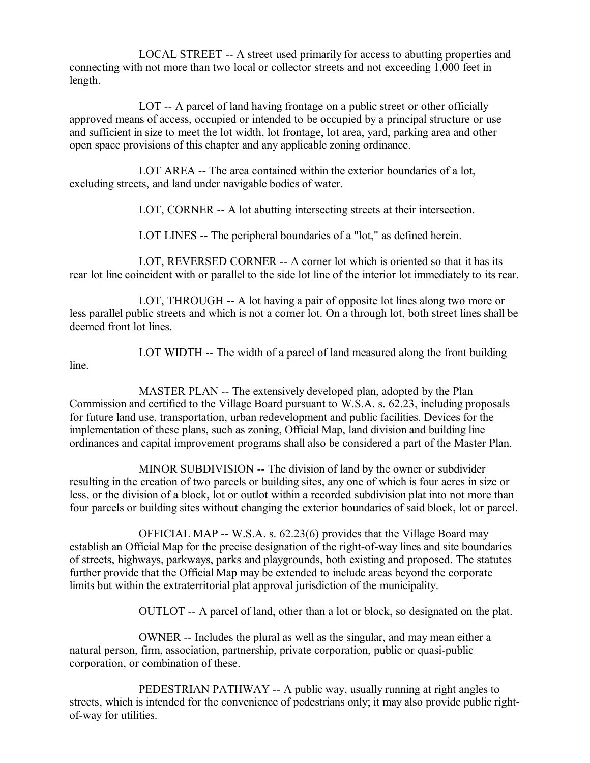LOCAL STREET -- A street used primarily for access to abutting properties and connecting with not more than two local or collector streets and not exceeding 1,000 feet in length.

LOT -- A parcel of land having frontage on a public street or other officially approved means of access, occupied or intended to be occupied by a principal structure or use and sufficient in size to meet the lot width, lot frontage, lot area, yard, parking area and other open space provisions of this chapter and any applicable zoning ordinance.

LOT AREA -- The area contained within the exterior boundaries of a lot, excluding streets, and land under navigable bodies of water.

LOT, CORNER -- A lot abutting intersecting streets at their intersection.

LOT LINES -- The peripheral boundaries of a "lot," as defined herein.

LOT, REVERSED CORNER -- A corner lot which is oriented so that it has its rear lot line coincident with or parallel to the side lot line of the interior lot immediately to its rear.

LOT, THROUGH -- A lot having a pair of opposite lot lines along two more or less parallel public streets and which is not a corner lot. On a through lot, both street lines shall be deemed front lot lines.

LOT WIDTH -- The width of a parcel of land measured along the front building line.

MASTER PLAN -- The extensively developed plan, adopted by the Plan Commission and certified to the Village Board pursuant to W.S.A. s. 62.23, including proposals for future land use, transportation, urban redevelopment and public facilities. Devices for the implementation of these plans, such as zoning, Official Map, land division and building line ordinances and capital improvement programs shall also be considered a part of the Master Plan.

MINOR SUBDIVISION -- The division of land by the owner or subdivider resulting in the creation of two parcels or building sites, any one of which is four acres in size or less, or the division of a block, lot or outlot within a recorded subdivision plat into not more than four parcels or building sites without changing the exterior boundaries of said block, lot or parcel.

OFFICIAL MAP -- W.S.A. s. 62.23(6) provides that the Village Board may establish an Official Map for the precise designation of the right-of-way lines and site boundaries of streets, highways, parkways, parks and playgrounds, both existing and proposed. The statutes further provide that the Official Map may be extended to include areas beyond the corporate limits but within the extraterritorial plat approval jurisdiction of the municipality.

OUTLOT -- A parcel of land, other than a lot or block, so designated on the plat.

OWNER -- Includes the plural as well as the singular, and may mean either a natural person, firm, association, partnership, private corporation, public or quasi-public corporation, or combination of these.

PEDESTRIAN PATHWAY -- A public way, usually running at right angles to streets, which is intended for the convenience of pedestrians only; it may also provide public right-of-way for utilities.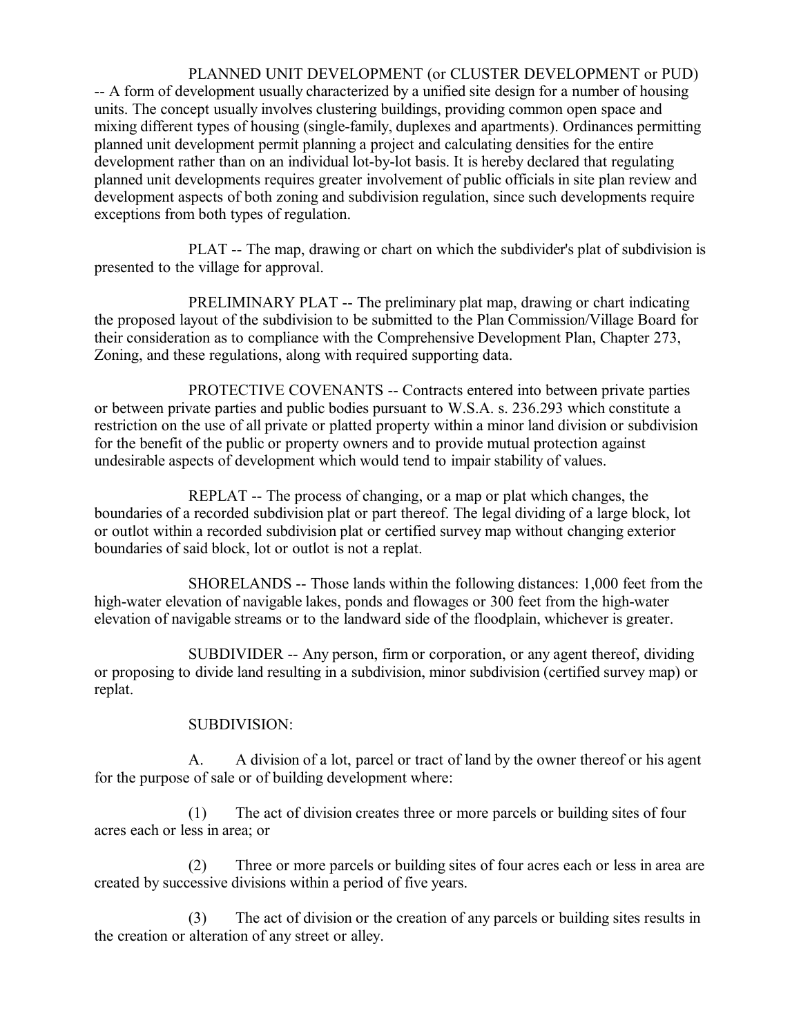PLANNED UNIT DEVELOPMENT (or CLUSTER DEVELOPMENT or PUD) -- A form of development usually characterized by a unified site design for a number of housing units. The concept usually involves clustering buildings, providing common open space and mixing different types of housing (single-family, duplexes and apartments). Ordinances permitting planned unit development permit planning a project and calculating densities for the entire development rather than on an individual lot-by-lot basis. It is hereby declared that regulating planned unit developments requires greater involvement of public officials in site plan review and development aspects of both zoning and subdivision regulation, since such developments require exceptions from both types of regulation.

PLAT -- The map, drawing or chart on which the subdivider's plat of subdivision is presented to the village for approval.

PRELIMINARY PLAT -- The preliminary plat map, drawing or chart indicating the proposed layout of the subdivision to be submitted to the Plan Commission/Village Board for their consideration as to compliance with the Comprehensive Development Plan, Chapter 273, Zoning, and these regulations, along with required supporting data.

PROTECTIVE COVENANTS -- Contracts entered into between private parties or between private parties and public bodies pursuant to W.S.A. s. 236.293 which constitute a restriction on the use of all private or platted property within a minor land division or subdivision for the benefit of the public or property owners and to provide mutual protection against undesirable aspects of development which would tend to impair stability of values.

REPLAT -- The process of changing, or a map or plat which changes, the boundaries of a recorded subdivision plat or part thereof. The legal dividing of a large block, lot or outlot within a recorded subdivision plat or certified survey map without changing exterior boundaries of said block, lot or outlot is not a replat.

SHORELANDS -- Those lands within the following distances: 1,000 feet from the high-water elevation of navigable lakes, ponds and flowages or 300 feet from the high-water elevation of navigable streams or to the landward side of the floodplain, whichever is greater.

SUBDIVIDER -- Any person, firm or corporation, or any agent thereof, dividing or proposing to divide land resulting in a subdivision, minor subdivision (certified survey map) or replat.

SUBDIVISION:

A. A division of a lot, parcel or tract of land by the owner thereof or his agent for the purpose of sale or of building development where:

(1) The act of division creates three or more parcels or building sites of four acres each or less in area; or

(2) Three or more parcels or building sites of four acres each or less in area are created by successive divisions within a period of five years.

(3) The act of division or the creation of any parcels or building sites results in the creation or alteration of any street or alley.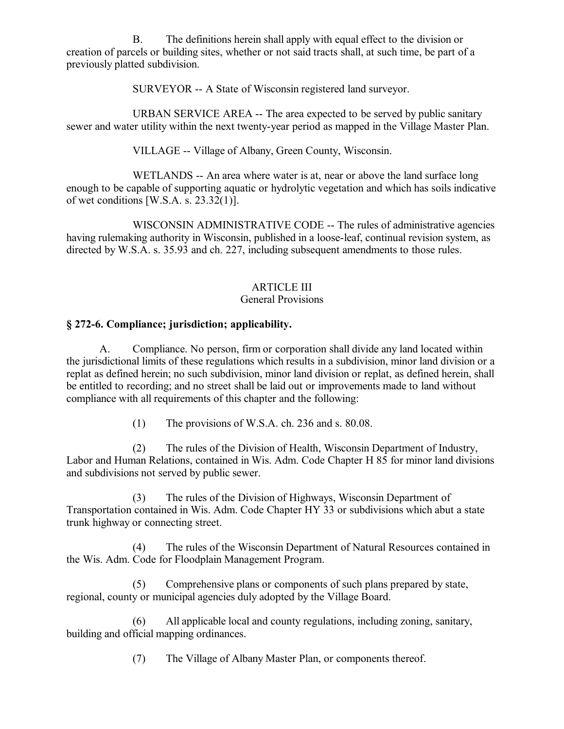B. The definitions herein shall apply with equal effect to the division or creation of parcels or building sites, whether or not said tracts shall, at such time, be part of a previously platted subdivision.

SURVEYOR -- A State of Wisconsin registered land surveyor.

URBAN SERVICE AREA -- The area expected to be served by public sanitary sewer and water utility within the next twenty-year period as mapped in the Village Master Plan.

VILLAGE -- Village of Albany, Green County, Wisconsin.

WETLANDS -- An area where water is at, near or above the land surface long enough to be capable of supporting aquatic or hydrolytic vegetation and which has soils indicative of wet conditions [W.S.A. s. 23.32(1)].

WISCONSIN ADMINISTRATIVE CODE -- The rules of administrative agencies having rulemaking authority in Wisconsin, published in a loose-leaf, continual revision system, as directed by W.S.A. s. 35.93 and ch. 227, including subsequent amendments to those rules.

## ARTICLE III
General Provisions

### § 272-6. Compliance; jurisdiction; applicability.

A. Compliance. No person, firm or corporation shall divide any land located within the jurisdictional limits of these regulations which results in a subdivision, minor land division or a replat as defined herein; no such subdivision, minor land division or replat, as defined herein, shall be entitled to recording; and no street shall be laid out or improvements made to land without compliance with all requirements of this chapter and the following:

(1) The provisions of W.S.A. ch. 236 and s. 80.08.

(2) The rules of the Division of Health, Wisconsin Department of Industry, Labor and Human Relations, contained in Wis. Adm. Code Chapter H 85 for minor land divisions and subdivisions not served by public sewer.

(3) The rules of the Division of Highways, Wisconsin Department of Transportation contained in Wis. Adm. Code Chapter HY 33 or subdivisions which abut a state trunk highway or connecting street.

(4) The rules of the Wisconsin Department of Natural Resources contained in the Wis. Adm. Code for Floodplain Management Program.

(5) Comprehensive plans or components of such plans prepared by state, regional, county or municipal agencies duly adopted by the Village Board.

(6) All applicable local and county regulations, including zoning, sanitary, building and official mapping ordinances.

(7) The Village of Albany Master Plan, or components thereof.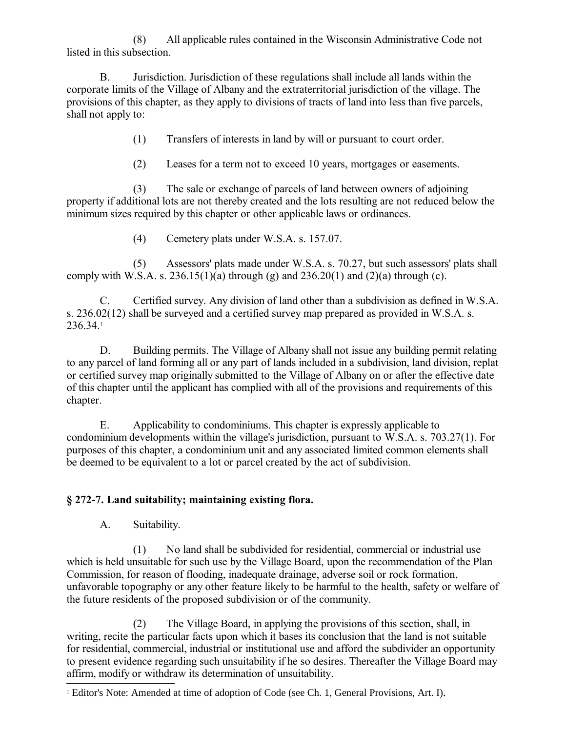(8) All applicable rules contained in the Wisconsin Administrative Code not listed in this subsection.

B. Jurisdiction. Jurisdiction of these regulations shall include all lands within the corporate limits of the Village of Albany and the extraterritorial jurisdiction of the village. The provisions of this chapter, as they apply to divisions of tracts of land into less than five parcels, shall not apply to:

(1) Transfers of interests in land by will or pursuant to court order.

(2) Leases for a term not to exceed 10 years, mortgages or easements.

(3) The sale or exchange of parcels of land between owners of adjoining property if additional lots are not thereby created and the lots resulting are not reduced below the minimum sizes required by this chapter or other applicable laws or ordinances.

(4) Cemetery plats under W.S.A. s. 157.07.

(5) Assessors' plats made under W.S.A. s. 70.27, but such assessors' plats shall comply with W.S.A. s. 236.15(1)(a) through (g) and 236.20(1) and (2)(a) through (c).

C. Certified survey. Any division of land other than a subdivision as defined in W.S.A. s. 236.02(12) shall be surveyed and a certified survey map prepared as provided in W.S.A. s. 236.34.[1]

D. Building permits. The Village of Albany shall not issue any building permit relating to any parcel of land forming all or any part of lands included in a subdivision, land division, replat or certified survey map originally submitted to the Village of Albany on or after the effective date of this chapter until the applicant has complied with all of the provisions and requirements of this chapter.

E. Applicability to condominiums. This chapter is expressly applicable to condominium developments within the village's jurisdiction, pursuant to W.S.A. s. 703.27(1). For purposes of this chapter, a condominium unit and any associated limited common elements shall be deemed to be equivalent to a lot or parcel created by the act of subdivision.

## § 272-7. Land suitability; maintaining existing flora.

A. Suitability.

(1) No land shall be subdivided for residential, commercial or industrial use which is held unsuitable for such use by the Village Board, upon the recommendation of the Plan Commission, for reason of flooding, inadequate drainage, adverse soil or rock formation, unfavorable topography or any other feature likely to be harmful to the health, safety or welfare of the future residents of the proposed subdivision or of the community.

(2) The Village Board, in applying the provisions of this section, shall, in writing, recite the particular facts upon which it bases its conclusion that the land is not suitable for residential, commercial, industrial or institutional use and afford the subdivider an opportunity to present evidence regarding such unsuitability if he so desires. Thereafter the Village Board may affirm, modify or withdraw its determination of unsuitability.

[1] Editor's Note: Amended at time of adoption of Code (see Ch. 1, General Provisions, Art. I).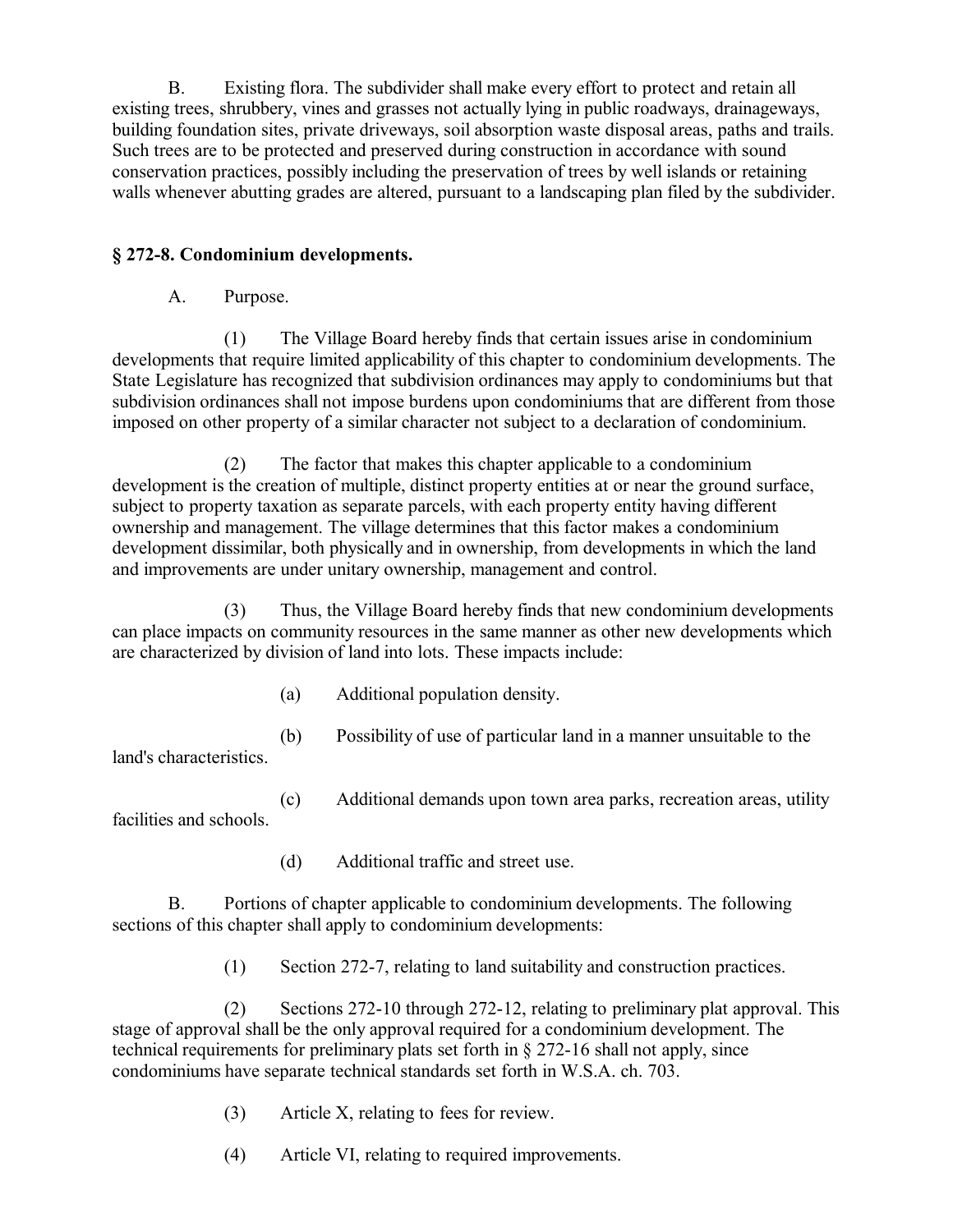B. Existing flora. The subdivider shall make every effort to protect and retain all existing trees, shrubbery, vines and grasses not actually lying in public roadways, drainageways, building foundation sites, private driveways, soil absorption waste disposal areas, paths and trails. Such trees are to be protected and preserved during construction in accordance with sound conservation practices, possibly including the preservation of trees by well islands or retaining walls whenever abutting grades are altered, pursuant to a landscaping plan filed by the subdivider.

### § 272-8. Condominium developments.

A. Purpose.

(1) The Village Board hereby finds that certain issues arise in condominium developments that require limited applicability of this chapter to condominium developments. The State Legislature has recognized that subdivision ordinances may apply to condominiums but that subdivision ordinances shall not impose burdens upon condominiums that are different from those imposed on other property of a similar character not subject to a declaration of condominium.

(2) The factor that makes this chapter applicable to a condominium development is the creation of multiple, distinct property entities at or near the ground surface, subject to property taxation as separate parcels, with each property entity having different ownership and management. The village determines that this factor makes a condominium development dissimilar, both physically and in ownership, from developments in which the land and improvements are under unitary ownership, management and control.

(3) Thus, the Village Board hereby finds that new condominium developments can place impacts on community resources in the same manner as other new developments which are characterized by division of land into lots. These impacts include:

(a) Additional population density.

(b) Possibility of use of particular land in a manner unsuitable to the land's characteristics.

(c) Additional demands upon town area parks, recreation areas, utility facilities and schools.

(d) Additional traffic and street use.

B. Portions of chapter applicable to condominium developments. The following sections of this chapter shall apply to condominium developments:

(1) Section 272-7, relating to land suitability and construction practices.

(2) Sections 272-10 through 272-12, relating to preliminary plat approval. This stage of approval shall be the only approval required for a condominium development. The technical requirements for preliminary plats set forth in § 272-16 shall not apply, since condominiums have separate technical standards set forth in W.S.A. ch. 703.

(3) Article X, relating to fees for review.

(4) Article VI, relating to required improvements.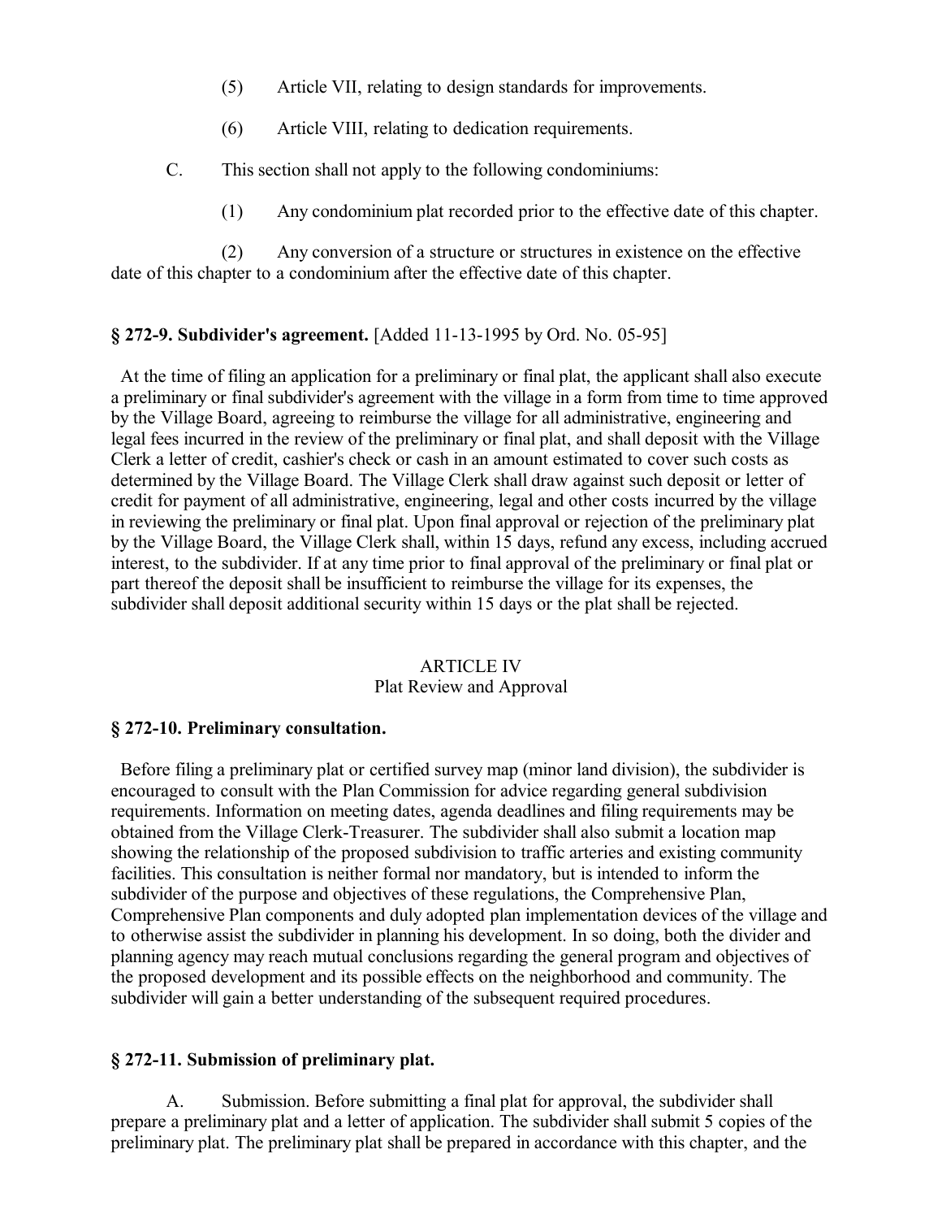(5) Article VII, relating to design standards for improvements.

(6) Article VIII, relating to dedication requirements.

C. This section shall not apply to the following condominiums:

(1) Any condominium plat recorded prior to the effective date of this chapter.

(2) Any conversion of a structure or structures in existence on the effective date of this chapter to a condominium after the effective date of this chapter.

**§ 272-9. Subdivider's agreement.** [Added 11-13-1995 by Ord. No. 05-95]

At the time of filing an application for a preliminary or final plat, the applicant shall also execute a preliminary or final subdivider's agreement with the village in a form from time to time approved by the Village Board, agreeing to reimburse the village for all administrative, engineering and legal fees incurred in the review of the preliminary or final plat, and shall deposit with the Village Clerk a letter of credit, cashier's check or cash in an amount estimated to cover such costs as determined by the Village Board. The Village Clerk shall draw against such deposit or letter of credit for payment of all administrative, engineering, legal and other costs incurred by the village in reviewing the preliminary or final plat. Upon final approval or rejection of the preliminary plat by the Village Board, the Village Clerk shall, within 15 days, refund any excess, including accrued interest, to the subdivider. If at any time prior to final approval of the preliminary or final plat or part thereof the deposit shall be insufficient to reimburse the village for its expenses, the subdivider shall deposit additional security within 15 days or the plat shall be rejected.

## ARTICLE IV
## Plat Review and Approval

**§ 272-10. Preliminary consultation.**

Before filing a preliminary plat or certified survey map (minor land division), the subdivider is encouraged to consult with the Plan Commission for advice regarding general subdivision requirements. Information on meeting dates, agenda deadlines and filing requirements may be obtained from the Village Clerk-Treasurer. The subdivider shall also submit a location map showing the relationship of the proposed subdivision to traffic arteries and existing community facilities. This consultation is neither formal nor mandatory, but is intended to inform the subdivider of the purpose and objectives of these regulations, the Comprehensive Plan, Comprehensive Plan components and duly adopted plan implementation devices of the village and to otherwise assist the subdivider in planning his development. In so doing, both the divider and planning agency may reach mutual conclusions regarding the general program and objectives of the proposed development and its possible effects on the neighborhood and community. The subdivider will gain a better understanding of the subsequent required procedures.

**§ 272-11. Submission of preliminary plat.**

A. Submission. Before submitting a final plat for approval, the subdivider shall prepare a preliminary plat and a letter of application. The subdivider shall submit 5 copies of the preliminary plat. The preliminary plat shall be prepared in accordance with this chapter, and the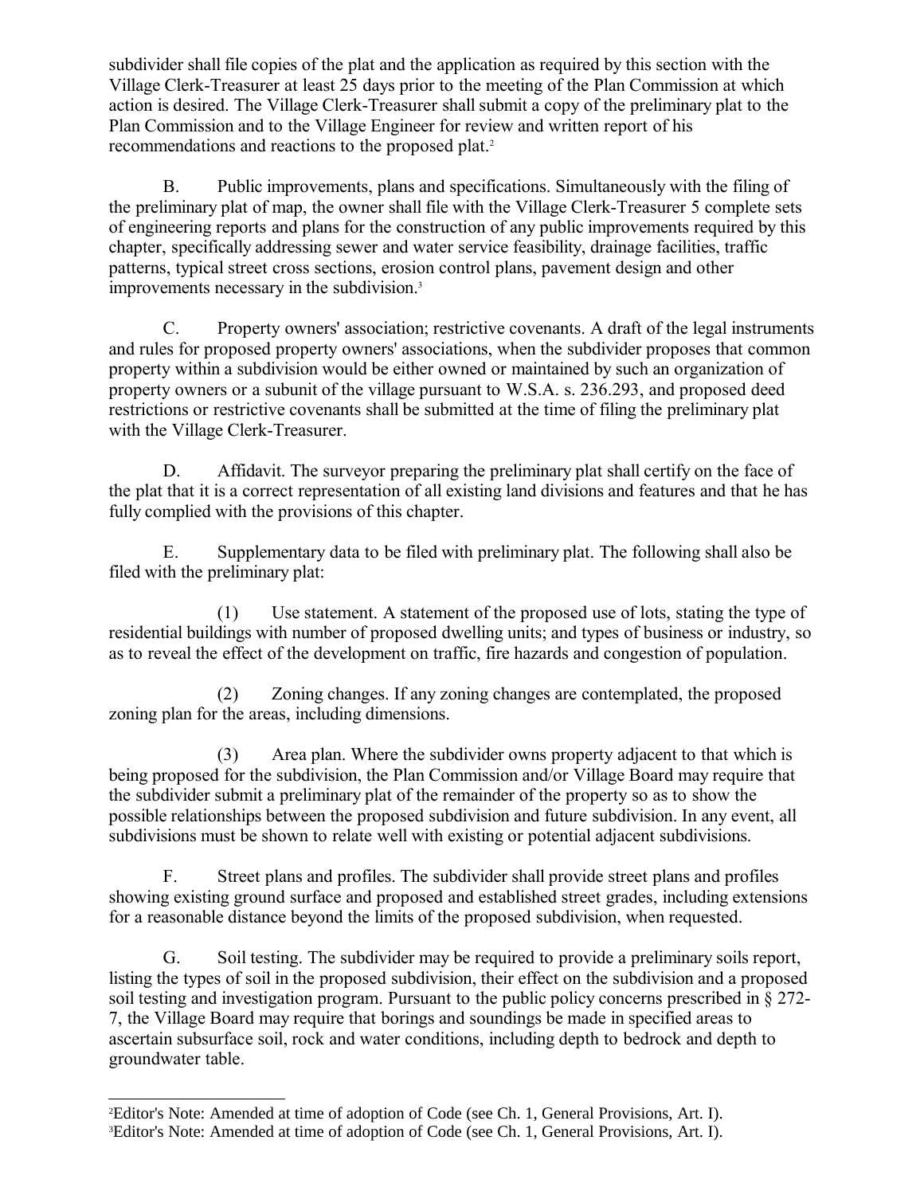subdivider shall file copies of the plat and the application as required by this section with the Village Clerk-Treasurer at least 25 days prior to the meeting of the Plan Commission at which action is desired. The Village Clerk-Treasurer shall submit a copy of the preliminary plat to the Plan Commission and to the Village Engineer for review and written report of his recommendations and reactions to the proposed plat.[2]

B. Public improvements, plans and specifications. Simultaneously with the filing of the preliminary plat of map, the owner shall file with the Village Clerk-Treasurer 5 complete sets of engineering reports and plans for the construction of any public improvements required by this chapter, specifically addressing sewer and water service feasibility, drainage facilities, traffic patterns, typical street cross sections, erosion control plans, pavement design and other improvements necessary in the subdivision.[3]

C. Property owners' association; restrictive covenants. A draft of the legal instruments and rules for proposed property owners' associations, when the subdivider proposes that common property within a subdivision would be either owned or maintained by such an organization of property owners or a subunit of the village pursuant to W.S.A. s. 236.293, and proposed deed restrictions or restrictive covenants shall be submitted at the time of filing the preliminary plat with the Village Clerk-Treasurer.

D. Affidavit. The surveyor preparing the preliminary plat shall certify on the face of the plat that it is a correct representation of all existing land divisions and features and that he has fully complied with the provisions of this chapter.

E. Supplementary data to be filed with preliminary plat. The following shall also be filed with the preliminary plat:

(1) Use statement. A statement of the proposed use of lots, stating the type of residential buildings with number of proposed dwelling units; and types of business or industry, so as to reveal the effect of the development on traffic, fire hazards and congestion of population.

(2) Zoning changes. If any zoning changes are contemplated, the proposed zoning plan for the areas, including dimensions.

(3) Area plan. Where the subdivider owns property adjacent to that which is being proposed for the subdivision, the Plan Commission and/or Village Board may require that the subdivider submit a preliminary plat of the remainder of the property so as to show the possible relationships between the proposed subdivision and future subdivision. In any event, all subdivisions must be shown to relate well with existing or potential adjacent subdivisions.

F. Street plans and profiles. The subdivider shall provide street plans and profiles showing existing ground surface and proposed and established street grades, including extensions for a reasonable distance beyond the limits of the proposed subdivision, when requested.

G. Soil testing. The subdivider may be required to provide a preliminary soils report, listing the types of soil in the proposed subdivision, their effect on the subdivision and a proposed soil testing and investigation program. Pursuant to the public policy concerns prescribed in § 272-7, the Village Board may require that borings and soundings be made in specified areas to ascertain subsurface soil, rock and water conditions, including depth to bedrock and depth to groundwater table.

---

[2] Editor's Note: Amended at time of adoption of Code (see Ch. 1, General Provisions, Art. I).

[3] Editor's Note: Amended at time of adoption of Code (see Ch. 1, General Provisions, Art. I).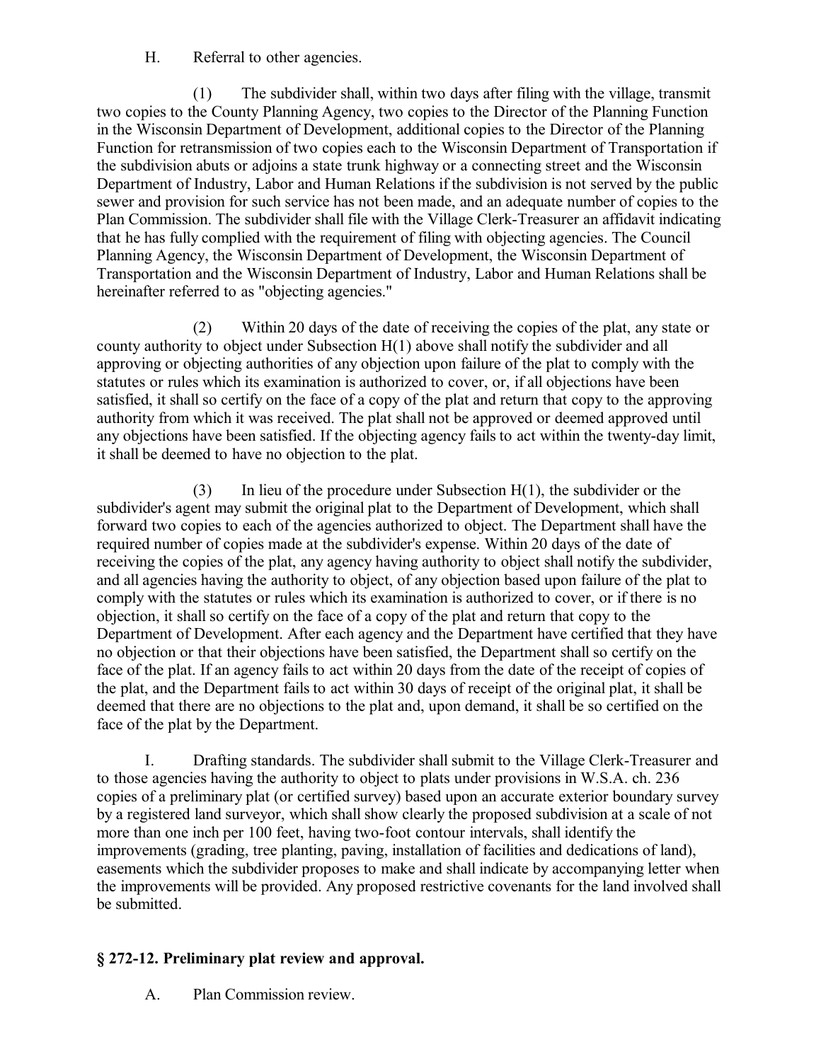H. Referral to other agencies.

(1) The subdivider shall, within two days after filing with the village, transmit two copies to the County Planning Agency, two copies to the Director of the Planning Function in the Wisconsin Department of Development, additional copies to the Director of the Planning Function for retransmission of two copies each to the Wisconsin Department of Transportation if the subdivision abuts or adjoins a state trunk highway or a connecting street and the Wisconsin Department of Industry, Labor and Human Relations if the subdivision is not served by the public sewer and provision for such service has not been made, and an adequate number of copies to the Plan Commission. The subdivider shall file with the Village Clerk-Treasurer an affidavit indicating that he has fully complied with the requirement of filing with objecting agencies. The Council Planning Agency, the Wisconsin Department of Development, the Wisconsin Department of Transportation and the Wisconsin Department of Industry, Labor and Human Relations shall be hereinafter referred to as "objecting agencies."

(2) Within 20 days of the date of receiving the copies of the plat, any state or county authority to object under Subsection H(1) above shall notify the subdivider and all approving or objecting authorities of any objection upon failure of the plat to comply with the statutes or rules which its examination is authorized to cover, or, if all objections have been satisfied, it shall so certify on the face of a copy of the plat and return that copy to the approving authority from which it was received. The plat shall not be approved or deemed approved until any objections have been satisfied. If the objecting agency fails to act within the twenty-day limit, it shall be deemed to have no objection to the plat.

(3) In lieu of the procedure under Subsection H(1), the subdivider or the subdivider's agent may submit the original plat to the Department of Development, which shall forward two copies to each of the agencies authorized to object. The Department shall have the required number of copies made at the subdivider's expense. Within 20 days of the date of receiving the copies of the plat, any agency having authority to object shall notify the subdivider, and all agencies having the authority to object, of any objection based upon failure of the plat to comply with the statutes or rules which its examination is authorized to cover, or if there is no objection, it shall so certify on the face of a copy of the plat and return that copy to the Department of Development. After each agency and the Department have certified that they have no objection or that their objections have been satisfied, the Department shall so certify on the face of the plat. If an agency fails to act within 20 days from the date of the receipt of copies of the plat, and the Department fails to act within 30 days of receipt of the original plat, it shall be deemed that there are no objections to the plat and, upon demand, it shall be so certified on the face of the plat by the Department.

I. Drafting standards. The subdivider shall submit to the Village Clerk-Treasurer and to those agencies having the authority to object to plats under provisions in W.S.A. ch. 236 copies of a preliminary plat (or certified survey) based upon an accurate exterior boundary survey by a registered land surveyor, which shall show clearly the proposed subdivision at a scale of not more than one inch per 100 feet, having two-foot contour intervals, shall identify the improvements (grading, tree planting, paving, installation of facilities and dedications of land), easements which the subdivider proposes to make and shall indicate by accompanying letter when the improvements will be provided. Any proposed restrictive covenants for the land involved shall be submitted.

## § 272-12. Preliminary plat review and approval.

A. Plan Commission review.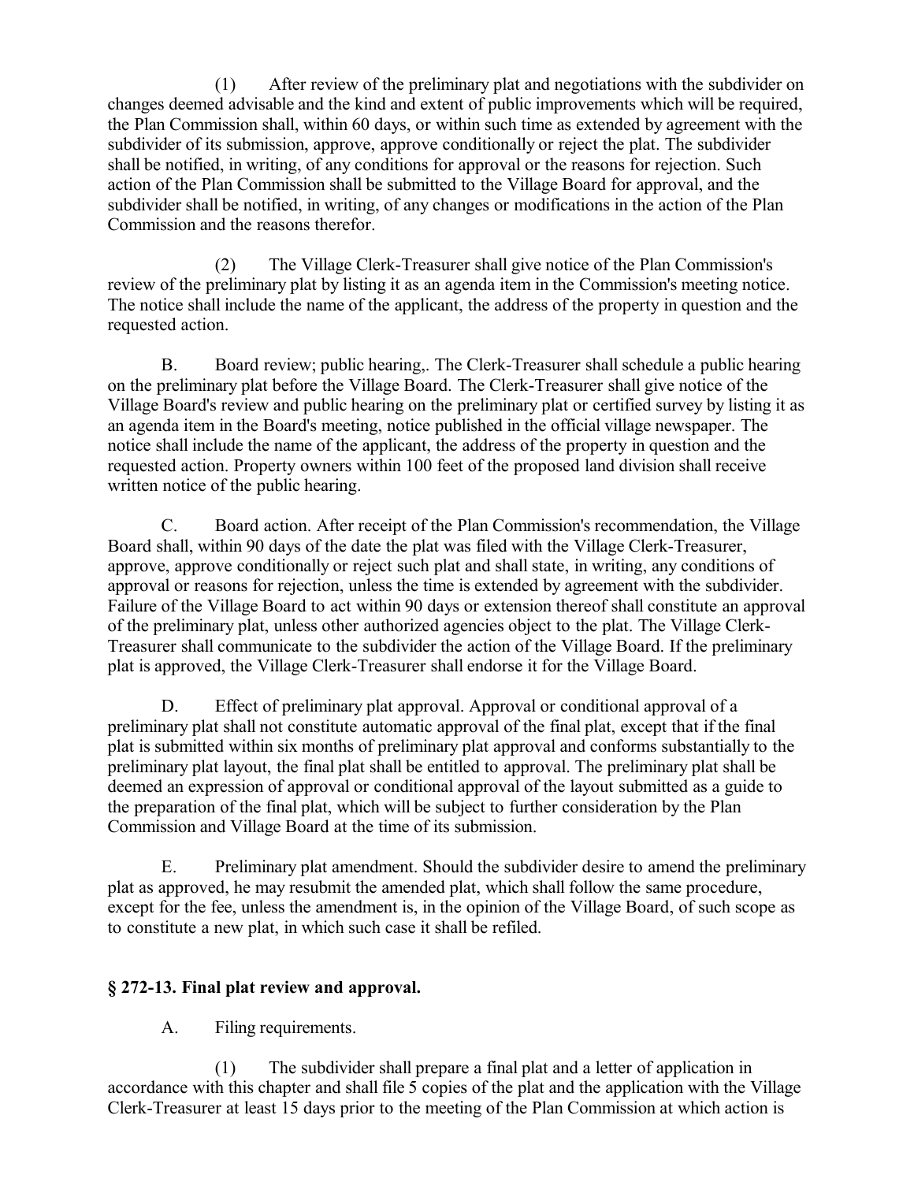(1) After review of the preliminary plat and negotiations with the subdivider on changes deemed advisable and the kind and extent of public improvements which will be required, the Plan Commission shall, within 60 days, or within such time as extended by agreement with the subdivider of its submission, approve, approve conditionally or reject the plat. The subdivider shall be notified, in writing, of any conditions for approval or the reasons for rejection. Such action of the Plan Commission shall be submitted to the Village Board for approval, and the subdivider shall be notified, in writing, of any changes or modifications in the action of the Plan Commission and the reasons therefor.

(2) The Village Clerk-Treasurer shall give notice of the Plan Commission's review of the preliminary plat by listing it as an agenda item in the Commission's meeting notice. The notice shall include the name of the applicant, the address of the property in question and the requested action.

B. Board review; public hearing,. The Clerk-Treasurer shall schedule a public hearing on the preliminary plat before the Village Board. The Clerk-Treasurer shall give notice of the Village Board's review and public hearing on the preliminary plat or certified survey by listing it as an agenda item in the Board's meeting, notice published in the official village newspaper. The notice shall include the name of the applicant, the address of the property in question and the requested action. Property owners within 100 feet of the proposed land division shall receive written notice of the public hearing.

C. Board action. After receipt of the Plan Commission's recommendation, the Village Board shall, within 90 days of the date the plat was filed with the Village Clerk-Treasurer, approve, approve conditionally or reject such plat and shall state, in writing, any conditions of approval or reasons for rejection, unless the time is extended by agreement with the subdivider. Failure of the Village Board to act within 90 days or extension thereof shall constitute an approval of the preliminary plat, unless other authorized agencies object to the plat. The Village Clerk-Treasurer shall communicate to the subdivider the action of the Village Board. If the preliminary plat is approved, the Village Clerk-Treasurer shall endorse it for the Village Board.

D. Effect of preliminary plat approval. Approval or conditional approval of a preliminary plat shall not constitute automatic approval of the final plat, except that if the final plat is submitted within six months of preliminary plat approval and conforms substantially to the preliminary plat layout, the final plat shall be entitled to approval. The preliminary plat shall be deemed an expression of approval or conditional approval of the layout submitted as a guide to the preparation of the final plat, which will be subject to further consideration by the Plan Commission and Village Board at the time of its submission.

E. Preliminary plat amendment. Should the subdivider desire to amend the preliminary plat as approved, he may resubmit the amended plat, which shall follow the same procedure, except for the fee, unless the amendment is, in the opinion of the Village Board, of such scope as to constitute a new plat, in which such case it shall be refiled.

### § 272-13. Final plat review and approval.

A. Filing requirements.

(1) The subdivider shall prepare a final plat and a letter of application in accordance with this chapter and shall file 5 copies of the plat and the application with the Village Clerk-Treasurer at least 15 days prior to the meeting of the Plan Commission at which action is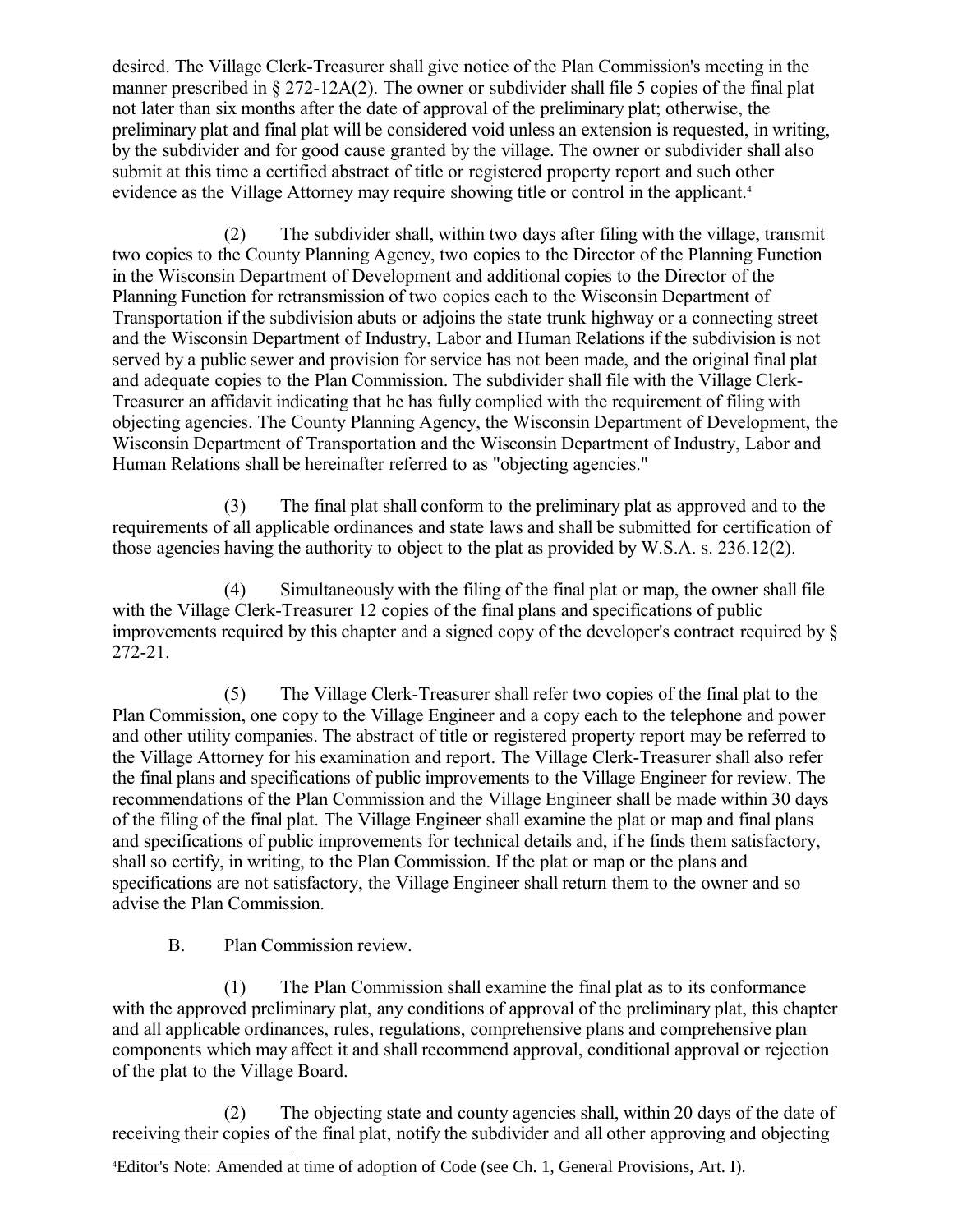desired. The Village Clerk-Treasurer shall give notice of the Plan Commission's meeting in the manner prescribed in § 272-12A(2). The owner or subdivider shall file 5 copies of the final plat not later than six months after the date of approval of the preliminary plat; otherwise, the preliminary plat and final plat will be considered void unless an extension is requested, in writing, by the subdivider and for good cause granted by the village. The owner or subdivider shall also submit at this time a certified abstract of title or registered property report and such other evidence as the Village Attorney may require showing title or control in the applicant.[4]

(2) The subdivider shall, within two days after filing with the village, transmit two copies to the County Planning Agency, two copies to the Director of the Planning Function in the Wisconsin Department of Development and additional copies to the Director of the Planning Function for retransmission of two copies each to the Wisconsin Department of Transportation if the subdivision abuts or adjoins the state trunk highway or a connecting street and the Wisconsin Department of Industry, Labor and Human Relations if the subdivision is not served by a public sewer and provision for service has not been made, and the original final plat and adequate copies to the Plan Commission. The subdivider shall file with the Village Clerk-Treasurer an affidavit indicating that he has fully complied with the requirement of filing with objecting agencies. The County Planning Agency, the Wisconsin Department of Development, the Wisconsin Department of Transportation and the Wisconsin Department of Industry, Labor and Human Relations shall be hereinafter referred to as "objecting agencies."

(3) The final plat shall conform to the preliminary plat as approved and to the requirements of all applicable ordinances and state laws and shall be submitted for certification of those agencies having the authority to object to the plat as provided by W.S.A. s. 236.12(2).

(4) Simultaneously with the filing of the final plat or map, the owner shall file with the Village Clerk-Treasurer 12 copies of the final plans and specifications of public improvements required by this chapter and a signed copy of the developer's contract required by § 272-21.

(5) The Village Clerk-Treasurer shall refer two copies of the final plat to the Plan Commission, one copy to the Village Engineer and a copy each to the telephone and power and other utility companies. The abstract of title or registered property report may be referred to the Village Attorney for his examination and report. The Village Clerk-Treasurer shall also refer the final plans and specifications of public improvements to the Village Engineer for review. The recommendations of the Plan Commission and the Village Engineer shall be made within 30 days of the filing of the final plat. The Village Engineer shall examine the plat or map and final plans and specifications of public improvements for technical details and, if he finds them satisfactory, shall so certify, in writing, to the Plan Commission. If the plat or map or the plans and specifications are not satisfactory, the Village Engineer shall return them to the owner and so advise the Plan Commission.

B. Plan Commission review.

(1) The Plan Commission shall examine the final plat as to its conformance with the approved preliminary plat, any conditions of approval of the preliminary plat, this chapter and all applicable ordinances, rules, regulations, comprehensive plans and comprehensive plan components which may affect it and shall recommend approval, conditional approval or rejection of the plat to the Village Board.

(2) The objecting state and county agencies shall, within 20 days of the date of receiving their copies of the final plat, notify the subdivider and all other approving and objecting

[4] Editor's Note: Amended at time of adoption of Code (see Ch. 1, General Provisions, Art. I).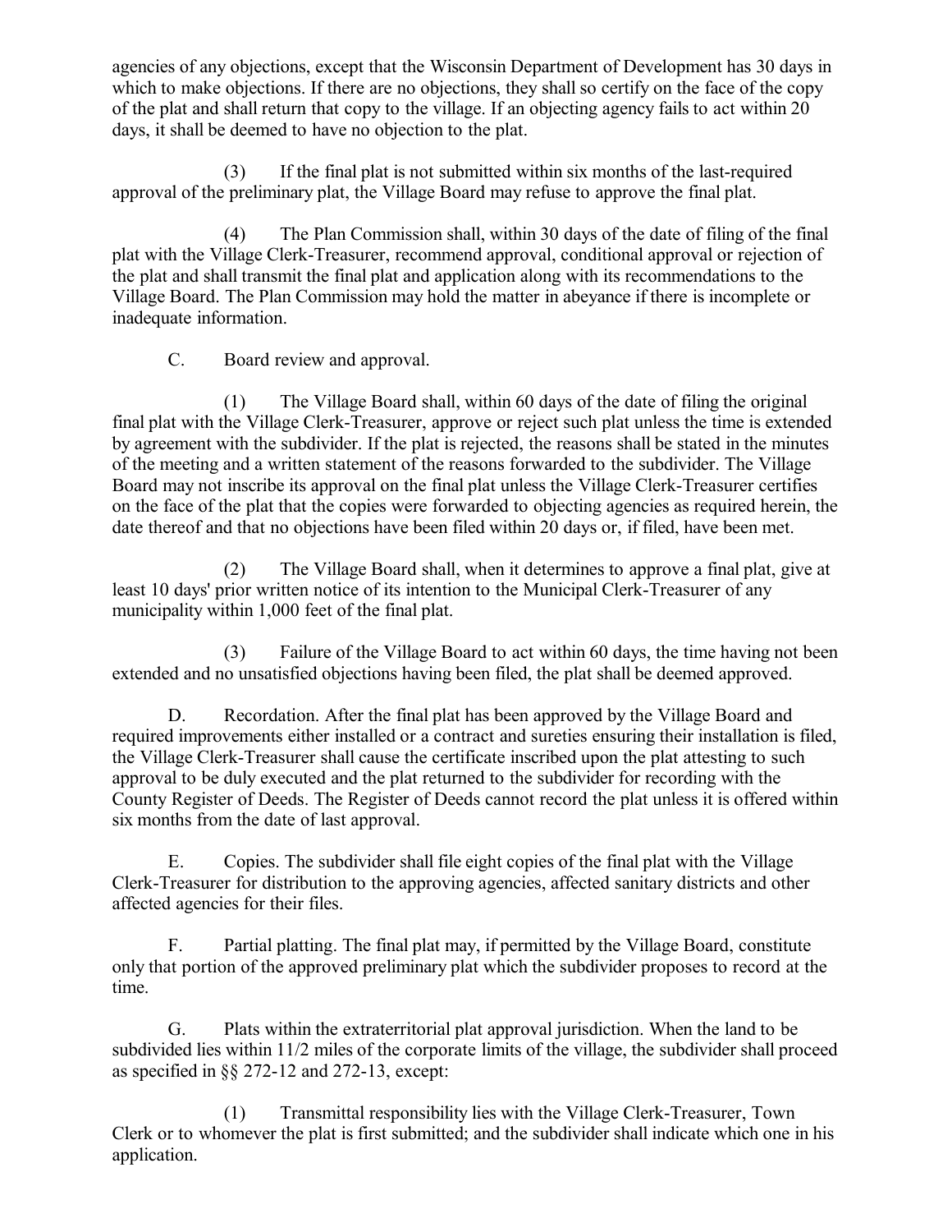agencies of any objections, except that the Wisconsin Department of Development has 30 days in which to make objections. If there are no objections, they shall so certify on the face of the copy of the plat and shall return that copy to the village. If an objecting agency fails to act within 20 days, it shall be deemed to have no objection to the plat.

(3) If the final plat is not submitted within six months of the last-required approval of the preliminary plat, the Village Board may refuse to approve the final plat.

(4) The Plan Commission shall, within 30 days of the date of filing of the final plat with the Village Clerk-Treasurer, recommend approval, conditional approval or rejection of the plat and shall transmit the final plat and application along with its recommendations to the Village Board. The Plan Commission may hold the matter in abeyance if there is incomplete or inadequate information.

C. Board review and approval.

(1) The Village Board shall, within 60 days of the date of filing the original final plat with the Village Clerk-Treasurer, approve or reject such plat unless the time is extended by agreement with the subdivider. If the plat is rejected, the reasons shall be stated in the minutes of the meeting and a written statement of the reasons forwarded to the subdivider. The Village Board may not inscribe its approval on the final plat unless the Village Clerk-Treasurer certifies on the face of the plat that the copies were forwarded to objecting agencies as required herein, the date thereof and that no objections have been filed within 20 days or, if filed, have been met.

(2) The Village Board shall, when it determines to approve a final plat, give at least 10 days' prior written notice of its intention to the Municipal Clerk-Treasurer of any municipality within 1,000 feet of the final plat.

(3) Failure of the Village Board to act within 60 days, the time having not been extended and no unsatisfied objections having been filed, the plat shall be deemed approved.

D. Recordation. After the final plat has been approved by the Village Board and required improvements either installed or a contract and sureties ensuring their installation is filed, the Village Clerk-Treasurer shall cause the certificate inscribed upon the plat attesting to such approval to be duly executed and the plat returned to the subdivider for recording with the County Register of Deeds. The Register of Deeds cannot record the plat unless it is offered within six months from the date of last approval.

E. Copies. The subdivider shall file eight copies of the final plat with the Village Clerk-Treasurer for distribution to the approving agencies, affected sanitary districts and other affected agencies for their files.

F. Partial platting. The final plat may, if permitted by the Village Board, constitute only that portion of the approved preliminary plat which the subdivider proposes to record at the time.

G. Plats within the extraterritorial plat approval jurisdiction. When the land to be subdivided lies within 11/2 miles of the corporate limits of the village, the subdivider shall proceed as specified in §§ 272-12 and 272-13, except:

(1) Transmittal responsibility lies with the Village Clerk-Treasurer, Town Clerk or to whomever the plat is first submitted; and the subdivider shall indicate which one in his application.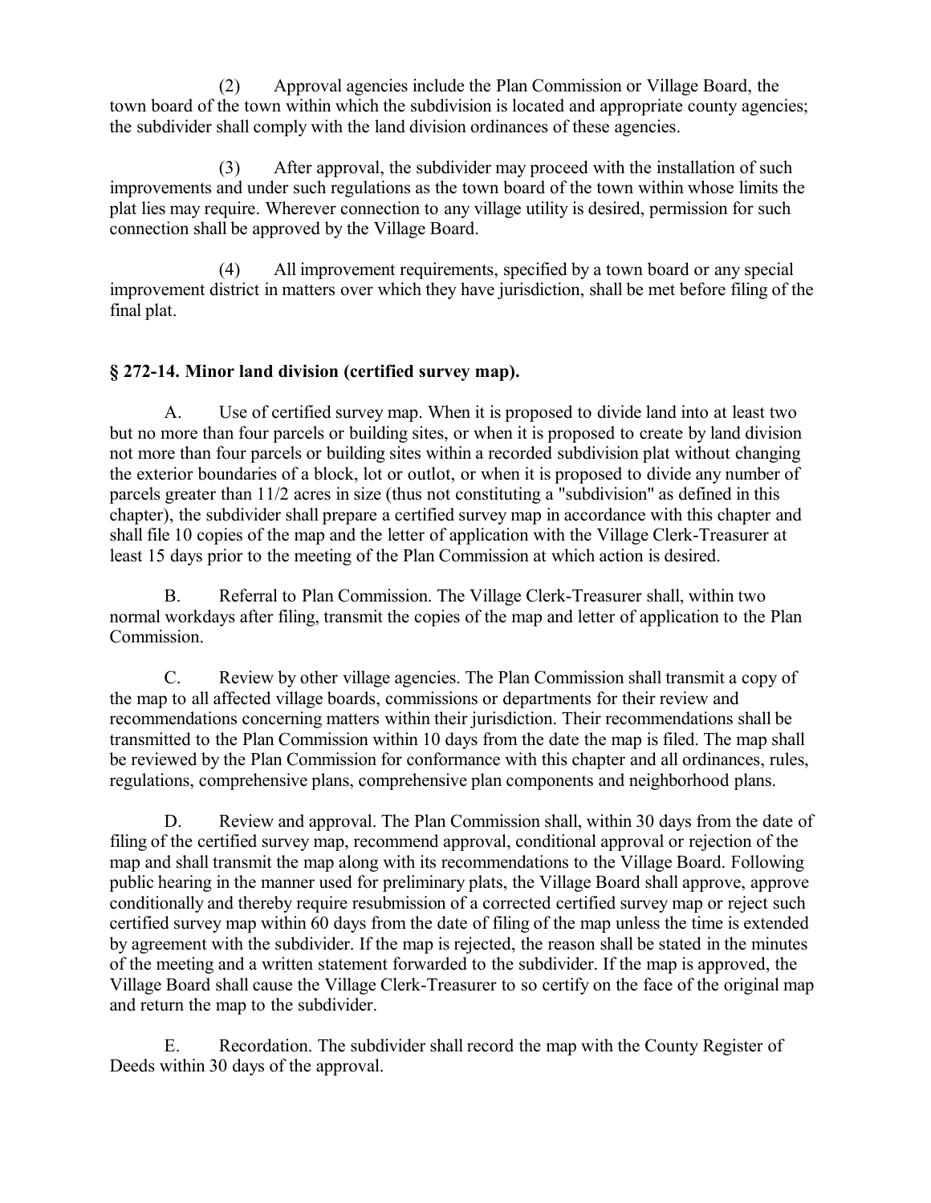(2) Approval agencies include the Plan Commission or Village Board, the town board of the town within which the subdivision is located and appropriate county agencies; the subdivider shall comply with the land division ordinances of these agencies.

(3) After approval, the subdivider may proceed with the installation of such improvements and under such regulations as the town board of the town within whose limits the plat lies may require. Wherever connection to any village utility is desired, permission for such connection shall be approved by the Village Board.

(4) All improvement requirements, specified by a town board or any special improvement district in matters over which they have jurisdiction, shall be met before filing of the final plat.

## § 272-14. Minor land division (certified survey map).

A. Use of certified survey map. When it is proposed to divide land into at least two but no more than four parcels or building sites, or when it is proposed to create by land division not more than four parcels or building sites within a recorded subdivision plat without changing the exterior boundaries of a block, lot or outlot, or when it is proposed to divide any number of parcels greater than 11/2 acres in size (thus not constituting a "subdivision" as defined in this chapter), the subdivider shall prepare a certified survey map in accordance with this chapter and shall file 10 copies of the map and the letter of application with the Village Clerk-Treasurer at least 15 days prior to the meeting of the Plan Commission at which action is desired.

B. Referral to Plan Commission. The Village Clerk-Treasurer shall, within two normal workdays after filing, transmit the copies of the map and letter of application to the Plan Commission.

C. Review by other village agencies. The Plan Commission shall transmit a copy of the map to all affected village boards, commissions or departments for their review and recommendations concerning matters within their jurisdiction. Their recommendations shall be transmitted to the Plan Commission within 10 days from the date the map is filed. The map shall be reviewed by the Plan Commission for conformance with this chapter and all ordinances, rules, regulations, comprehensive plans, comprehensive plan components and neighborhood plans.

D. Review and approval. The Plan Commission shall, within 30 days from the date of filing of the certified survey map, recommend approval, conditional approval or rejection of the map and shall transmit the map along with its recommendations to the Village Board. Following public hearing in the manner used for preliminary plats, the Village Board shall approve, approve conditionally and thereby require resubmission of a corrected certified survey map or reject such certified survey map within 60 days from the date of filing of the map unless the time is extended by agreement with the subdivider. If the map is rejected, the reason shall be stated in the minutes of the meeting and a written statement forwarded to the subdivider. If the map is approved, the Village Board shall cause the Village Clerk-Treasurer to so certify on the face of the original map and return the map to the subdivider.

E. Recordation. The subdivider shall record the map with the County Register of Deeds within 30 days of the approval.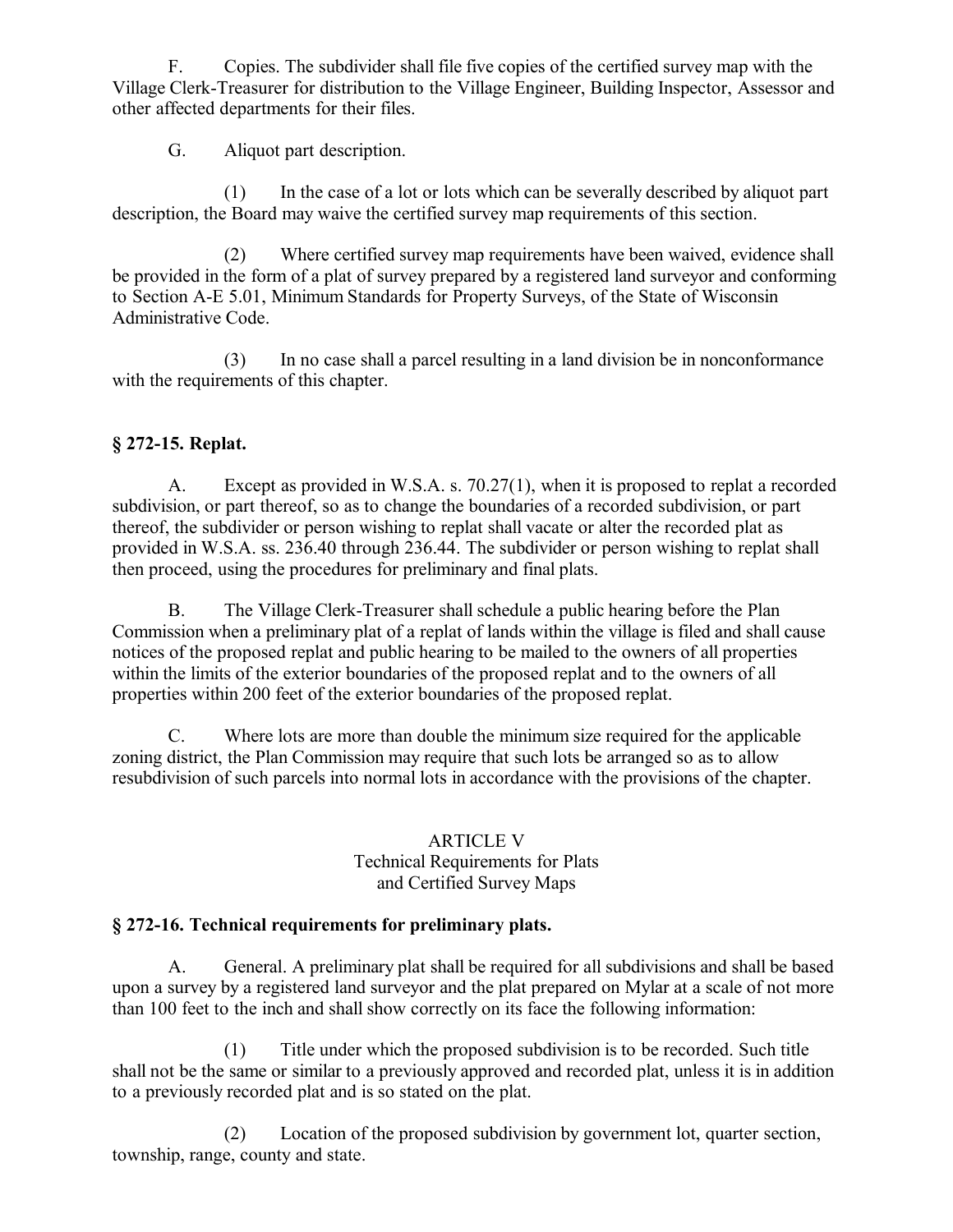F. Copies. The subdivider shall file five copies of the certified survey map with the Village Clerk-Treasurer for distribution to the Village Engineer, Building Inspector, Assessor and other affected departments for their files.

G. Aliquot part description.

(1) In the case of a lot or lots which can be severally described by aliquot part description, the Board may waive the certified survey map requirements of this section.

(2) Where certified survey map requirements have been waived, evidence shall be provided in the form of a plat of survey prepared by a registered land surveyor and conforming to Section A-E 5.01, Minimum Standards for Property Surveys, of the State of Wisconsin Administrative Code.

(3) In no case shall a parcel resulting in a land division be in nonconformance with the requirements of this chapter.

## § 272-15. Replat.

A. Except as provided in W.S.A. s. 70.27(1), when it is proposed to replat a recorded subdivision, or part thereof, so as to change the boundaries of a recorded subdivision, or part thereof, the subdivider or person wishing to replat shall vacate or alter the recorded plat as provided in W.S.A. ss. 236.40 through 236.44. The subdivider or person wishing to replat shall then proceed, using the procedures for preliminary and final plats.

B. The Village Clerk-Treasurer shall schedule a public hearing before the Plan Commission when a preliminary plat of a replat of lands within the village is filed and shall cause notices of the proposed replat and public hearing to be mailed to the owners of all properties within the limits of the exterior boundaries of the proposed replat and to the owners of all properties within 200 feet of the exterior boundaries of the proposed replat.

C. Where lots are more than double the minimum size required for the applicable zoning district, the Plan Commission may require that such lots be arranged so as to allow resubdivision of such parcels into normal lots in accordance with the provisions of the chapter.

# ARTICLE V
## Technical Requirements for Plats and Certified Survey Maps

## § 272-16. Technical requirements for preliminary plats.

A. General. A preliminary plat shall be required for all subdivisions and shall be based upon a survey by a registered land surveyor and the plat prepared on Mylar at a scale of not more than 100 feet to the inch and shall show correctly on its face the following information:

(1) Title under which the proposed subdivision is to be recorded. Such title shall not be the same or similar to a previously approved and recorded plat, unless it is in addition to a previously recorded plat and is so stated on the plat.

(2) Location of the proposed subdivision by government lot, quarter section, township, range, county and state.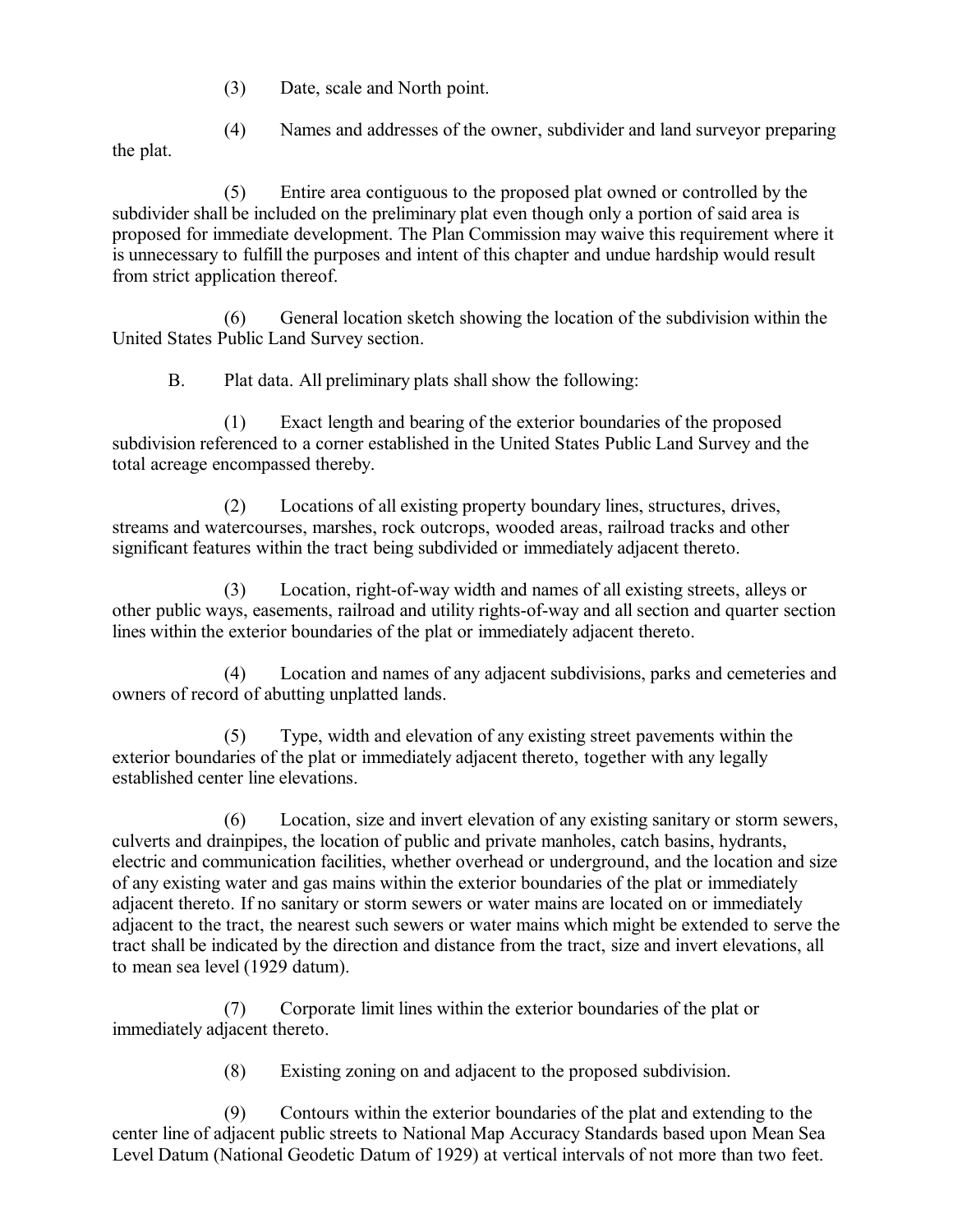(3) Date, scale and North point.

(4) Names and addresses of the owner, subdivider and land surveyor preparing the plat.

(5) Entire area contiguous to the proposed plat owned or controlled by the subdivider shall be included on the preliminary plat even though only a portion of said area is proposed for immediate development. The Plan Commission may waive this requirement where it is unnecessary to fulfill the purposes and intent of this chapter and undue hardship would result from strict application thereof.

(6) General location sketch showing the location of the subdivision within the United States Public Land Survey section.

B. Plat data. All preliminary plats shall show the following:

(1) Exact length and bearing of the exterior boundaries of the proposed subdivision referenced to a corner established in the United States Public Land Survey and the total acreage encompassed thereby.

(2) Locations of all existing property boundary lines, structures, drives, streams and watercourses, marshes, rock outcrops, wooded areas, railroad tracks and other significant features within the tract being subdivided or immediately adjacent thereto.

(3) Location, right-of-way width and names of all existing streets, alleys or other public ways, easements, railroad and utility rights-of-way and all section and quarter section lines within the exterior boundaries of the plat or immediately adjacent thereto.

(4) Location and names of any adjacent subdivisions, parks and cemeteries and owners of record of abutting unplatted lands.

(5) Type, width and elevation of any existing street pavements within the exterior boundaries of the plat or immediately adjacent thereto, together with any legally established center line elevations.

(6) Location, size and invert elevation of any existing sanitary or storm sewers, culverts and drainpipes, the location of public and private manholes, catch basins, hydrants, electric and communication facilities, whether overhead or underground, and the location and size of any existing water and gas mains within the exterior boundaries of the plat or immediately adjacent thereto. If no sanitary or storm sewers or water mains are located on or immediately adjacent to the tract, the nearest such sewers or water mains which might be extended to serve the tract shall be indicated by the direction and distance from the tract, size and invert elevations, all to mean sea level (1929 datum).

(7) Corporate limit lines within the exterior boundaries of the plat or immediately adjacent thereto.

(8) Existing zoning on and adjacent to the proposed subdivision.

(9) Contours within the exterior boundaries of the plat and extending to the center line of adjacent public streets to National Map Accuracy Standards based upon Mean Sea Level Datum (National Geodetic Datum of 1929) at vertical intervals of not more than two feet.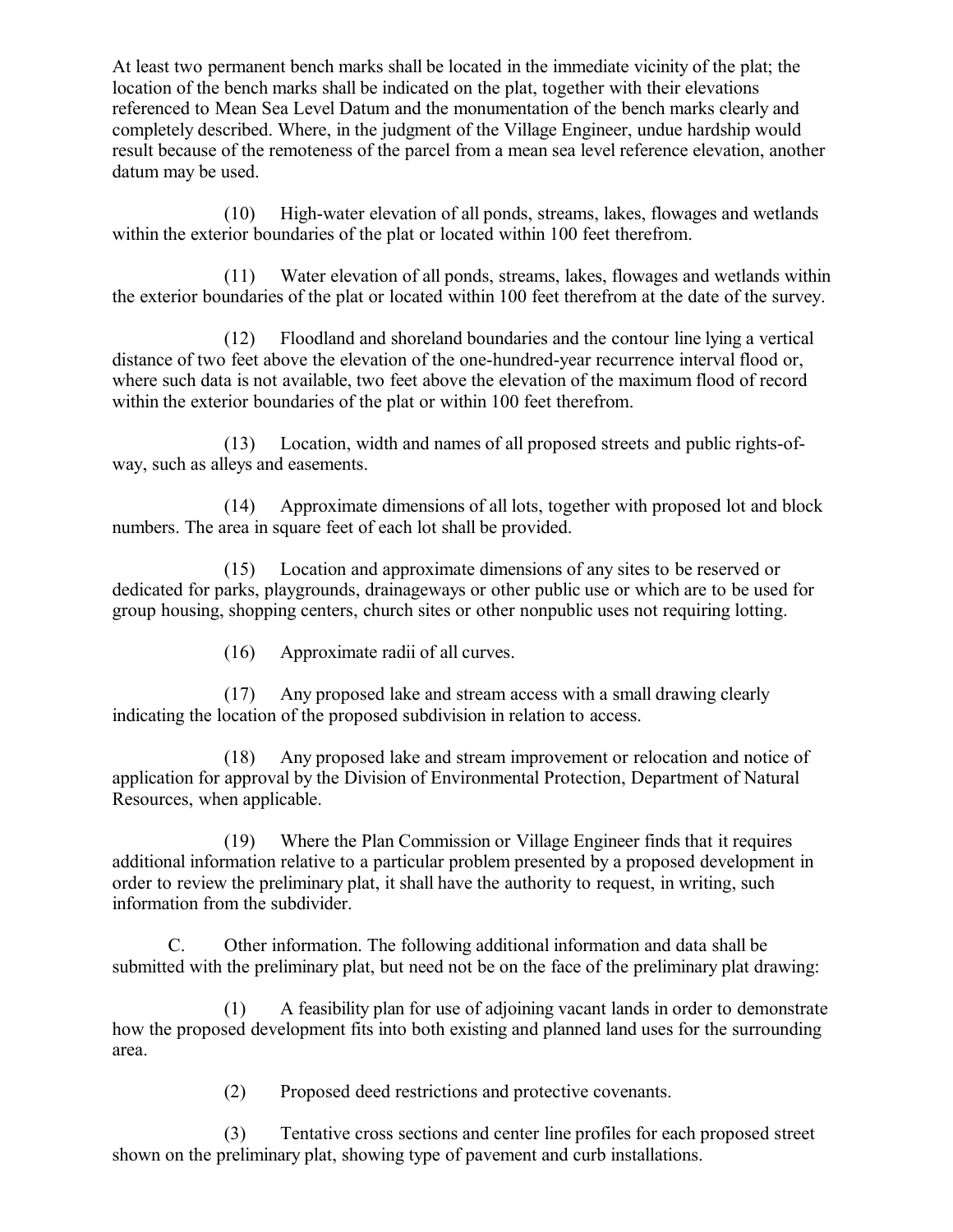At least two permanent bench marks shall be located in the immediate vicinity of the plat; the location of the bench marks shall be indicated on the plat, together with their elevations referenced to Mean Sea Level Datum and the monumentation of the bench marks clearly and completely described. Where, in the judgment of the Village Engineer, undue hardship would result because of the remoteness of the parcel from a mean sea level reference elevation, another datum may be used.

(10) High-water elevation of all ponds, streams, lakes, flowages and wetlands within the exterior boundaries of the plat or located within 100 feet therefrom.

(11) Water elevation of all ponds, streams, lakes, flowages and wetlands within the exterior boundaries of the plat or located within 100 feet therefrom at the date of the survey.

(12) Floodland and shoreland boundaries and the contour line lying a vertical distance of two feet above the elevation of the one-hundred-year recurrence interval flood or, where such data is not available, two feet above the elevation of the maximum flood of record within the exterior boundaries of the plat or within 100 feet therefrom.

(13) Location, width and names of all proposed streets and public rights-of-way, such as alleys and easements.

(14) Approximate dimensions of all lots, together with proposed lot and block numbers. The area in square feet of each lot shall be provided.

(15) Location and approximate dimensions of any sites to be reserved or dedicated for parks, playgrounds, drainageways or other public use or which are to be used for group housing, shopping centers, church sites or other nonpublic uses not requiring lotting.

(16) Approximate radii of all curves.

(17) Any proposed lake and stream access with a small drawing clearly indicating the location of the proposed subdivision in relation to access.

(18) Any proposed lake and stream improvement or relocation and notice of application for approval by the Division of Environmental Protection, Department of Natural Resources, when applicable.

(19) Where the Plan Commission or Village Engineer finds that it requires additional information relative to a particular problem presented by a proposed development in order to review the preliminary plat, it shall have the authority to request, in writing, such information from the subdivider.

C. Other information. The following additional information and data shall be submitted with the preliminary plat, but need not be on the face of the preliminary plat drawing:

(1) A feasibility plan for use of adjoining vacant lands in order to demonstrate how the proposed development fits into both existing and planned land uses for the surrounding area.

(2) Proposed deed restrictions and protective covenants.

(3) Tentative cross sections and center line profiles for each proposed street shown on the preliminary plat, showing type of pavement and curb installations.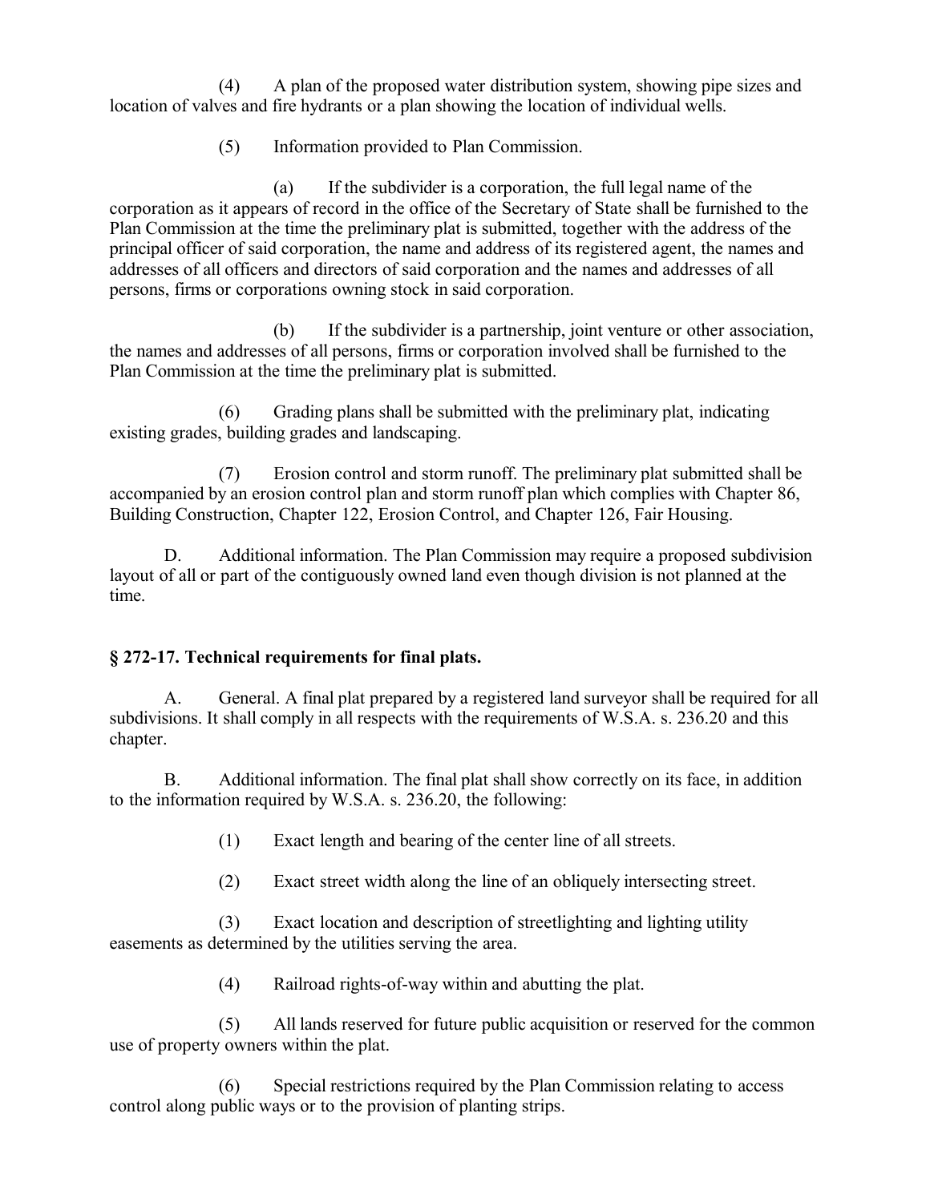(4) A plan of the proposed water distribution system, showing pipe sizes and location of valves and fire hydrants or a plan showing the location of individual wells.

(5) Information provided to Plan Commission.

(a) If the subdivider is a corporation, the full legal name of the corporation as it appears of record in the office of the Secretary of State shall be furnished to the Plan Commission at the time the preliminary plat is submitted, together with the address of the principal officer of said corporation, the name and address of its registered agent, the names and addresses of all officers and directors of said corporation and the names and addresses of all persons, firms or corporations owning stock in said corporation.

(b) If the subdivider is a partnership, joint venture or other association, the names and addresses of all persons, firms or corporation involved shall be furnished to the Plan Commission at the time the preliminary plat is submitted.

(6) Grading plans shall be submitted with the preliminary plat, indicating existing grades, building grades and landscaping.

(7) Erosion control and storm runoff. The preliminary plat submitted shall be accompanied by an erosion control plan and storm runoff plan which complies with Chapter 86, Building Construction, Chapter 122, Erosion Control, and Chapter 126, Fair Housing.

D. Additional information. The Plan Commission may require a proposed subdivision layout of all or part of the contiguously owned land even though division is not planned at the time.

### § 272-17. Technical requirements for final plats.

A. General. A final plat prepared by a registered land surveyor shall be required for all subdivisions. It shall comply in all respects with the requirements of W.S.A. s. 236.20 and this chapter.

B. Additional information. The final plat shall show correctly on its face, in addition to the information required by W.S.A. s. 236.20, the following:

(1) Exact length and bearing of the center line of all streets.

(2) Exact street width along the line of an obliquely intersecting street.

(3) Exact location and description of streetlighting and lighting utility easements as determined by the utilities serving the area.

(4) Railroad rights-of-way within and abutting the plat.

(5) All lands reserved for future public acquisition or reserved for the common use of property owners within the plat.

(6) Special restrictions required by the Plan Commission relating to access control along public ways or to the provision of planting strips.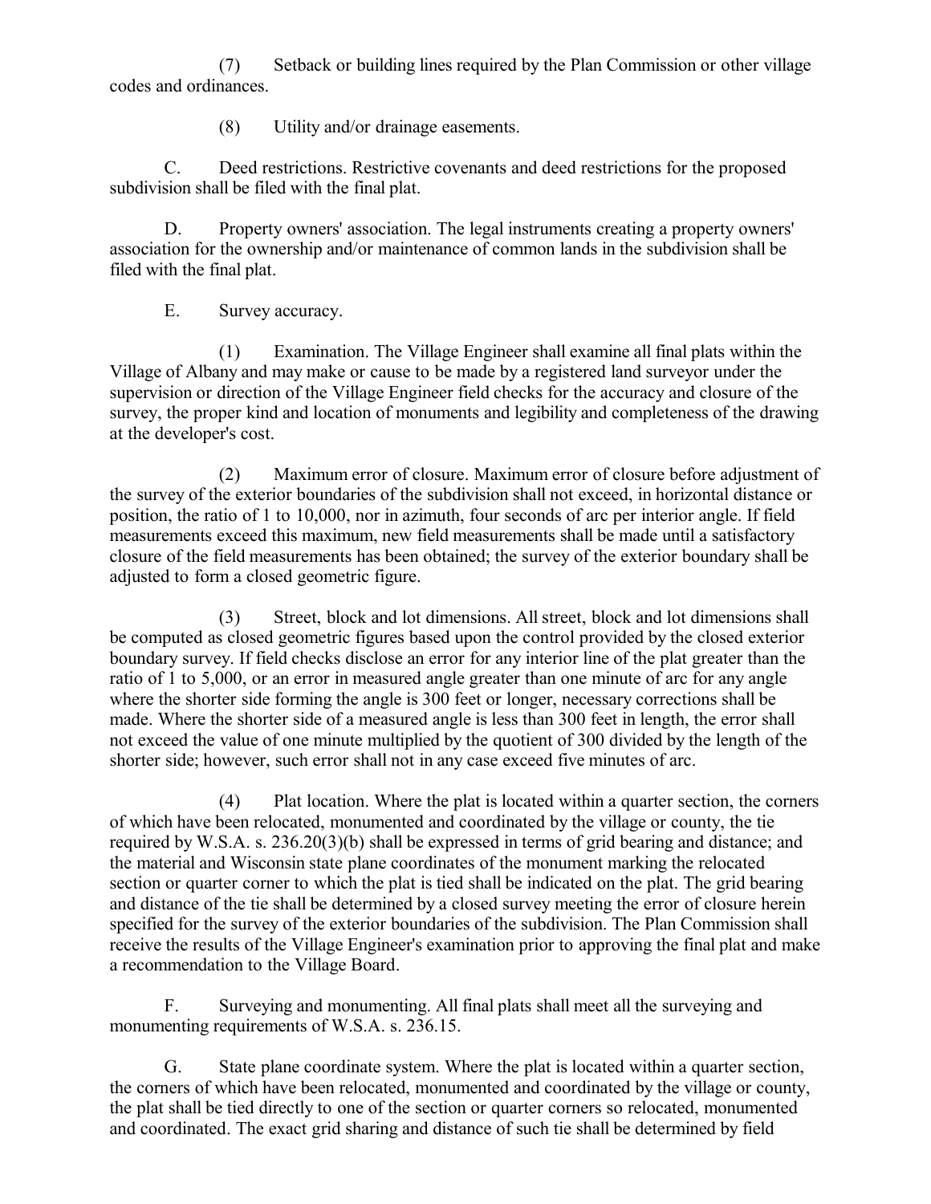(7) Setback or building lines required by the Plan Commission or other village codes and ordinances.

(8) Utility and/or drainage easements.

C. Deed restrictions. Restrictive covenants and deed restrictions for the proposed subdivision shall be filed with the final plat.

D. Property owners' association. The legal instruments creating a property owners' association for the ownership and/or maintenance of common lands in the subdivision shall be filed with the final plat.

E. Survey accuracy.

(1) Examination. The Village Engineer shall examine all final plats within the Village of Albany and may make or cause to be made by a registered land surveyor under the supervision or direction of the Village Engineer field checks for the accuracy and closure of the survey, the proper kind and location of monuments and legibility and completeness of the drawing at the developer's cost.

(2) Maximum error of closure. Maximum error of closure before adjustment of the survey of the exterior boundaries of the subdivision shall not exceed, in horizontal distance or position, the ratio of 1 to 10,000, nor in azimuth, four seconds of arc per interior angle. If field measurements exceed this maximum, new field measurements shall be made until a satisfactory closure of the field measurements has been obtained; the survey of the exterior boundary shall be adjusted to form a closed geometric figure.

(3) Street, block and lot dimensions. All street, block and lot dimensions shall be computed as closed geometric figures based upon the control provided by the closed exterior boundary survey. If field checks disclose an error for any interior line of the plat greater than the ratio of 1 to 5,000, or an error in measured angle greater than one minute of arc for any angle where the shorter side forming the angle is 300 feet or longer, necessary corrections shall be made. Where the shorter side of a measured angle is less than 300 feet in length, the error shall not exceed the value of one minute multiplied by the quotient of 300 divided by the length of the shorter side; however, such error shall not in any case exceed five minutes of arc.

(4) Plat location. Where the plat is located within a quarter section, the corners of which have been relocated, monumented and coordinated by the village or county, the tie required by W.S.A. s. 236.20(3)(b) shall be expressed in terms of grid bearing and distance; and the material and Wisconsin state plane coordinates of the monument marking the relocated section or quarter corner to which the plat is tied shall be indicated on the plat. The grid bearing and distance of the tie shall be determined by a closed survey meeting the error of closure herein specified for the survey of the exterior boundaries of the subdivision. The Plan Commission shall receive the results of the Village Engineer's examination prior to approving the final plat and make a recommendation to the Village Board.

F. Surveying and monumenting. All final plats shall meet all the surveying and monumenting requirements of W.S.A. s. 236.15.

G. State plane coordinate system. Where the plat is located within a quarter section, the corners of which have been relocated, monumented and coordinated by the village or county, the plat shall be tied directly to one of the section or quarter corners so relocated, monumented and coordinated. The exact grid sharing and distance of such tie shall be determined by field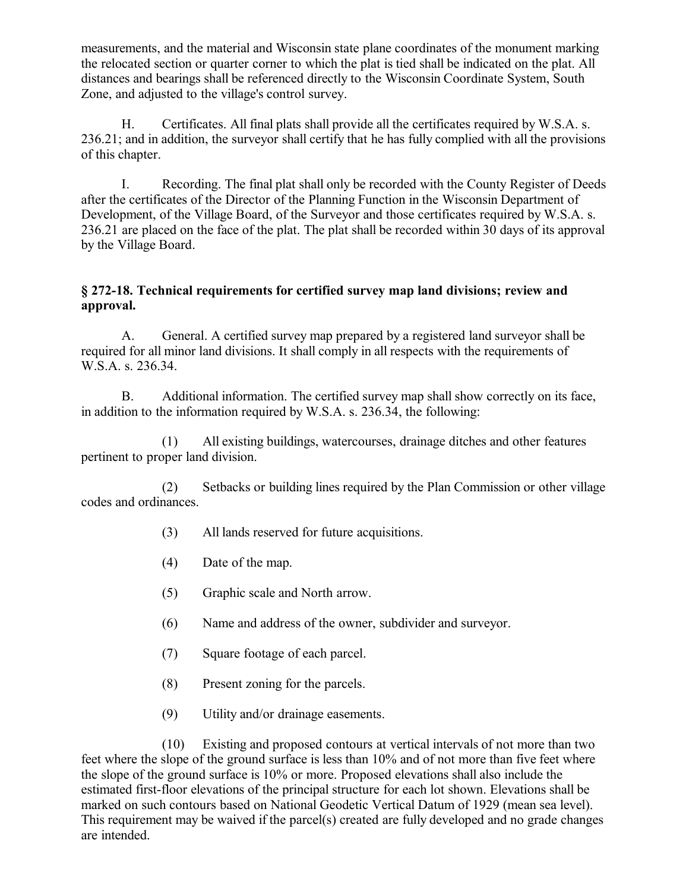measurements, and the material and Wisconsin state plane coordinates of the monument marking the relocated section or quarter corner to which the plat is tied shall be indicated on the plat. All distances and bearings shall be referenced directly to the Wisconsin Coordinate System, South Zone, and adjusted to the village's control survey.

H. Certificates. All final plats shall provide all the certificates required by W.S.A. s. 236.21; and in addition, the surveyor shall certify that he has fully complied with all the provisions of this chapter.

I. Recording. The final plat shall only be recorded with the County Register of Deeds after the certificates of the Director of the Planning Function in the Wisconsin Department of Development, of the Village Board, of the Surveyor and those certificates required by W.S.A. s. 236.21 are placed on the face of the plat. The plat shall be recorded within 30 days of its approval by the Village Board.

### § 272-18. Technical requirements for certified survey map land divisions; review and approval.

A. General. A certified survey map prepared by a registered land surveyor shall be required for all minor land divisions. It shall comply in all respects with the requirements of W.S.A. s. 236.34.

B. Additional information. The certified survey map shall show correctly on its face, in addition to the information required by W.S.A. s. 236.34, the following:

(1) All existing buildings, watercourses, drainage ditches and other features pertinent to proper land division.

(2) Setbacks or building lines required by the Plan Commission or other village codes and ordinances.

(3) All lands reserved for future acquisitions.

(4) Date of the map.

(5) Graphic scale and North arrow.

(6) Name and address of the owner, subdivider and surveyor.

(7) Square footage of each parcel.

(8) Present zoning for the parcels.

(9) Utility and/or drainage easements.

(10) Existing and proposed contours at vertical intervals of not more than two feet where the slope of the ground surface is less than 10% and of not more than five feet where the slope of the ground surface is 10% or more. Proposed elevations shall also include the estimated first-floor elevations of the principal structure for each lot shown. Elevations shall be marked on such contours based on National Geodetic Vertical Datum of 1929 (mean sea level). This requirement may be waived if the parcel(s) created are fully developed and no grade changes are intended.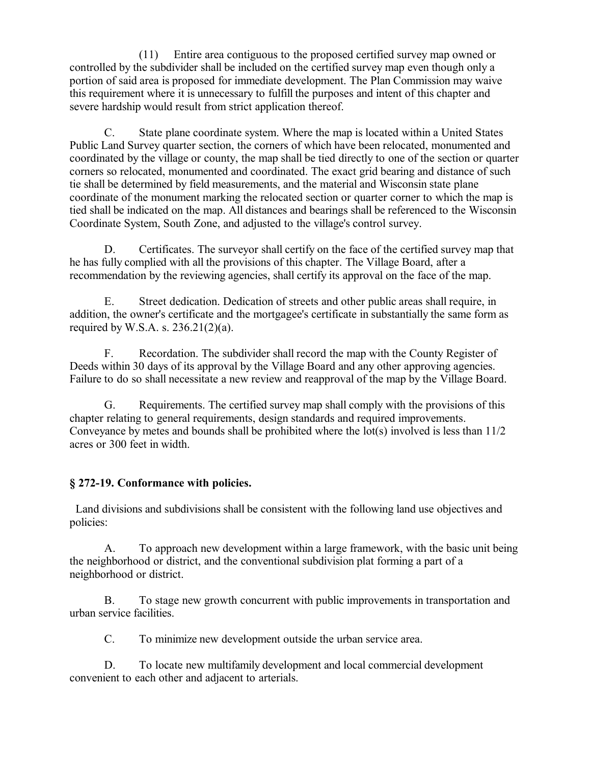(11) Entire area contiguous to the proposed certified survey map owned or controlled by the subdivider shall be included on the certified survey map even though only a portion of said area is proposed for immediate development. The Plan Commission may waive this requirement where it is unnecessary to fulfill the purposes and intent of this chapter and severe hardship would result from strict application thereof.

C. State plane coordinate system. Where the map is located within a United States Public Land Survey quarter section, the corners of which have been relocated, monumented and coordinated by the village or county, the map shall be tied directly to one of the section or quarter corners so relocated, monumented and coordinated. The exact grid bearing and distance of such tie shall be determined by field measurements, and the material and Wisconsin state plane coordinate of the monument marking the relocated section or quarter corner to which the map is tied shall be indicated on the map. All distances and bearings shall be referenced to the Wisconsin Coordinate System, South Zone, and adjusted to the village's control survey.

D. Certificates. The surveyor shall certify on the face of the certified survey map that he has fully complied with all the provisions of this chapter. The Village Board, after a recommendation by the reviewing agencies, shall certify its approval on the face of the map.

E. Street dedication. Dedication of streets and other public areas shall require, in addition, the owner's certificate and the mortgagee's certificate in substantially the same form as required by W.S.A. s. 236.21(2)(a).

F. Recordation. The subdivider shall record the map with the County Register of Deeds within 30 days of its approval by the Village Board and any other approving agencies. Failure to do so shall necessitate a new review and reapproval of the map by the Village Board.

G. Requirements. The certified survey map shall comply with the provisions of this chapter relating to general requirements, design standards and required improvements. Conveyance by metes and bounds shall be prohibited where the lot(s) involved is less than 11/2 acres or 300 feet in width.

## § 272-19. Conformance with policies.

Land divisions and subdivisions shall be consistent with the following land use objectives and policies:

A. To approach new development within a large framework, with the basic unit being the neighborhood or district, and the conventional subdivision plat forming a part of a neighborhood or district.

B. To stage new growth concurrent with public improvements in transportation and urban service facilities.

C. To minimize new development outside the urban service area.

D. To locate new multifamily development and local commercial development convenient to each other and adjacent to arterials.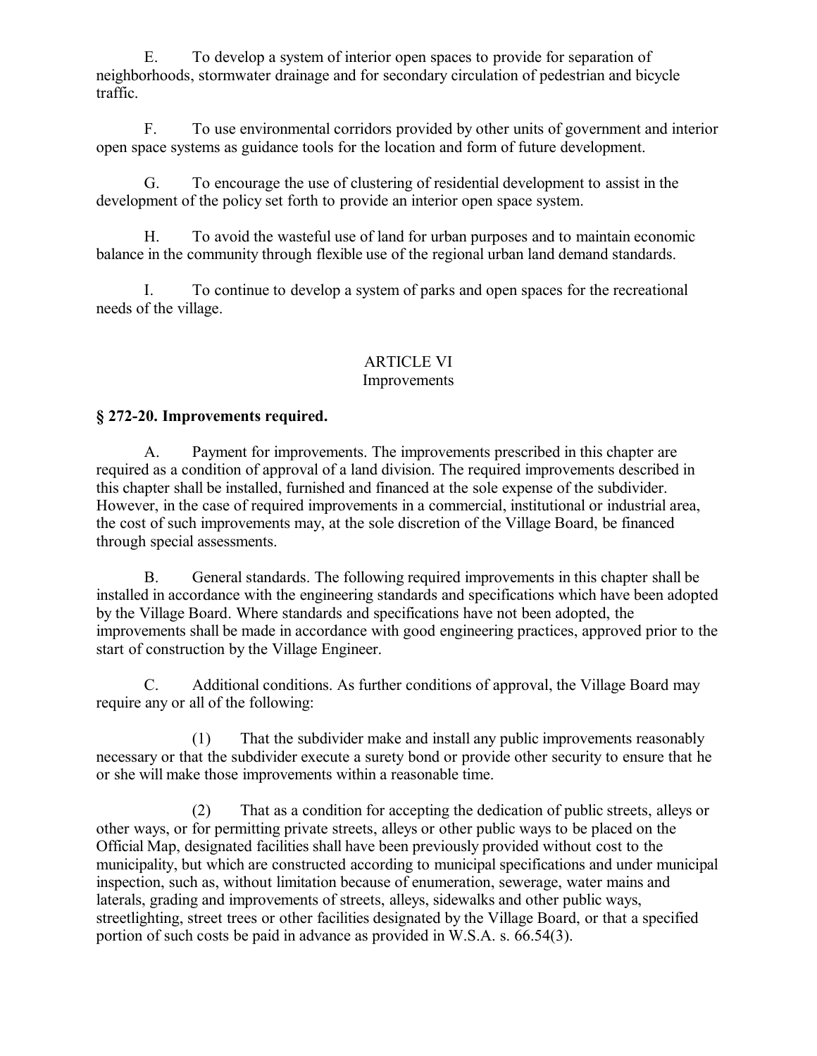E. To develop a system of interior open spaces to provide for separation of neighborhoods, stormwater drainage and for secondary circulation of pedestrian and bicycle traffic.

F. To use environmental corridors provided by other units of government and interior open space systems as guidance tools for the location and form of future development.

G. To encourage the use of clustering of residential development to assist in the development of the policy set forth to provide an interior open space system.

H. To avoid the wasteful use of land for urban purposes and to maintain economic balance in the community through flexible use of the regional urban land demand standards.

I. To continue to develop a system of parks and open spaces for the recreational needs of the village.

## ARTICLE VI
## Improvements

### § 272-20. Improvements required.

A. Payment for improvements. The improvements prescribed in this chapter are required as a condition of approval of a land division. The required improvements described in this chapter shall be installed, furnished and financed at the sole expense of the subdivider. However, in the case of required improvements in a commercial, institutional or industrial area, the cost of such improvements may, at the sole discretion of the Village Board, be financed through special assessments.

B. General standards. The following required improvements in this chapter shall be installed in accordance with the engineering standards and specifications which have been adopted by the Village Board. Where standards and specifications have not been adopted, the improvements shall be made in accordance with good engineering practices, approved prior to the start of construction by the Village Engineer.

C. Additional conditions. As further conditions of approval, the Village Board may require any or all of the following:

(1) That the subdivider make and install any public improvements reasonably necessary or that the subdivider execute a surety bond or provide other security to ensure that he or she will make those improvements within a reasonable time.

(2) That as a condition for accepting the dedication of public streets, alleys or other ways, or for permitting private streets, alleys or other public ways to be placed on the Official Map, designated facilities shall have been previously provided without cost to the municipality, but which are constructed according to municipal specifications and under municipal inspection, such as, without limitation because of enumeration, sewerage, water mains and laterals, grading and improvements of streets, alleys, sidewalks and other public ways, streetlighting, street trees or other facilities designated by the Village Board, or that a specified portion of such costs be paid in advance as provided in W.S.A. s. 66.54(3).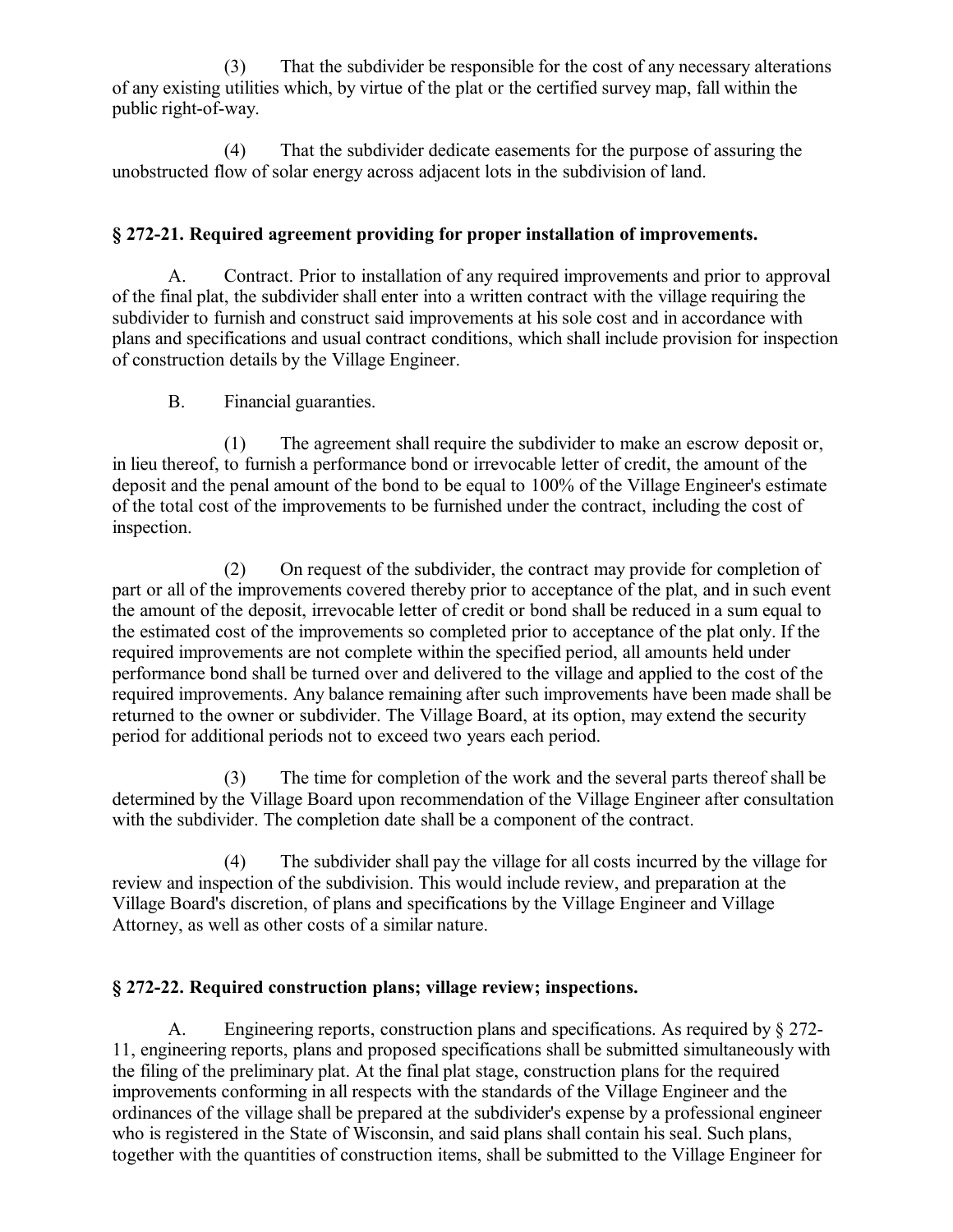(3) That the subdivider be responsible for the cost of any necessary alterations of any existing utilities which, by virtue of the plat or the certified survey map, fall within the public right-of-way.

(4) That the subdivider dedicate easements for the purpose of assuring the unobstructed flow of solar energy across adjacent lots in the subdivision of land.

### § 272-21. Required agreement providing for proper installation of improvements.

A. Contract. Prior to installation of any required improvements and prior to approval of the final plat, the subdivider shall enter into a written contract with the village requiring the subdivider to furnish and construct said improvements at his sole cost and in accordance with plans and specifications and usual contract conditions, which shall include provision for inspection of construction details by the Village Engineer.

B. Financial guaranties.

(1) The agreement shall require the subdivider to make an escrow deposit or, in lieu thereof, to furnish a performance bond or irrevocable letter of credit, the amount of the deposit and the penal amount of the bond to be equal to 100% of the Village Engineer's estimate of the total cost of the improvements to be furnished under the contract, including the cost of inspection.

(2) On request of the subdivider, the contract may provide for completion of part or all of the improvements covered thereby prior to acceptance of the plat, and in such event the amount of the deposit, irrevocable letter of credit or bond shall be reduced in a sum equal to the estimated cost of the improvements so completed prior to acceptance of the plat only. If the required improvements are not complete within the specified period, all amounts held under performance bond shall be turned over and delivered to the village and applied to the cost of the required improvements. Any balance remaining after such improvements have been made shall be returned to the owner or subdivider. The Village Board, at its option, may extend the security period for additional periods not to exceed two years each period.

(3) The time for completion of the work and the several parts thereof shall be determined by the Village Board upon recommendation of the Village Engineer after consultation with the subdivider. The completion date shall be a component of the contract.

(4) The subdivider shall pay the village for all costs incurred by the village for review and inspection of the subdivision. This would include review, and preparation at the Village Board's discretion, of plans and specifications by the Village Engineer and Village Attorney, as well as other costs of a similar nature.

### § 272-22. Required construction plans; village review; inspections.

A. Engineering reports, construction plans and specifications. As required by § 272-11, engineering reports, plans and proposed specifications shall be submitted simultaneously with the filing of the preliminary plat. At the final plat stage, construction plans for the required improvements conforming in all respects with the standards of the Village Engineer and the ordinances of the village shall be prepared at the subdivider's expense by a professional engineer who is registered in the State of Wisconsin, and said plans shall contain his seal. Such plans, together with the quantities of construction items, shall be submitted to the Village Engineer for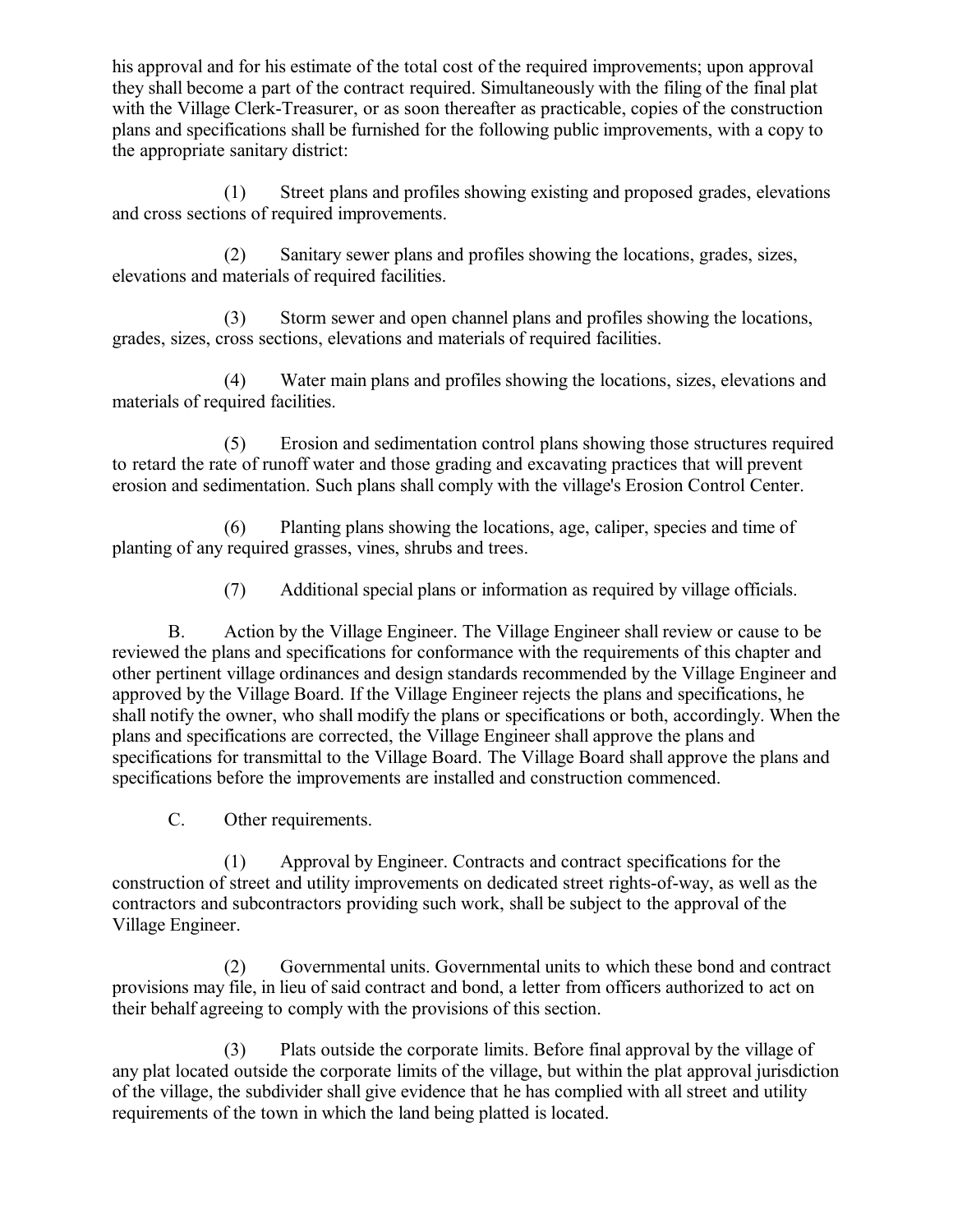his approval and for his estimate of the total cost of the required improvements; upon approval they shall become a part of the contract required. Simultaneously with the filing of the final plat with the Village Clerk-Treasurer, or as soon thereafter as practicable, copies of the construction plans and specifications shall be furnished for the following public improvements, with a copy to the appropriate sanitary district:

(1) Street plans and profiles showing existing and proposed grades, elevations and cross sections of required improvements.

(2) Sanitary sewer plans and profiles showing the locations, grades, sizes, elevations and materials of required facilities.

(3) Storm sewer and open channel plans and profiles showing the locations, grades, sizes, cross sections, elevations and materials of required facilities.

(4) Water main plans and profiles showing the locations, sizes, elevations and materials of required facilities.

(5) Erosion and sedimentation control plans showing those structures required to retard the rate of runoff water and those grading and excavating practices that will prevent erosion and sedimentation. Such plans shall comply with the village's Erosion Control Center.

(6) Planting plans showing the locations, age, caliper, species and time of planting of any required grasses, vines, shrubs and trees.

(7) Additional special plans or information as required by village officials.

B. Action by the Village Engineer. The Village Engineer shall review or cause to be reviewed the plans and specifications for conformance with the requirements of this chapter and other pertinent village ordinances and design standards recommended by the Village Engineer and approved by the Village Board. If the Village Engineer rejects the plans and specifications, he shall notify the owner, who shall modify the plans or specifications or both, accordingly. When the plans and specifications are corrected, the Village Engineer shall approve the plans and specifications for transmittal to the Village Board. The Village Board shall approve the plans and specifications before the improvements are installed and construction commenced.

C. Other requirements.

(1) Approval by Engineer. Contracts and contract specifications for the construction of street and utility improvements on dedicated street rights-of-way, as well as the contractors and subcontractors providing such work, shall be subject to the approval of the Village Engineer.

(2) Governmental units. Governmental units to which these bond and contract provisions may file, in lieu of said contract and bond, a letter from officers authorized to act on their behalf agreeing to comply with the provisions of this section.

(3) Plats outside the corporate limits. Before final approval by the village of any plat located outside the corporate limits of the village, but within the plat approval jurisdiction of the village, the subdivider shall give evidence that he has complied with all street and utility requirements of the town in which the land being platted is located.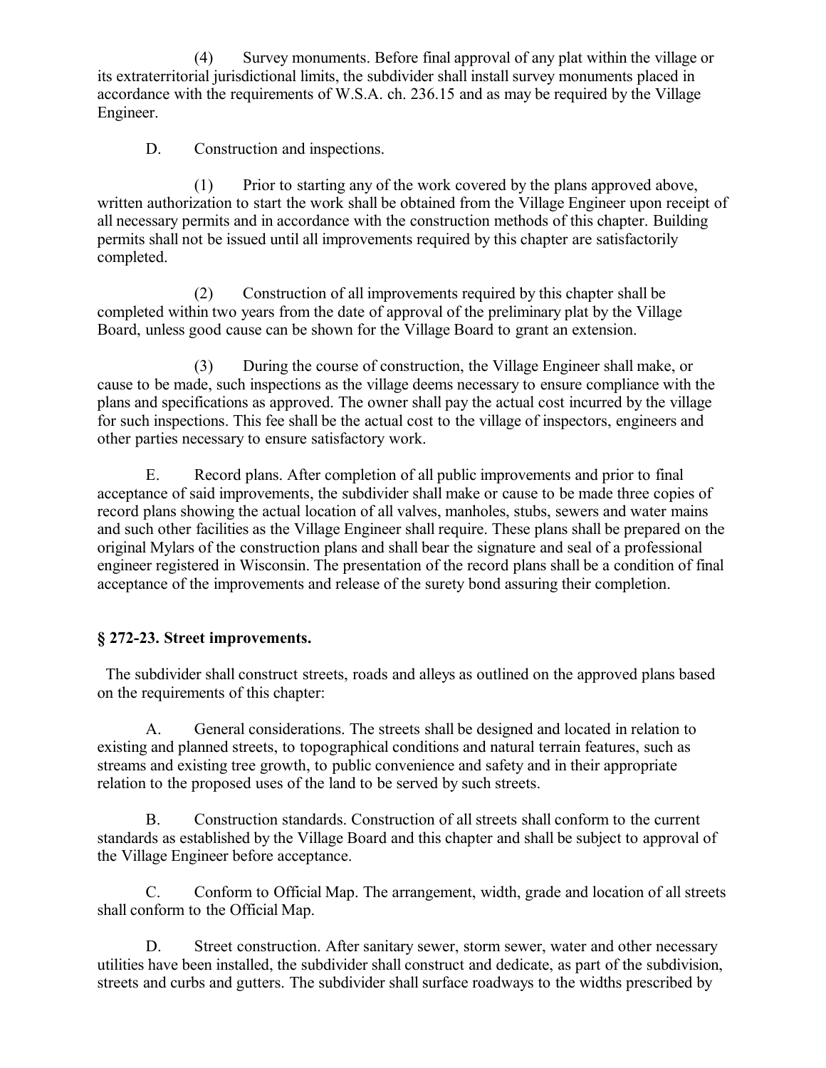(4) Survey monuments. Before final approval of any plat within the village or its extraterritorial jurisdictional limits, the subdivider shall install survey monuments placed in accordance with the requirements of W.S.A. ch. 236.15 and as may be required by the Village Engineer.

D. Construction and inspections.

(1) Prior to starting any of the work covered by the plans approved above, written authorization to start the work shall be obtained from the Village Engineer upon receipt of all necessary permits and in accordance with the construction methods of this chapter. Building permits shall not be issued until all improvements required by this chapter are satisfactorily completed.

(2) Construction of all improvements required by this chapter shall be completed within two years from the date of approval of the preliminary plat by the Village Board, unless good cause can be shown for the Village Board to grant an extension.

(3) During the course of construction, the Village Engineer shall make, or cause to be made, such inspections as the village deems necessary to ensure compliance with the plans and specifications as approved. The owner shall pay the actual cost incurred by the village for such inspections. This fee shall be the actual cost to the village of inspectors, engineers and other parties necessary to ensure satisfactory work.

E. Record plans. After completion of all public improvements and prior to final acceptance of said improvements, the subdivider shall make or cause to be made three copies of record plans showing the actual location of all valves, manholes, stubs, sewers and water mains and such other facilities as the Village Engineer shall require. These plans shall be prepared on the original Mylars of the construction plans and shall bear the signature and seal of a professional engineer registered in Wisconsin. The presentation of the record plans shall be a condition of final acceptance of the improvements and release of the surety bond assuring their completion.

### § 272-23. Street improvements.

The subdivider shall construct streets, roads and alleys as outlined on the approved plans based on the requirements of this chapter:

A. General considerations. The streets shall be designed and located in relation to existing and planned streets, to topographical conditions and natural terrain features, such as streams and existing tree growth, to public convenience and safety and in their appropriate relation to the proposed uses of the land to be served by such streets.

B. Construction standards. Construction of all streets shall conform to the current standards as established by the Village Board and this chapter and shall be subject to approval of the Village Engineer before acceptance.

C. Conform to Official Map. The arrangement, width, grade and location of all streets shall conform to the Official Map.

D. Street construction. After sanitary sewer, storm sewer, water and other necessary utilities have been installed, the subdivider shall construct and dedicate, as part of the subdivision, streets and curbs and gutters. The subdivider shall surface roadways to the widths prescribed by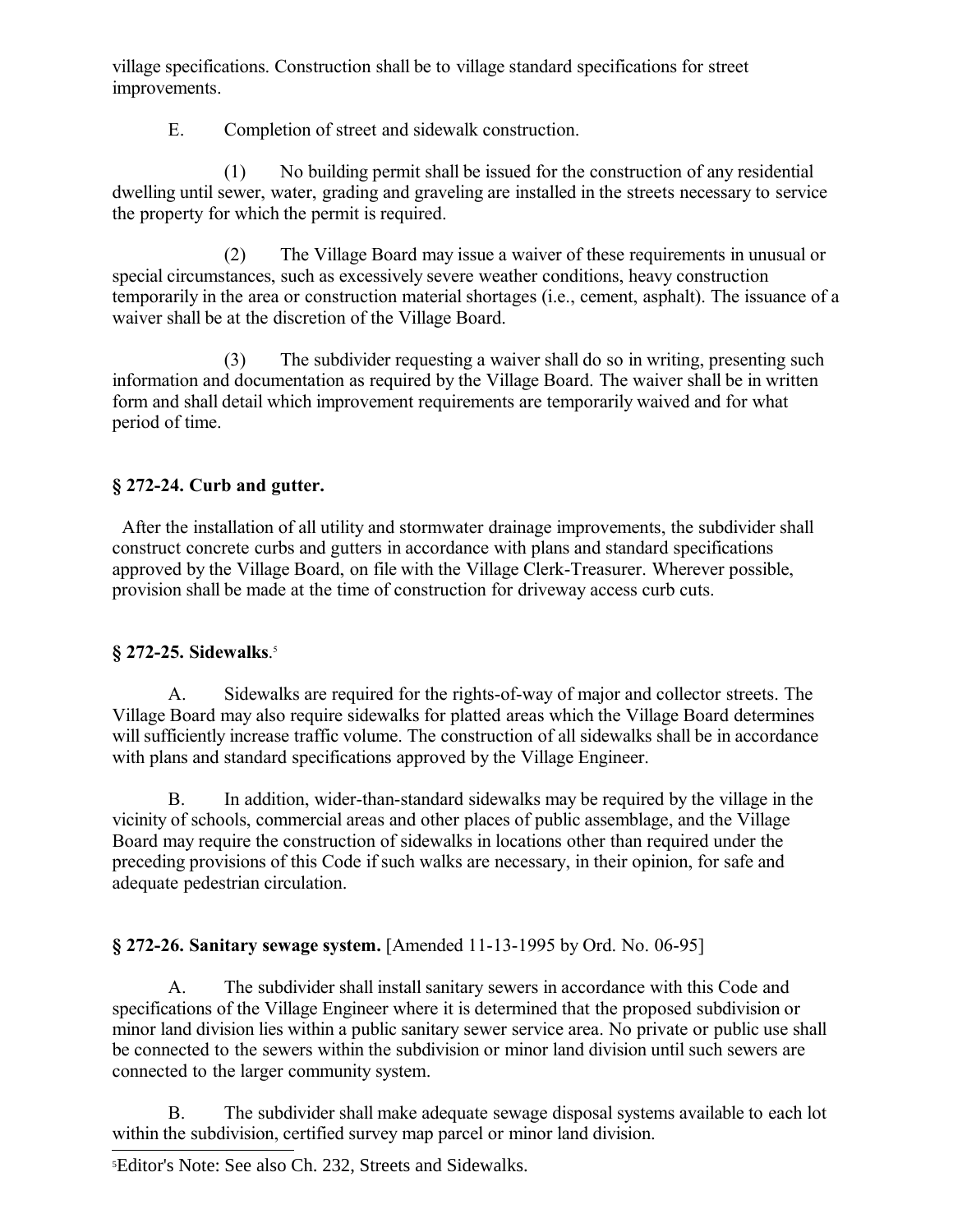village specifications. Construction shall be to village standard specifications for street improvements.

E. Completion of street and sidewalk construction.

(1) No building permit shall be issued for the construction of any residential dwelling until sewer, water, grading and graveling are installed in the streets necessary to service the property for which the permit is required.

(2) The Village Board may issue a waiver of these requirements in unusual or special circumstances, such as excessively severe weather conditions, heavy construction temporarily in the area or construction material shortages (i.e., cement, asphalt). The issuance of a waiver shall be at the discretion of the Village Board.

(3) The subdivider requesting a waiver shall do so in writing, presenting such information and documentation as required by the Village Board. The waiver shall be in written form and shall detail which improvement requirements are temporarily waived and for what period of time.

## § 272-24. Curb and gutter.

After the installation of all utility and stormwater drainage improvements, the subdivider shall construct concrete curbs and gutters in accordance with plans and standard specifications approved by the Village Board, on file with the Village Clerk-Treasurer. Wherever possible, provision shall be made at the time of construction for driveway access curb cuts.

## § 272-25. Sidewalks.[5]

A. Sidewalks are required for the rights-of-way of major and collector streets. The Village Board may also require sidewalks for platted areas which the Village Board determines will sufficiently increase traffic volume. The construction of all sidewalks shall be in accordance with plans and standard specifications approved by the Village Engineer.

B. In addition, wider-than-standard sidewalks may be required by the village in the vicinity of schools, commercial areas and other places of public assemblage, and the Village Board may require the construction of sidewalks in locations other than required under the preceding provisions of this Code if such walks are necessary, in their opinion, for safe and adequate pedestrian circulation.

## § 272-26. Sanitary sewage system. [Amended 11-13-1995 by Ord. No. 06-95]

A. The subdivider shall install sanitary sewers in accordance with this Code and specifications of the Village Engineer where it is determined that the proposed subdivision or minor land division lies within a public sanitary sewer service area. No private or public use shall be connected to the sewers within the subdivision or minor land division until such sewers are connected to the larger community system.

B. The subdivider shall make adequate sewage disposal systems available to each lot within the subdivision, certified survey map parcel or minor land division.

[5] Editor's Note: See also Ch. 232, Streets and Sidewalks.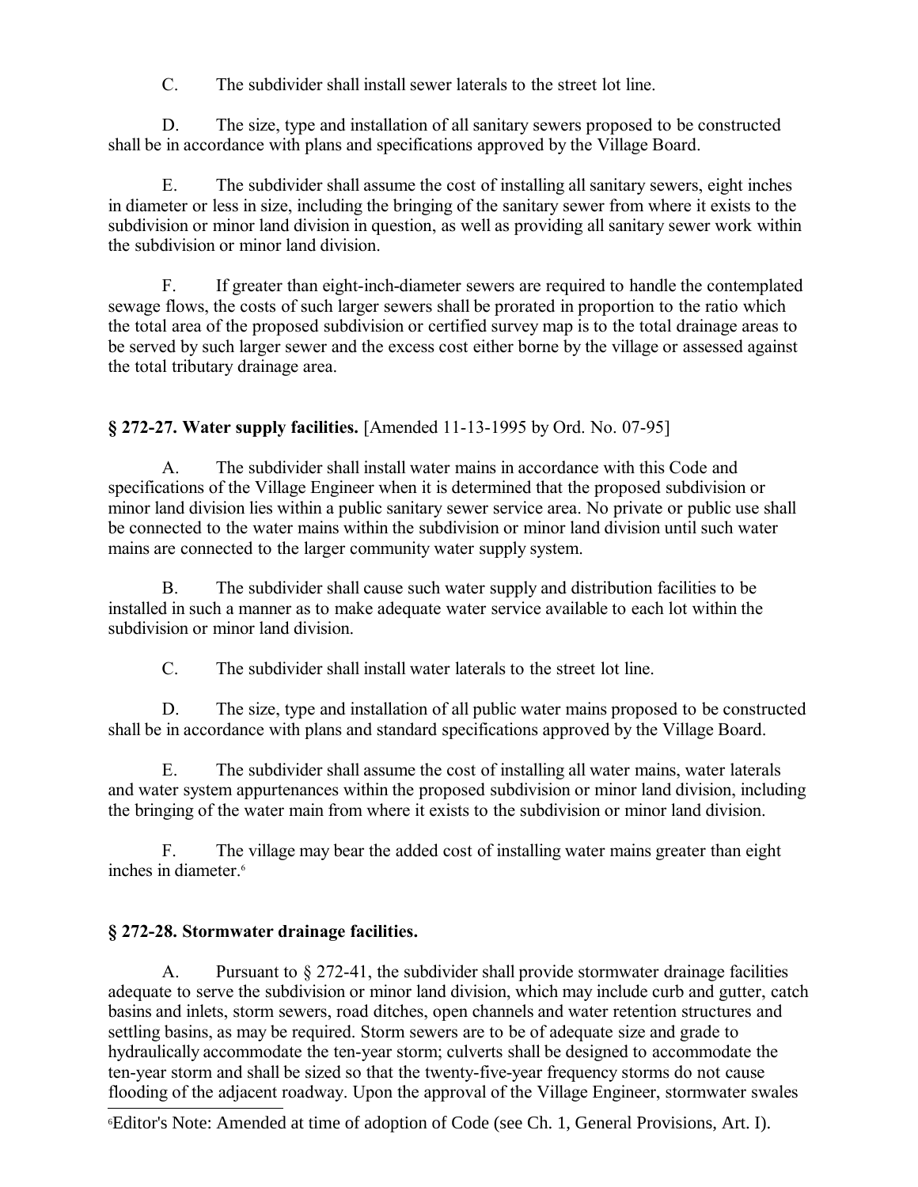C. The subdivider shall install sewer laterals to the street lot line.

D. The size, type and installation of all sanitary sewers proposed to be constructed shall be in accordance with plans and specifications approved by the Village Board.

E. The subdivider shall assume the cost of installing all sanitary sewers, eight inches in diameter or less in size, including the bringing of the sanitary sewer from where it exists to the subdivision or minor land division in question, as well as providing all sanitary sewer work within the subdivision or minor land division.

F. If greater than eight-inch-diameter sewers are required to handle the contemplated sewage flows, the costs of such larger sewers shall be prorated in proportion to the ratio which the total area of the proposed subdivision or certified survey map is to the total drainage areas to be served by such larger sewer and the excess cost either borne by the village or assessed against the total tributary drainage area.

### § 272-27. Water supply facilities. [Amended 11-13-1995 by Ord. No. 07-95]

A. The subdivider shall install water mains in accordance with this Code and specifications of the Village Engineer when it is determined that the proposed subdivision or minor land division lies within a public sanitary sewer service area. No private or public use shall be connected to the water mains within the subdivision or minor land division until such water mains are connected to the larger community water supply system.

B. The subdivider shall cause such water supply and distribution facilities to be installed in such a manner as to make adequate water service available to each lot within the subdivision or minor land division.

C. The subdivider shall install water laterals to the street lot line.

D. The size, type and installation of all public water mains proposed to be constructed shall be in accordance with plans and standard specifications approved by the Village Board.

E. The subdivider shall assume the cost of installing all water mains, water laterals and water system appurtenances within the proposed subdivision or minor land division, including the bringing of the water main from where it exists to the subdivision or minor land division.

F. The village may bear the added cost of installing water mains greater than eight inches in diameter.[6]

### § 272-28. Stormwater drainage facilities.

A. Pursuant to § 272-41, the subdivider shall provide stormwater drainage facilities adequate to serve the subdivision or minor land division, which may include curb and gutter, catch basins and inlets, storm sewers, road ditches, open channels and water retention structures and settling basins, as may be required. Storm sewers are to be of adequate size and grade to hydraulically accommodate the ten-year storm; culverts shall be designed to accommodate the ten-year storm and shall be sized so that the twenty-five-year frequency storms do not cause flooding of the adjacent roadway. Upon the approval of the Village Engineer, stormwater swales

[6] Editor's Note: Amended at time of adoption of Code (see Ch. 1, General Provisions, Art. I).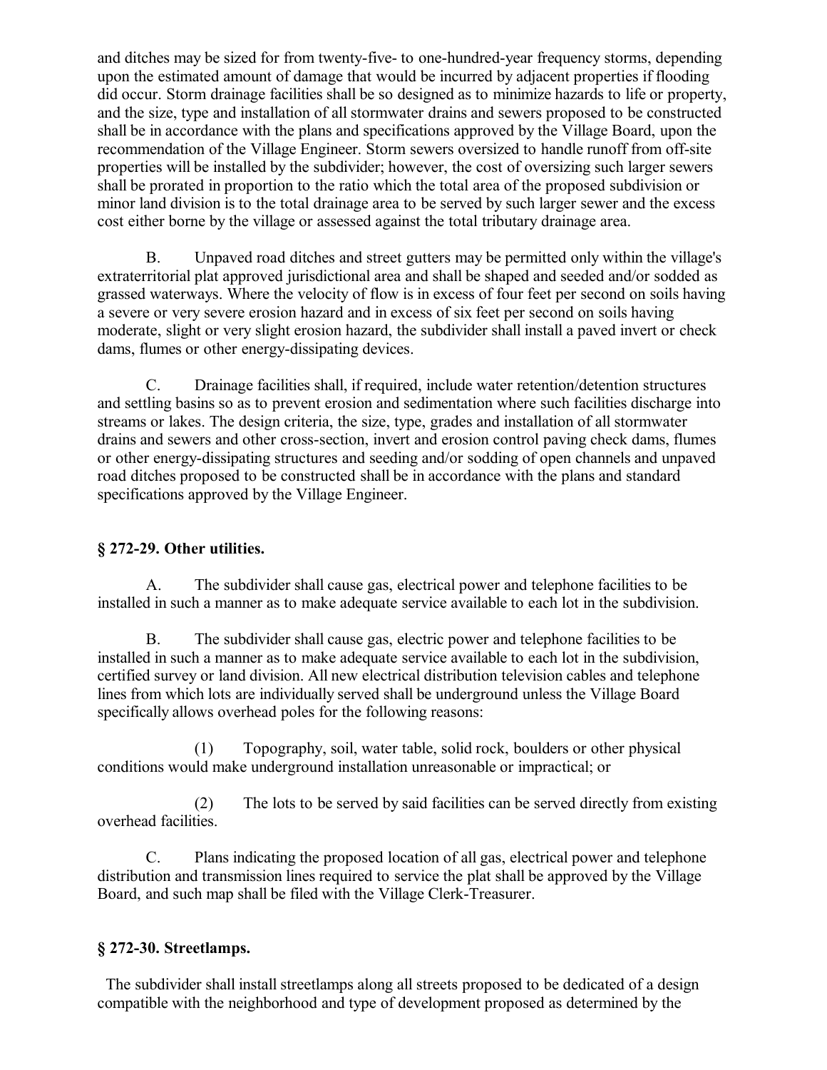and ditches may be sized for from twenty-five- to one-hundred-year frequency storms, depending upon the estimated amount of damage that would be incurred by adjacent properties if flooding did occur. Storm drainage facilities shall be so designed as to minimize hazards to life or property, and the size, type and installation of all stormwater drains and sewers proposed to be constructed shall be in accordance with the plans and specifications approved by the Village Board, upon the recommendation of the Village Engineer. Storm sewers oversized to handle runoff from off-site properties will be installed by the subdivider; however, the cost of oversizing such larger sewers shall be prorated in proportion to the ratio which the total area of the proposed subdivision or minor land division is to the total drainage area to be served by such larger sewer and the excess cost either borne by the village or assessed against the total tributary drainage area.

B. Unpaved road ditches and street gutters may be permitted only within the village's extraterritorial plat approved jurisdictional area and shall be shaped and seeded and/or sodded as grassed waterways. Where the velocity of flow is in excess of four feet per second on soils having a severe or very severe erosion hazard and in excess of six feet per second on soils having moderate, slight or very slight erosion hazard, the subdivider shall install a paved invert or check dams, flumes or other energy-dissipating devices.

C. Drainage facilities shall, if required, include water retention/detention structures and settling basins so as to prevent erosion and sedimentation where such facilities discharge into streams or lakes. The design criteria, the size, type, grades and installation of all stormwater drains and sewers and other cross-section, invert and erosion control paving check dams, flumes or other energy-dissipating structures and seeding and/or sodding of open channels and unpaved road ditches proposed to be constructed shall be in accordance with the plans and standard specifications approved by the Village Engineer.

### § 272-29. Other utilities.

A. The subdivider shall cause gas, electrical power and telephone facilities to be installed in such a manner as to make adequate service available to each lot in the subdivision.

B. The subdivider shall cause gas, electric power and telephone facilities to be installed in such a manner as to make adequate service available to each lot in the subdivision, certified survey or land division. All new electrical distribution television cables and telephone lines from which lots are individually served shall be underground unless the Village Board specifically allows overhead poles for the following reasons:

(1) Topography, soil, water table, solid rock, boulders or other physical conditions would make underground installation unreasonable or impractical; or

(2) The lots to be served by said facilities can be served directly from existing overhead facilities.

C. Plans indicating the proposed location of all gas, electrical power and telephone distribution and transmission lines required to service the plat shall be approved by the Village Board, and such map shall be filed with the Village Clerk-Treasurer.

### § 272-30. Streetlamps.

The subdivider shall install streetlamps along all streets proposed to be dedicated of a design compatible with the neighborhood and type of development proposed as determined by the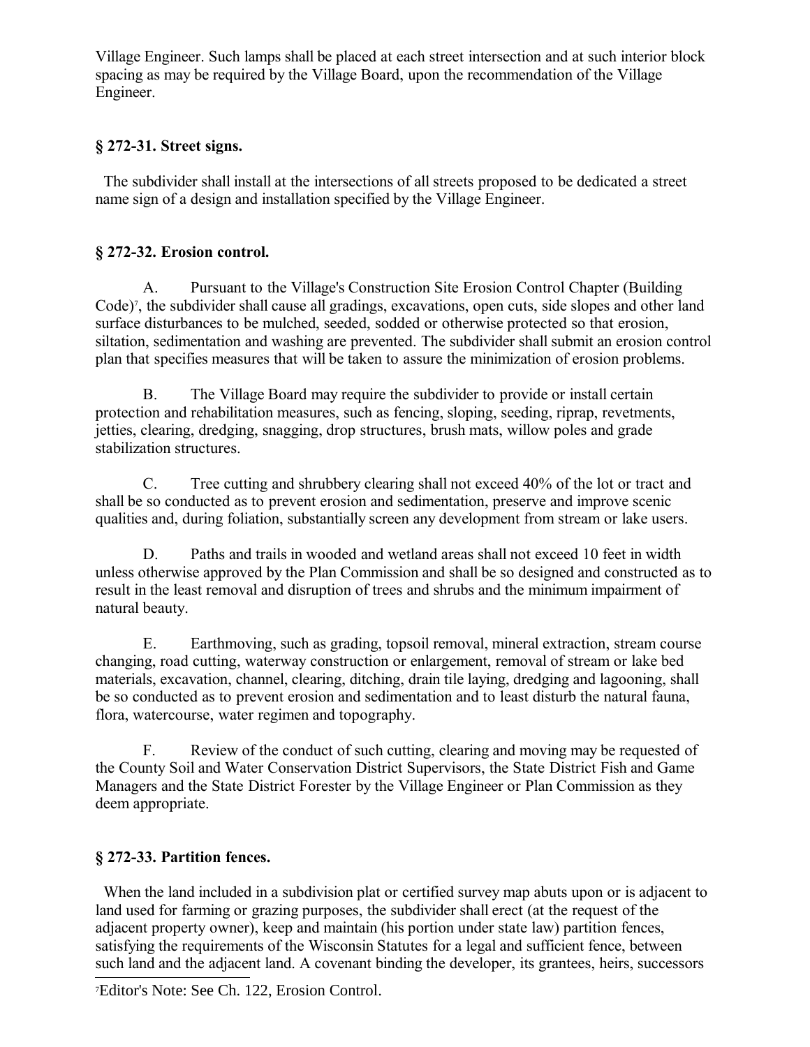Village Engineer. Such lamps shall be placed at each street intersection and at such interior block spacing as may be required by the Village Board, upon the recommendation of the Village Engineer.

### § 272-31. Street signs.

The subdivider shall install at the intersections of all streets proposed to be dedicated a street name sign of a design and installation specified by the Village Engineer.

### § 272-32. Erosion control.

A. Pursuant to the Village's Construction Site Erosion Control Chapter (Building Code)[7], the subdivider shall cause all gradings, excavations, open cuts, side slopes and other land surface disturbances to be mulched, seeded, sodded or otherwise protected so that erosion, siltation, sedimentation and washing are prevented. The subdivider shall submit an erosion control plan that specifies measures that will be taken to assure the minimization of erosion problems.

B. The Village Board may require the subdivider to provide or install certain protection and rehabilitation measures, such as fencing, sloping, seeding, riprap, revetments, jetties, clearing, dredging, snagging, drop structures, brush mats, willow poles and grade stabilization structures.

C. Tree cutting and shrubbery clearing shall not exceed 40% of the lot or tract and shall be so conducted as to prevent erosion and sedimentation, preserve and improve scenic qualities and, during foliation, substantially screen any development from stream or lake users.

D. Paths and trails in wooded and wetland areas shall not exceed 10 feet in width unless otherwise approved by the Plan Commission and shall be so designed and constructed as to result in the least removal and disruption of trees and shrubs and the minimum impairment of natural beauty.

E. Earthmoving, such as grading, topsoil removal, mineral extraction, stream course changing, road cutting, waterway construction or enlargement, removal of stream or lake bed materials, excavation, channel, clearing, ditching, drain tile laying, dredging and lagooning, shall be so conducted as to prevent erosion and sedimentation and to least disturb the natural fauna, flora, watercourse, water regimen and topography.

F. Review of the conduct of such cutting, clearing and moving may be requested of the County Soil and Water Conservation District Supervisors, the State District Fish and Game Managers and the State District Forester by the Village Engineer or Plan Commission as they deem appropriate.

### § 272-33. Partition fences.

When the land included in a subdivision plat or certified survey map abuts upon or is adjacent to land used for farming or grazing purposes, the subdivider shall erect (at the request of the adjacent property owner), keep and maintain (his portion under state law) partition fences, satisfying the requirements of the Wisconsin Statutes for a legal and sufficient fence, between such land and the adjacent land. A covenant binding the developer, its grantees, heirs, successors

[7] Editor's Note: See Ch. 122, Erosion Control.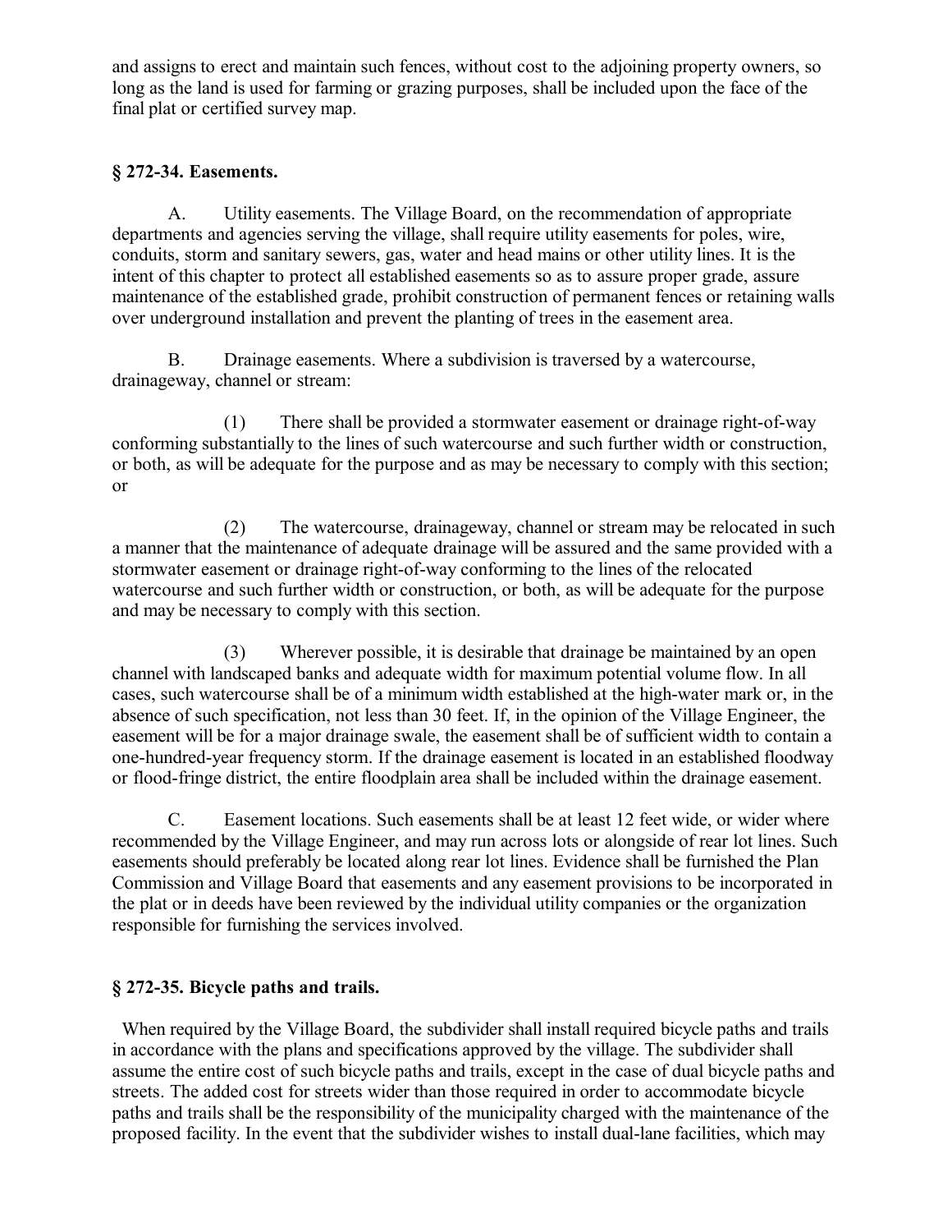and assigns to erect and maintain such fences, without cost to the adjoining property owners, so long as the land is used for farming or grazing purposes, shall be included upon the face of the final plat or certified survey map.

### § 272-34. Easements.

A. Utility easements. The Village Board, on the recommendation of appropriate departments and agencies serving the village, shall require utility easements for poles, wire, conduits, storm and sanitary sewers, gas, water and head mains or other utility lines. It is the intent of this chapter to protect all established easements so as to assure proper grade, assure maintenance of the established grade, prohibit construction of permanent fences or retaining walls over underground installation and prevent the planting of trees in the easement area.

B. Drainage easements. Where a subdivision is traversed by a watercourse, drainageway, channel or stream:

(1) There shall be provided a stormwater easement or drainage right-of-way conforming substantially to the lines of such watercourse and such further width or construction, or both, as will be adequate for the purpose and as may be necessary to comply with this section; or

(2) The watercourse, drainageway, channel or stream may be relocated in such a manner that the maintenance of adequate drainage will be assured and the same provided with a stormwater easement or drainage right-of-way conforming to the lines of the relocated watercourse and such further width or construction, or both, as will be adequate for the purpose and may be necessary to comply with this section.

(3) Wherever possible, it is desirable that drainage be maintained by an open channel with landscaped banks and adequate width for maximum potential volume flow. In all cases, such watercourse shall be of a minimum width established at the high-water mark or, in the absence of such specification, not less than 30 feet. If, in the opinion of the Village Engineer, the easement will be for a major drainage swale, the easement shall be of sufficient width to contain a one-hundred-year frequency storm. If the drainage easement is located in an established floodway or flood-fringe district, the entire floodplain area shall be included within the drainage easement.

C. Easement locations. Such easements shall be at least 12 feet wide, or wider where recommended by the Village Engineer, and may run across lots or alongside of rear lot lines. Such easements should preferably be located along rear lot lines. Evidence shall be furnished the Plan Commission and Village Board that easements and any easement provisions to be incorporated in the plat or in deeds have been reviewed by the individual utility companies or the organization responsible for furnishing the services involved.

### § 272-35. Bicycle paths and trails.

When required by the Village Board, the subdivider shall install required bicycle paths and trails in accordance with the plans and specifications approved by the village. The subdivider shall assume the entire cost of such bicycle paths and trails, except in the case of dual bicycle paths and streets. The added cost for streets wider than those required in order to accommodate bicycle paths and trails shall be the responsibility of the municipality charged with the maintenance of the proposed facility. In the event that the subdivider wishes to install dual-lane facilities, which may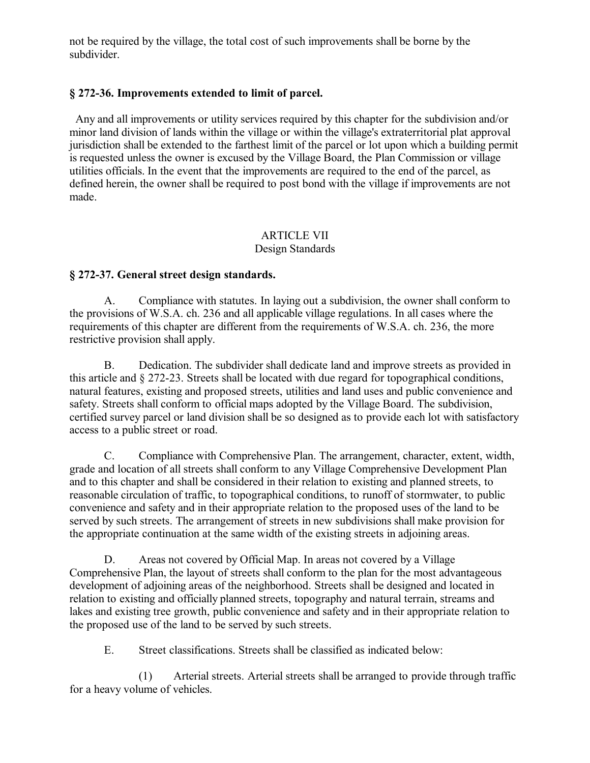not be required by the village, the total cost of such improvements shall be borne by the subdivider.

### § 272-36. Improvements extended to limit of parcel.

Any and all improvements or utility services required by this chapter for the subdivision and/or minor land division of lands within the village or within the village's extraterritorial plat approval jurisdiction shall be extended to the farthest limit of the parcel or lot upon which a building permit is requested unless the owner is excused by the Village Board, the Plan Commission or village utilities officials. In the event that the improvements are required to the end of the parcel, as defined herein, the owner shall be required to post bond with the village if improvements are not made.

## ARTICLE VII
## Design Standards

### § 272-37. General street design standards.

A. Compliance with statutes. In laying out a subdivision, the owner shall conform to the provisions of W.S.A. ch. 236 and all applicable village regulations. In all cases where the requirements of this chapter are different from the requirements of W.S.A. ch. 236, the more restrictive provision shall apply.

B. Dedication. The subdivider shall dedicate land and improve streets as provided in this article and § 272-23. Streets shall be located with due regard for topographical conditions, natural features, existing and proposed streets, utilities and land uses and public convenience and safety. Streets shall conform to official maps adopted by the Village Board. The subdivision, certified survey parcel or land division shall be so designed as to provide each lot with satisfactory access to a public street or road.

C. Compliance with Comprehensive Plan. The arrangement, character, extent, width, grade and location of all streets shall conform to any Village Comprehensive Development Plan and to this chapter and shall be considered in their relation to existing and planned streets, to reasonable circulation of traffic, to topographical conditions, to runoff of stormwater, to public convenience and safety and in their appropriate relation to the proposed uses of the land to be served by such streets. The arrangement of streets in new subdivisions shall make provision for the appropriate continuation at the same width of the existing streets in adjoining areas.

D. Areas not covered by Official Map. In areas not covered by a Village Comprehensive Plan, the layout of streets shall conform to the plan for the most advantageous development of adjoining areas of the neighborhood. Streets shall be designed and located in relation to existing and officially planned streets, topography and natural terrain, streams and lakes and existing tree growth, public convenience and safety and in their appropriate relation to the proposed use of the land to be served by such streets.

E. Street classifications. Streets shall be classified as indicated below:

(1) Arterial streets. Arterial streets shall be arranged to provide through traffic for a heavy volume of vehicles.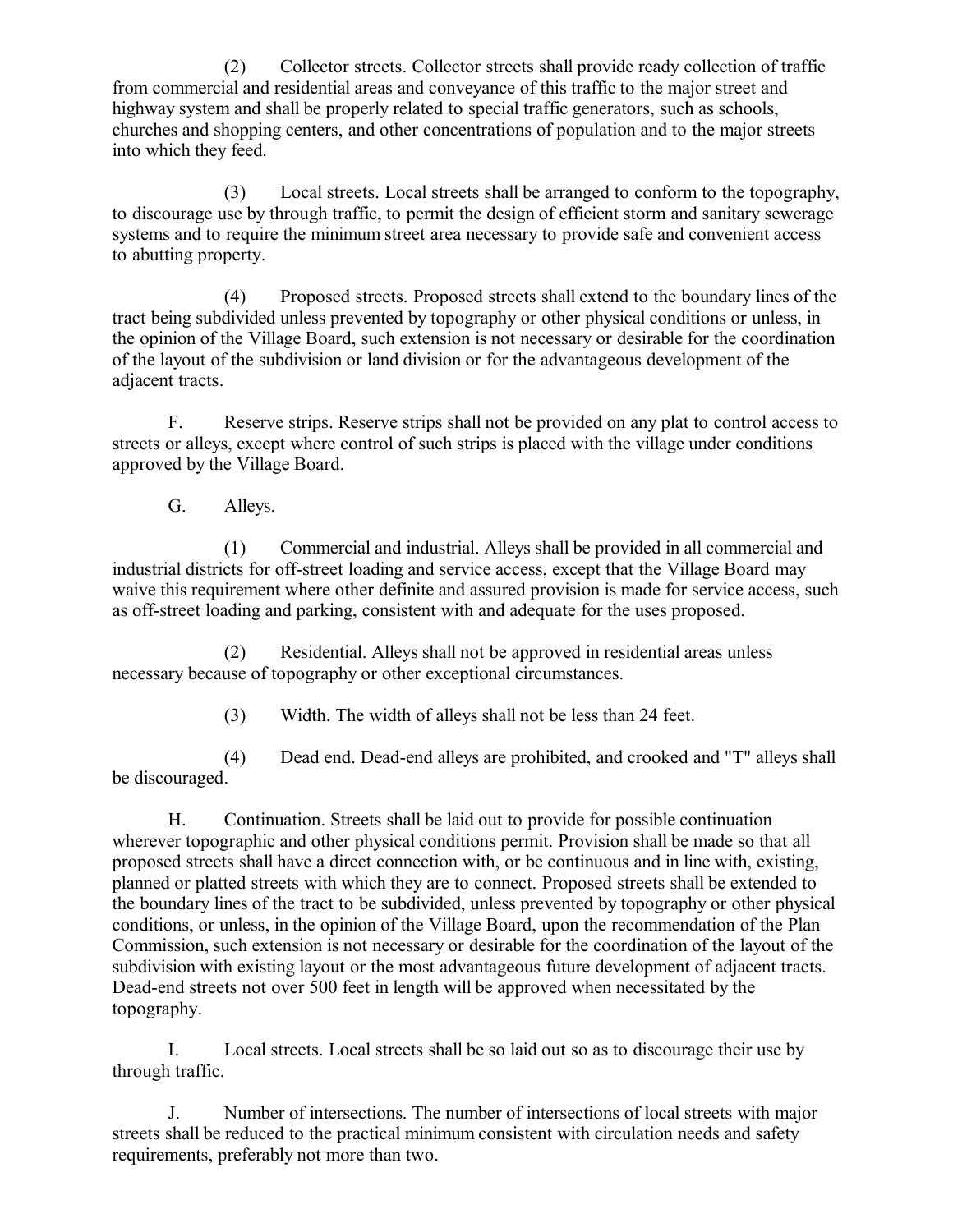(2) Collector streets. Collector streets shall provide ready collection of traffic from commercial and residential areas and conveyance of this traffic to the major street and highway system and shall be properly related to special traffic generators, such as schools, churches and shopping centers, and other concentrations of population and to the major streets into which they feed.

(3) Local streets. Local streets shall be arranged to conform to the topography, to discourage use by through traffic, to permit the design of efficient storm and sanitary sewerage systems and to require the minimum street area necessary to provide safe and convenient access to abutting property.

(4) Proposed streets. Proposed streets shall extend to the boundary lines of the tract being subdivided unless prevented by topography or other physical conditions or unless, in the opinion of the Village Board, such extension is not necessary or desirable for the coordination of the layout of the subdivision or land division or for the advantageous development of the adjacent tracts.

F. Reserve strips. Reserve strips shall not be provided on any plat to control access to streets or alleys, except where control of such strips is placed with the village under conditions approved by the Village Board.

G. Alleys.

(1) Commercial and industrial. Alleys shall be provided in all commercial and industrial districts for off-street loading and service access, except that the Village Board may waive this requirement where other definite and assured provision is made for service access, such as off-street loading and parking, consistent with and adequate for the uses proposed.

(2) Residential. Alleys shall not be approved in residential areas unless necessary because of topography or other exceptional circumstances.

(3) Width. The width of alleys shall not be less than 24 feet.

(4) Dead end. Dead-end alleys are prohibited, and crooked and "T" alleys shall be discouraged.

H. Continuation. Streets shall be laid out to provide for possible continuation wherever topographic and other physical conditions permit. Provision shall be made so that all proposed streets shall have a direct connection with, or be continuous and in line with, existing, planned or platted streets with which they are to connect. Proposed streets shall be extended to the boundary lines of the tract to be subdivided, unless prevented by topography or other physical conditions, or unless, in the opinion of the Village Board, upon the recommendation of the Plan Commission, such extension is not necessary or desirable for the coordination of the layout of the subdivision with existing layout or the most advantageous future development of adjacent tracts. Dead-end streets not over 500 feet in length will be approved when necessitated by the topography.

I. Local streets. Local streets shall be so laid out so as to discourage their use by through traffic.

J. Number of intersections. The number of intersections of local streets with major streets shall be reduced to the practical minimum consistent with circulation needs and safety requirements, preferably not more than two.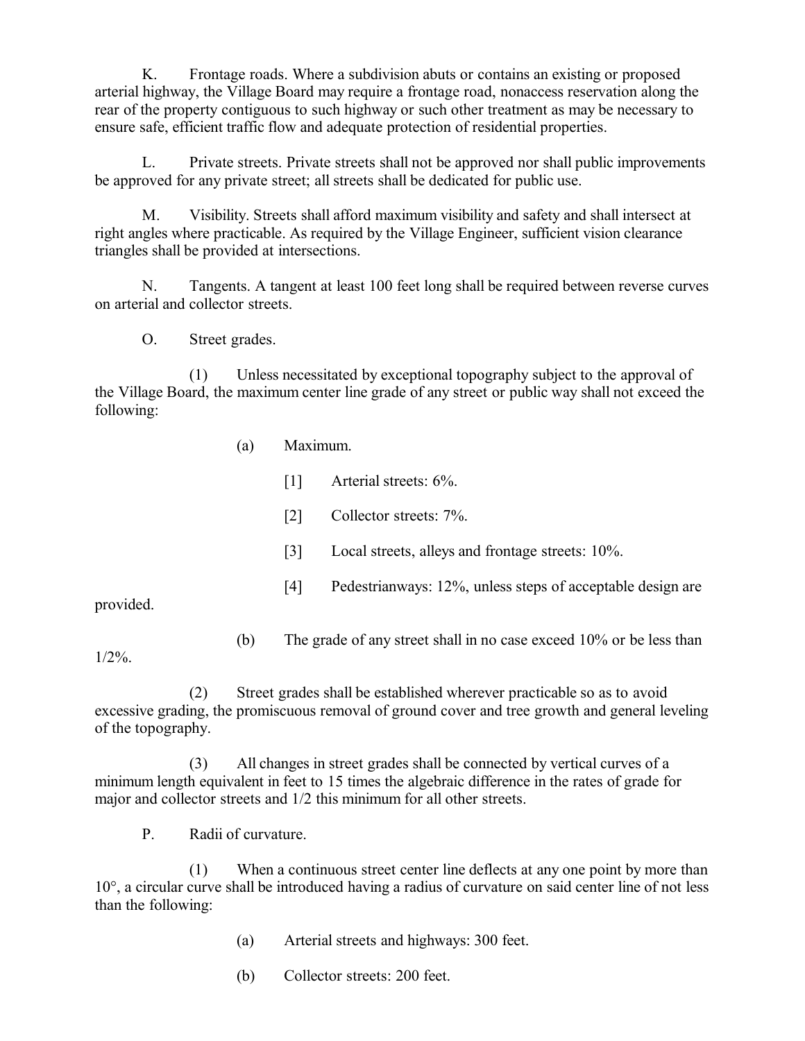K. Frontage roads. Where a subdivision abuts or contains an existing or proposed arterial highway, the Village Board may require a frontage road, nonaccess reservation along the rear of the property contiguous to such highway or such other treatment as may be necessary to ensure safe, efficient traffic flow and adequate protection of residential properties.

L. Private streets. Private streets shall not be approved nor shall public improvements be approved for any private street; all streets shall be dedicated for public use.

M. Visibility. Streets shall afford maximum visibility and safety and shall intersect at right angles where practicable. As required by the Village Engineer, sufficient vision clearance triangles shall be provided at intersections.

N. Tangents. A tangent at least 100 feet long shall be required between reverse curves on arterial and collector streets.

O. Street grades.

(1) Unless necessitated by exceptional topography subject to the approval of the Village Board, the maximum center line grade of any street or public way shall not exceed the following:

(a) Maximum.

[1] Arterial streets: 6%.

[2] Collector streets: 7%.

[3] Local streets, alleys and frontage streets: 10%.

[4] Pedestrianways: 12%, unless steps of acceptable design are provided.

(b) The grade of any street shall in no case exceed 10% or be less than 1/2%.

(2) Street grades shall be established wherever practicable so as to avoid excessive grading, the promiscuous removal of ground cover and tree growth and general leveling of the topography.

(3) All changes in street grades shall be connected by vertical curves of a minimum length equivalent in feet to 15 times the algebraic difference in the rates of grade for major and collector streets and 1/2 this minimum for all other streets.

P. Radii of curvature.

(1) When a continuous street center line deflects at any one point by more than 10°, a circular curve shall be introduced having a radius of curvature on said center line of not less than the following:

(a) Arterial streets and highways: 300 feet.

(b) Collector streets: 200 feet.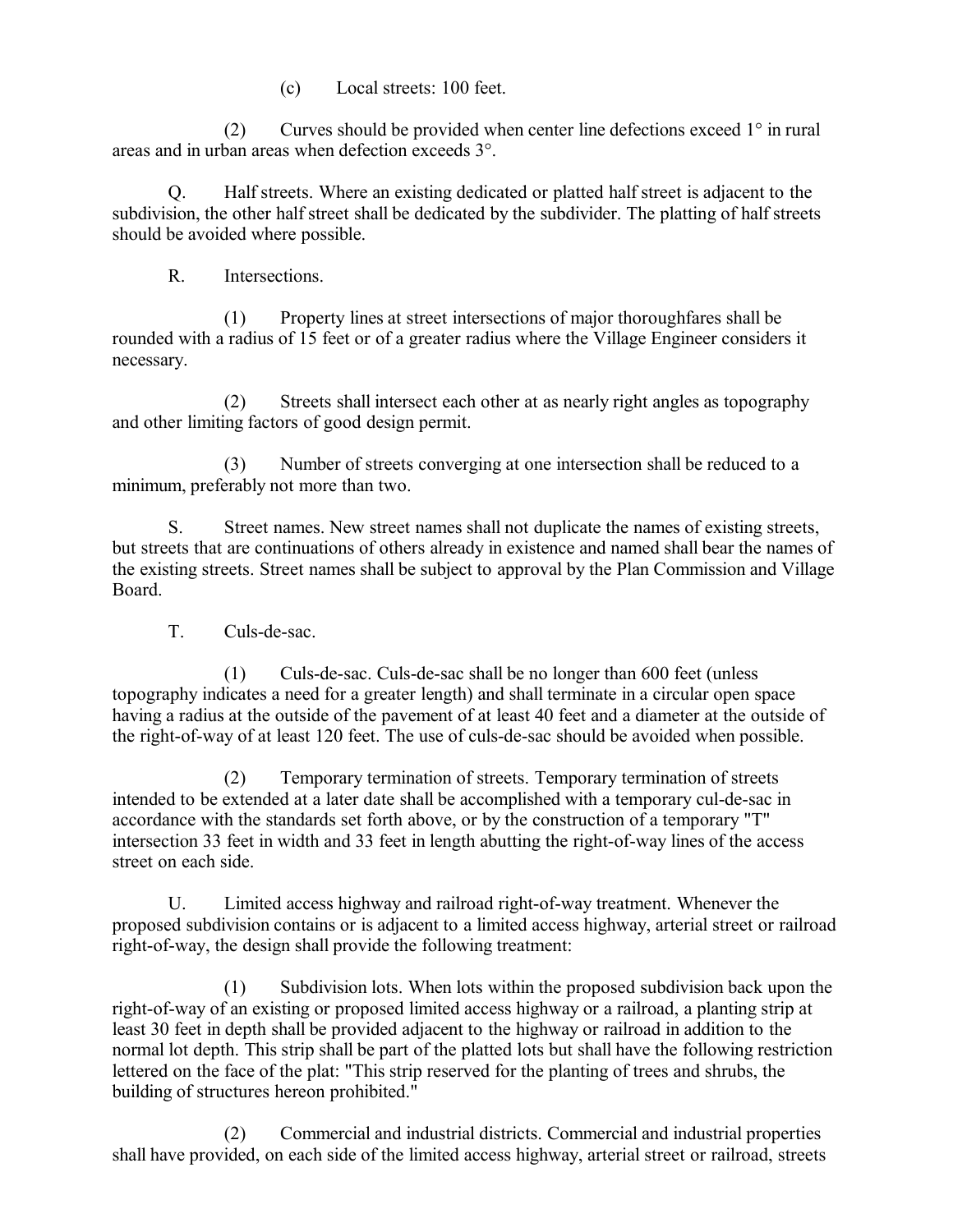(c) Local streets: 100 feet.

(2) Curves should be provided when center line defections exceed 1° in rural areas and in urban areas when defection exceeds 3°.

Q. Half streets. Where an existing dedicated or platted half street is adjacent to the subdivision, the other half street shall be dedicated by the subdivider. The platting of half streets should be avoided where possible.

R. Intersections.

(1) Property lines at street intersections of major thoroughfares shall be rounded with a radius of 15 feet or of a greater radius where the Village Engineer considers it necessary.

(2) Streets shall intersect each other at as nearly right angles as topography and other limiting factors of good design permit.

(3) Number of streets converging at one intersection shall be reduced to a minimum, preferably not more than two.

S. Street names. New street names shall not duplicate the names of existing streets, but streets that are continuations of others already in existence and named shall bear the names of the existing streets. Street names shall be subject to approval by the Plan Commission and Village Board.

T. Culs-de-sac.

(1) Culs-de-sac. Culs-de-sac shall be no longer than 600 feet (unless topography indicates a need for a greater length) and shall terminate in a circular open space having a radius at the outside of the pavement of at least 40 feet and a diameter at the outside of the right-of-way of at least 120 feet. The use of culs-de-sac should be avoided when possible.

(2) Temporary termination of streets. Temporary termination of streets intended to be extended at a later date shall be accomplished with a temporary cul-de-sac in accordance with the standards set forth above, or by the construction of a temporary "T" intersection 33 feet in width and 33 feet in length abutting the right-of-way lines of the access street on each side.

U. Limited access highway and railroad right-of-way treatment. Whenever the proposed subdivision contains or is adjacent to a limited access highway, arterial street or railroad right-of-way, the design shall provide the following treatment:

(1) Subdivision lots. When lots within the proposed subdivision back upon the right-of-way of an existing or proposed limited access highway or a railroad, a planting strip at least 30 feet in depth shall be provided adjacent to the highway or railroad in addition to the normal lot depth. This strip shall be part of the platted lots but shall have the following restriction lettered on the face of the plat: "This strip reserved for the planting of trees and shrubs, the building of structures hereon prohibited."

(2) Commercial and industrial districts. Commercial and industrial properties shall have provided, on each side of the limited access highway, arterial street or railroad, streets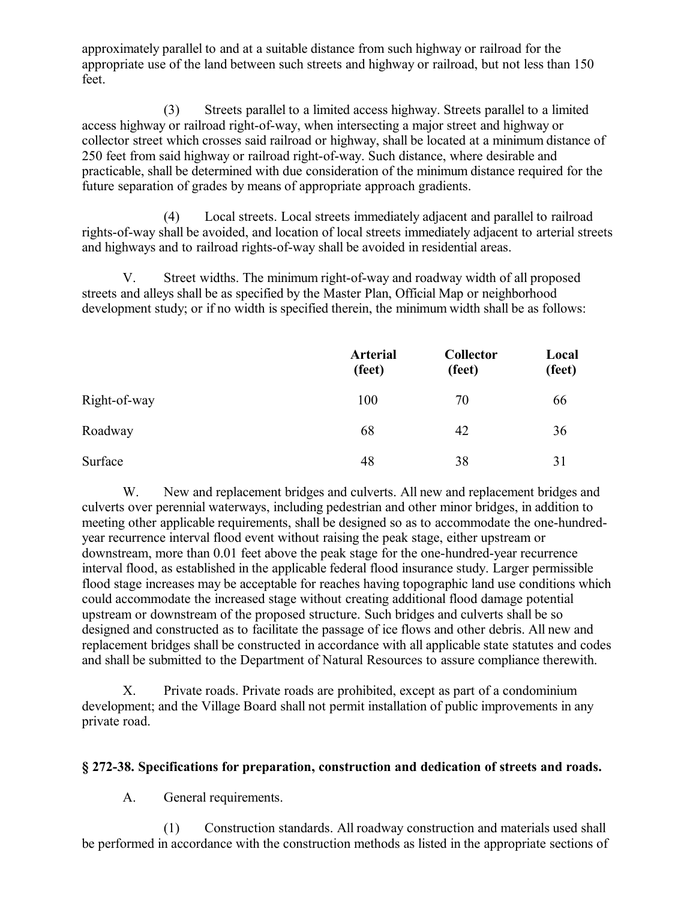approximately parallel to and at a suitable distance from such highway or railroad for the appropriate use of the land between such streets and highway or railroad, but not less than 150 feet.

(3) Streets parallel to a limited access highway. Streets parallel to a limited access highway or railroad right-of-way, when intersecting a major street and highway or collector street which crosses said railroad or highway, shall be located at a minimum distance of 250 feet from said highway or railroad right-of-way. Such distance, where desirable and practicable, shall be determined with due consideration of the minimum distance required for the future separation of grades by means of appropriate approach gradients.

(4) Local streets. Local streets immediately adjacent and parallel to railroad rights-of-way shall be avoided, and location of local streets immediately adjacent to arterial streets and highways and to railroad rights-of-way shall be avoided in residential areas.

V. Street widths. The minimum right-of-way and roadway width of all proposed streets and alleys shall be as specified by the Master Plan, Official Map or neighborhood development study; or if no width is specified therein, the minimum width shall be as follows:

| | **Arterial (feet)** | **Collector (feet)** | **Local (feet)** |
|---|---|---|---|
| Right-of-way | 100 | 70 | 66 |
| Roadway | 68 | 42 | 36 |
| Surface | 48 | 38 | 31 |

W. New and replacement bridges and culverts. All new and replacement bridges and culverts over perennial waterways, including pedestrian and other minor bridges, in addition to meeting other applicable requirements, shall be designed so as to accommodate the one-hundred-year recurrence interval flood event without raising the peak stage, either upstream or downstream, more than 0.01 feet above the peak stage for the one-hundred-year recurrence interval flood, as established in the applicable federal flood insurance study. Larger permissible flood stage increases may be acceptable for reaches having topographic land use conditions which could accommodate the increased stage without creating additional flood damage potential upstream or downstream of the proposed structure. Such bridges and culverts shall be so designed and constructed as to facilitate the passage of ice flows and other debris. All new and replacement bridges shall be constructed in accordance with all applicable state statutes and codes and shall be submitted to the Department of Natural Resources to assure compliance therewith.

X. Private roads. Private roads are prohibited, except as part of a condominium development; and the Village Board shall not permit installation of public improvements in any private road.

### § 272-38. Specifications for preparation, construction and dedication of streets and roads.

A. General requirements.

(1) Construction standards. All roadway construction and materials used shall be performed in accordance with the construction methods as listed in the appropriate sections of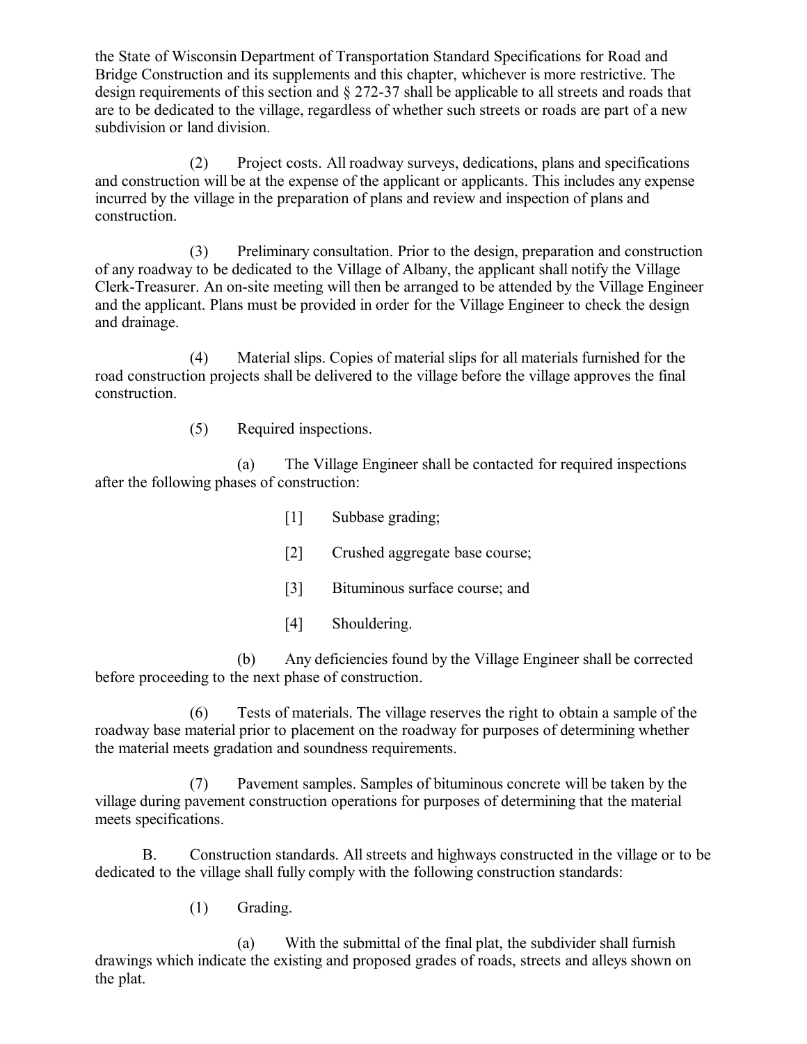the State of Wisconsin Department of Transportation Standard Specifications for Road and Bridge Construction and its supplements and this chapter, whichever is more restrictive. The design requirements of this section and § 272-37 shall be applicable to all streets and roads that are to be dedicated to the village, regardless of whether such streets or roads are part of a new subdivision or land division.

(2) Project costs. All roadway surveys, dedications, plans and specifications and construction will be at the expense of the applicant or applicants. This includes any expense incurred by the village in the preparation of plans and review and inspection of plans and construction.

(3) Preliminary consultation. Prior to the design, preparation and construction of any roadway to be dedicated to the Village of Albany, the applicant shall notify the Village Clerk-Treasurer. An on-site meeting will then be arranged to be attended by the Village Engineer and the applicant. Plans must be provided in order for the Village Engineer to check the design and drainage.

(4) Material slips. Copies of material slips for all materials furnished for the road construction projects shall be delivered to the village before the village approves the final construction.

(5) Required inspections.

(a) The Village Engineer shall be contacted for required inspections after the following phases of construction:

[1] Subbase grading;

[2] Crushed aggregate base course;

[3] Bituminous surface course; and

[4] Shouldering.

(b) Any deficiencies found by the Village Engineer shall be corrected before proceeding to the next phase of construction.

(6) Tests of materials. The village reserves the right to obtain a sample of the roadway base material prior to placement on the roadway for purposes of determining whether the material meets gradation and soundness requirements.

(7) Pavement samples. Samples of bituminous concrete will be taken by the village during pavement construction operations for purposes of determining that the material meets specifications.

B. Construction standards. All streets and highways constructed in the village or to be dedicated to the village shall fully comply with the following construction standards:

(1) Grading.

(a) With the submittal of the final plat, the subdivider shall furnish drawings which indicate the existing and proposed grades of roads, streets and alleys shown on the plat.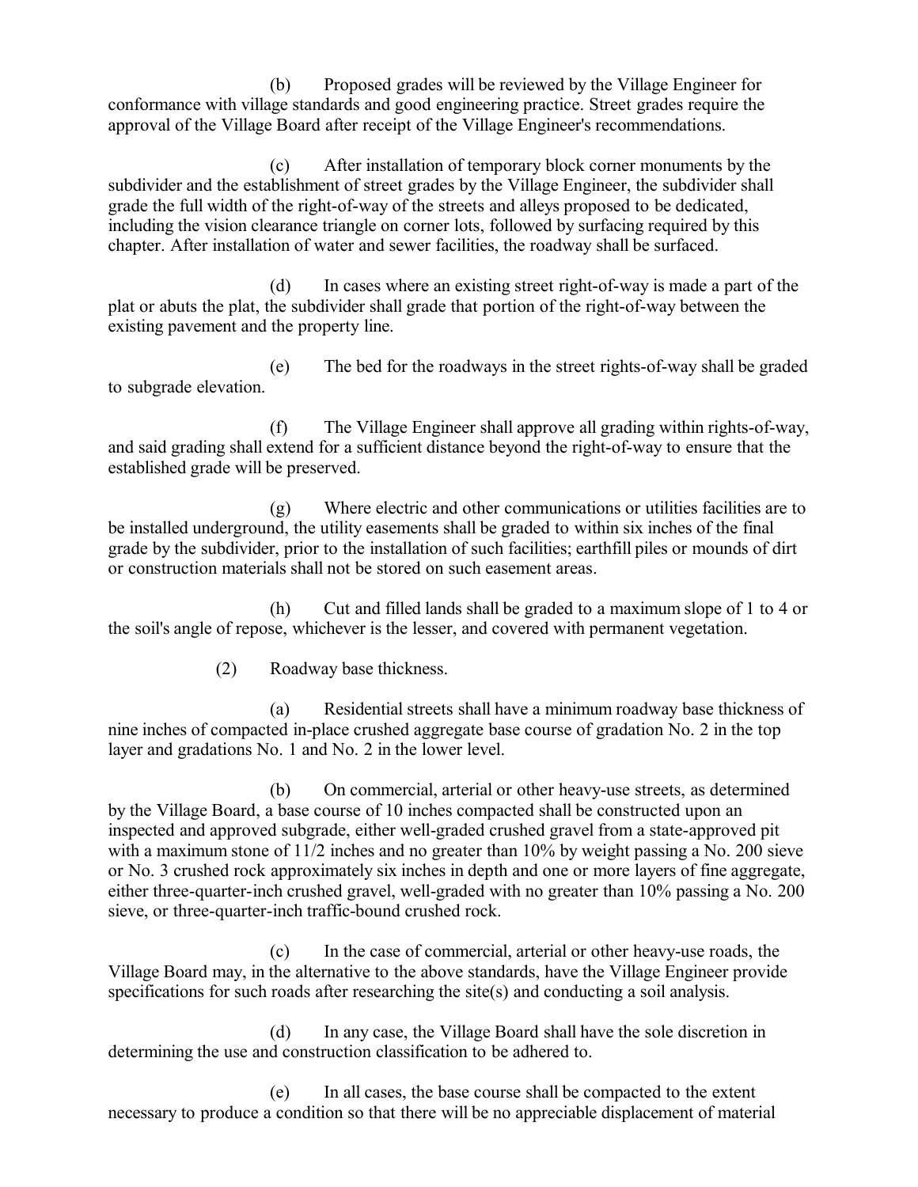(b) Proposed grades will be reviewed by the Village Engineer for conformance with village standards and good engineering practice. Street grades require the approval of the Village Board after receipt of the Village Engineer's recommendations.

(c) After installation of temporary block corner monuments by the subdivider and the establishment of street grades by the Village Engineer, the subdivider shall grade the full width of the right-of-way of the streets and alleys proposed to be dedicated, including the vision clearance triangle on corner lots, followed by surfacing required by this chapter. After installation of water and sewer facilities, the roadway shall be surfaced.

(d) In cases where an existing street right-of-way is made a part of the plat or abuts the plat, the subdivider shall grade that portion of the right-of-way between the existing pavement and the property line.

(e) The bed for the roadways in the street rights-of-way shall be graded to subgrade elevation.

(f) The Village Engineer shall approve all grading within rights-of-way, and said grading shall extend for a sufficient distance beyond the right-of-way to ensure that the established grade will be preserved.

(g) Where electric and other communications or utilities facilities are to be installed underground, the utility easements shall be graded to within six inches of the final grade by the subdivider, prior to the installation of such facilities; earthfill piles or mounds of dirt or construction materials shall not be stored on such easement areas.

(h) Cut and filled lands shall be graded to a maximum slope of 1 to 4 or the soil's angle of repose, whichever is the lesser, and covered with permanent vegetation.

(2) Roadway base thickness.

(a) Residential streets shall have a minimum roadway base thickness of nine inches of compacted in-place crushed aggregate base course of gradation No. 2 in the top layer and gradations No. 1 and No. 2 in the lower level.

(b) On commercial, arterial or other heavy-use streets, as determined by the Village Board, a base course of 10 inches compacted shall be constructed upon an inspected and approved subgrade, either well-graded crushed gravel from a state-approved pit with a maximum stone of 11/2 inches and no greater than 10% by weight passing a No. 200 sieve or No. 3 crushed rock approximately six inches in depth and one or more layers of fine aggregate, either three-quarter-inch crushed gravel, well-graded with no greater than 10% passing a No. 200 sieve, or three-quarter-inch traffic-bound crushed rock.

(c) In the case of commercial, arterial or other heavy-use roads, the Village Board may, in the alternative to the above standards, have the Village Engineer provide specifications for such roads after researching the site(s) and conducting a soil analysis.

(d) In any case, the Village Board shall have the sole discretion in determining the use and construction classification to be adhered to.

(e) In all cases, the base course shall be compacted to the extent necessary to produce a condition so that there will be no appreciable displacement of material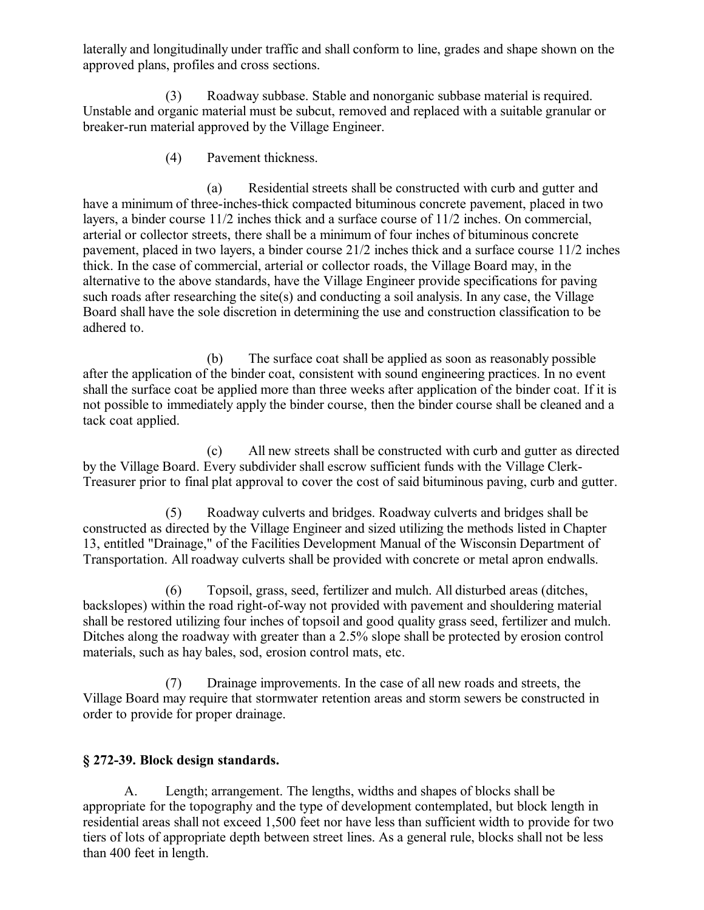laterally and longitudinally under traffic and shall conform to line, grades and shape shown on the approved plans, profiles and cross sections.

(3) Roadway subbase. Stable and nonorganic subbase material is required. Unstable and organic material must be subcut, removed and replaced with a suitable granular or breaker-run material approved by the Village Engineer.

(4) Pavement thickness.

(a) Residential streets shall be constructed with curb and gutter and have a minimum of three-inches-thick compacted bituminous concrete pavement, placed in two layers, a binder course 11/2 inches thick and a surface course of 11/2 inches. On commercial, arterial or collector streets, there shall be a minimum of four inches of bituminous concrete pavement, placed in two layers, a binder course 21/2 inches thick and a surface course 11/2 inches thick. In the case of commercial, arterial or collector roads, the Village Board may, in the alternative to the above standards, have the Village Engineer provide specifications for paving such roads after researching the site(s) and conducting a soil analysis. In any case, the Village Board shall have the sole discretion in determining the use and construction classification to be adhered to.

(b) The surface coat shall be applied as soon as reasonably possible after the application of the binder coat, consistent with sound engineering practices. In no event shall the surface coat be applied more than three weeks after application of the binder coat. If it is not possible to immediately apply the binder course, then the binder course shall be cleaned and a tack coat applied.

(c) All new streets shall be constructed with curb and gutter as directed by the Village Board. Every subdivider shall escrow sufficient funds with the Village Clerk-Treasurer prior to final plat approval to cover the cost of said bituminous paving, curb and gutter.

(5) Roadway culverts and bridges. Roadway culverts and bridges shall be constructed as directed by the Village Engineer and sized utilizing the methods listed in Chapter 13, entitled "Drainage," of the Facilities Development Manual of the Wisconsin Department of Transportation. All roadway culverts shall be provided with concrete or metal apron endwalls.

(6) Topsoil, grass, seed, fertilizer and mulch. All disturbed areas (ditches, backslopes) within the road right-of-way not provided with pavement and shouldering material shall be restored utilizing four inches of topsoil and good quality grass seed, fertilizer and mulch. Ditches along the roadway with greater than a 2.5% slope shall be protected by erosion control materials, such as hay bales, sod, erosion control mats, etc.

(7) Drainage improvements. In the case of all new roads and streets, the Village Board may require that stormwater retention areas and storm sewers be constructed in order to provide for proper drainage.

### § 272-39. Block design standards.

A. Length; arrangement. The lengths, widths and shapes of blocks shall be appropriate for the topography and the type of development contemplated, but block length in residential areas shall not exceed 1,500 feet nor have less than sufficient width to provide for two tiers of lots of appropriate depth between street lines. As a general rule, blocks shall not be less than 400 feet in length.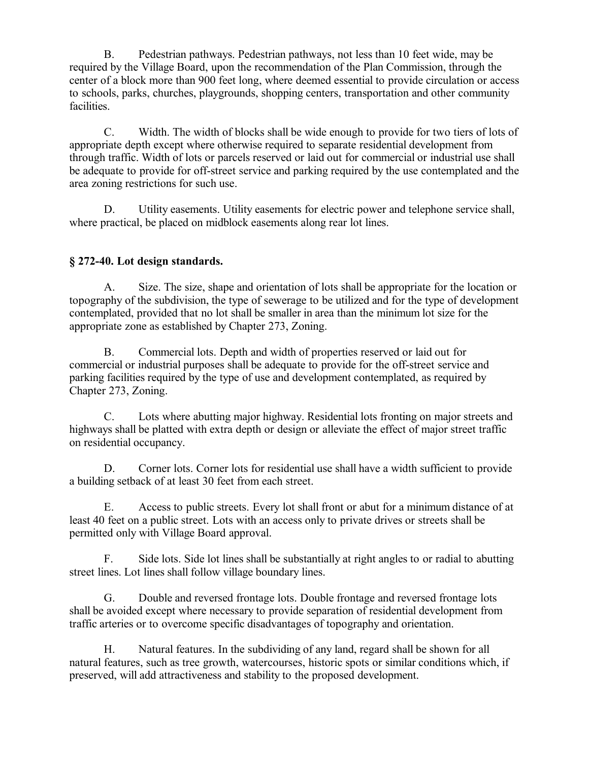B. Pedestrian pathways. Pedestrian pathways, not less than 10 feet wide, may be required by the Village Board, upon the recommendation of the Plan Commission, through the center of a block more than 900 feet long, where deemed essential to provide circulation or access to schools, parks, churches, playgrounds, shopping centers, transportation and other community facilities.

C. Width. The width of blocks shall be wide enough to provide for two tiers of lots of appropriate depth except where otherwise required to separate residential development from through traffic. Width of lots or parcels reserved or laid out for commercial or industrial use shall be adequate to provide for off-street service and parking required by the use contemplated and the area zoning restrictions for such use.

D. Utility easements. Utility easements for electric power and telephone service shall, where practical, be placed on midblock easements along rear lot lines.

### § 272-40. Lot design standards.

A. Size. The size, shape and orientation of lots shall be appropriate for the location or topography of the subdivision, the type of sewerage to be utilized and for the type of development contemplated, provided that no lot shall be smaller in area than the minimum lot size for the appropriate zone as established by Chapter 273, Zoning.

B. Commercial lots. Depth and width of properties reserved or laid out for commercial or industrial purposes shall be adequate to provide for the off-street service and parking facilities required by the type of use and development contemplated, as required by Chapter 273, Zoning.

C. Lots where abutting major highway. Residential lots fronting on major streets and highways shall be platted with extra depth or design or alleviate the effect of major street traffic on residential occupancy.

D. Corner lots. Corner lots for residential use shall have a width sufficient to provide a building setback of at least 30 feet from each street.

E. Access to public streets. Every lot shall front or abut for a minimum distance of at least 40 feet on a public street. Lots with an access only to private drives or streets shall be permitted only with Village Board approval.

F. Side lots. Side lot lines shall be substantially at right angles to or radial to abutting street lines. Lot lines shall follow village boundary lines.

G. Double and reversed frontage lots. Double frontage and reversed frontage lots shall be avoided except where necessary to provide separation of residential development from traffic arteries or to overcome specific disadvantages of topography and orientation.

H. Natural features. In the subdividing of any land, regard shall be shown for all natural features, such as tree growth, watercourses, historic spots or similar conditions which, if preserved, will add attractiveness and stability to the proposed development.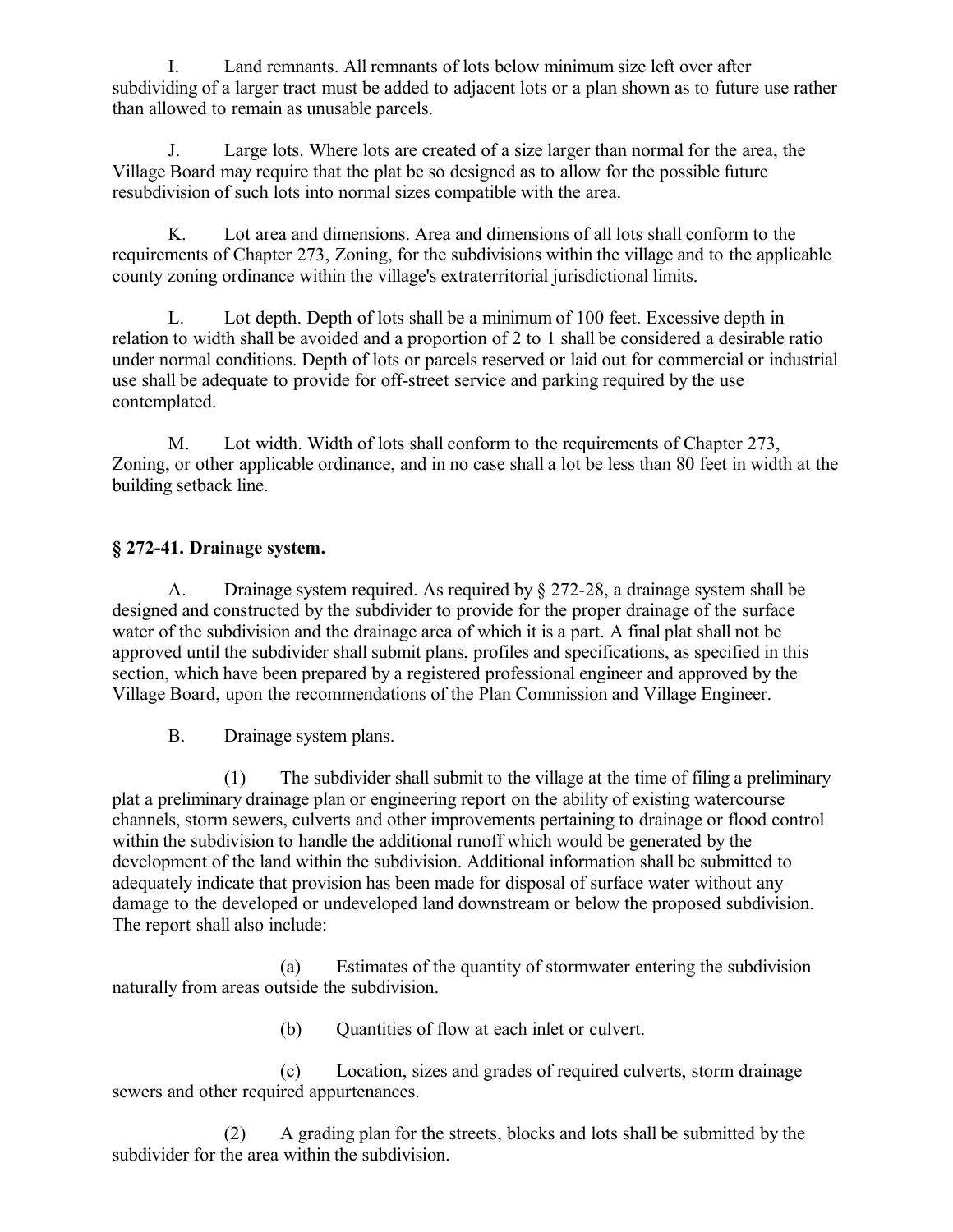I. Land remnants. All remnants of lots below minimum size left over after subdividing of a larger tract must be added to adjacent lots or a plan shown as to future use rather than allowed to remain as unusable parcels.

J. Large lots. Where lots are created of a size larger than normal for the area, the Village Board may require that the plat be so designed as to allow for the possible future resubdivision of such lots into normal sizes compatible with the area.

K. Lot area and dimensions. Area and dimensions of all lots shall conform to the requirements of Chapter 273, Zoning, for the subdivisions within the village and to the applicable county zoning ordinance within the village's extraterritorial jurisdictional limits.

L. Lot depth. Depth of lots shall be a minimum of 100 feet. Excessive depth in relation to width shall be avoided and a proportion of 2 to 1 shall be considered a desirable ratio under normal conditions. Depth of lots or parcels reserved or laid out for commercial or industrial use shall be adequate to provide for off-street service and parking required by the use contemplated.

M. Lot width. Width of lots shall conform to the requirements of Chapter 273, Zoning, or other applicable ordinance, and in no case shall a lot be less than 80 feet in width at the building setback line.

### § 272-41. Drainage system.

A. Drainage system required. As required by § 272-28, a drainage system shall be designed and constructed by the subdivider to provide for the proper drainage of the surface water of the subdivision and the drainage area of which it is a part. A final plat shall not be approved until the subdivider shall submit plans, profiles and specifications, as specified in this section, which have been prepared by a registered professional engineer and approved by the Village Board, upon the recommendations of the Plan Commission and Village Engineer.

B. Drainage system plans.

(1) The subdivider shall submit to the village at the time of filing a preliminary plat a preliminary drainage plan or engineering report on the ability of existing watercourse channels, storm sewers, culverts and other improvements pertaining to drainage or flood control within the subdivision to handle the additional runoff which would be generated by the development of the land within the subdivision. Additional information shall be submitted to adequately indicate that provision has been made for disposal of surface water without any damage to the developed or undeveloped land downstream or below the proposed subdivision. The report shall also include:

(a) Estimates of the quantity of stormwater entering the subdivision naturally from areas outside the subdivision.

(b) Quantities of flow at each inlet or culvert.

(c) Location, sizes and grades of required culverts, storm drainage sewers and other required appurtenances.

(2) A grading plan for the streets, blocks and lots shall be submitted by the subdivider for the area within the subdivision.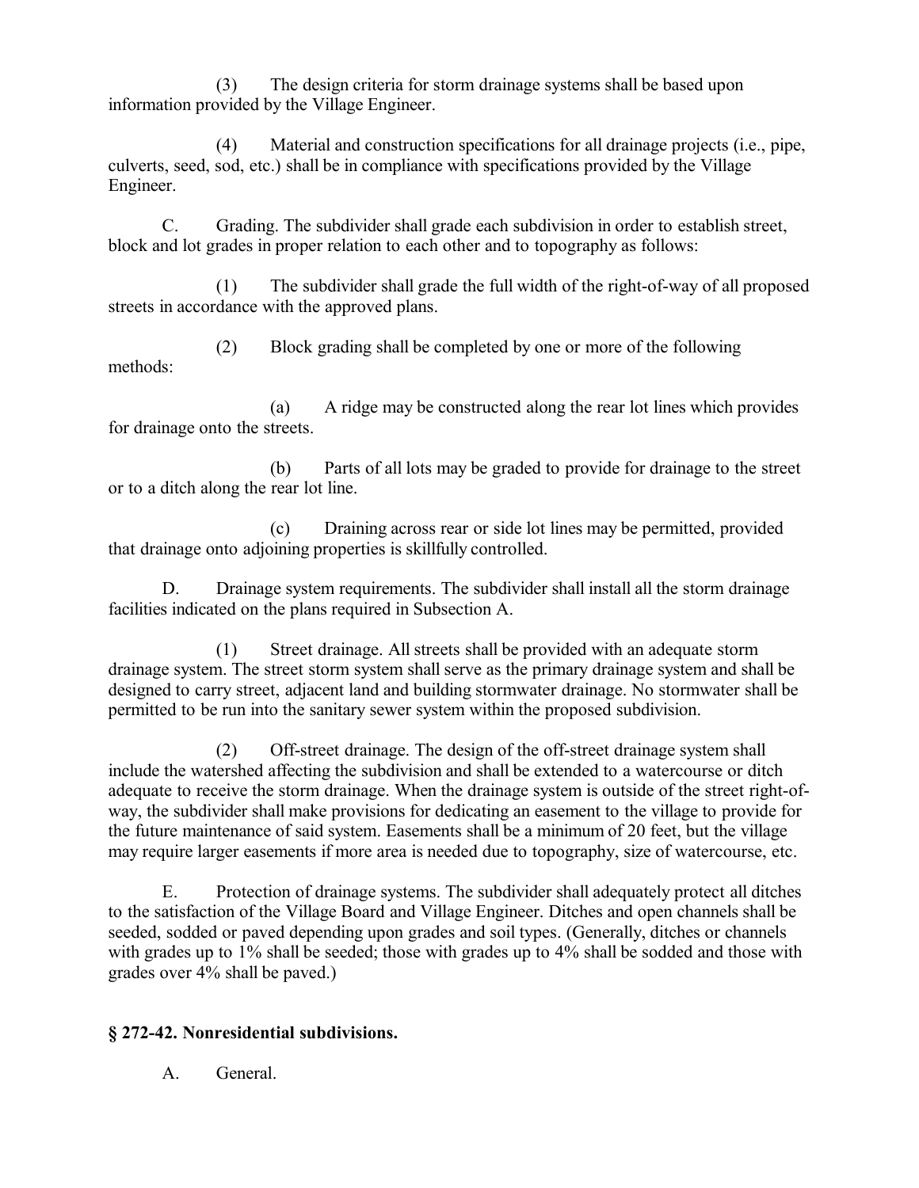(3) The design criteria for storm drainage systems shall be based upon information provided by the Village Engineer.

(4) Material and construction specifications for all drainage projects (i.e., pipe, culverts, seed, sod, etc.) shall be in compliance with specifications provided by the Village Engineer.

C. Grading. The subdivider shall grade each subdivision in order to establish street, block and lot grades in proper relation to each other and to topography as follows:

(1) The subdivider shall grade the full width of the right-of-way of all proposed streets in accordance with the approved plans.

(2) Block grading shall be completed by one or more of the following methods:

(a) A ridge may be constructed along the rear lot lines which provides for drainage onto the streets.

(b) Parts of all lots may be graded to provide for drainage to the street or to a ditch along the rear lot line.

(c) Draining across rear or side lot lines may be permitted, provided that drainage onto adjoining properties is skillfully controlled.

D. Drainage system requirements. The subdivider shall install all the storm drainage facilities indicated on the plans required in Subsection A.

(1) Street drainage. All streets shall be provided with an adequate storm drainage system. The street storm system shall serve as the primary drainage system and shall be designed to carry street, adjacent land and building stormwater drainage. No stormwater shall be permitted to be run into the sanitary sewer system within the proposed subdivision.

(2) Off-street drainage. The design of the off-street drainage system shall include the watershed affecting the subdivision and shall be extended to a watercourse or ditch adequate to receive the storm drainage. When the drainage system is outside of the street right-of-way, the subdivider shall make provisions for dedicating an easement to the village to provide for the future maintenance of said system. Easements shall be a minimum of 20 feet, but the village may require larger easements if more area is needed due to topography, size of watercourse, etc.

E. Protection of drainage systems. The subdivider shall adequately protect all ditches to the satisfaction of the Village Board and Village Engineer. Ditches and open channels shall be seeded, sodded or paved depending upon grades and soil types. (Generally, ditches or channels with grades up to 1% shall be seeded; those with grades up to 4% shall be sodded and those with grades over 4% shall be paved.)

### § 272-42. Nonresidential subdivisions.

A. General.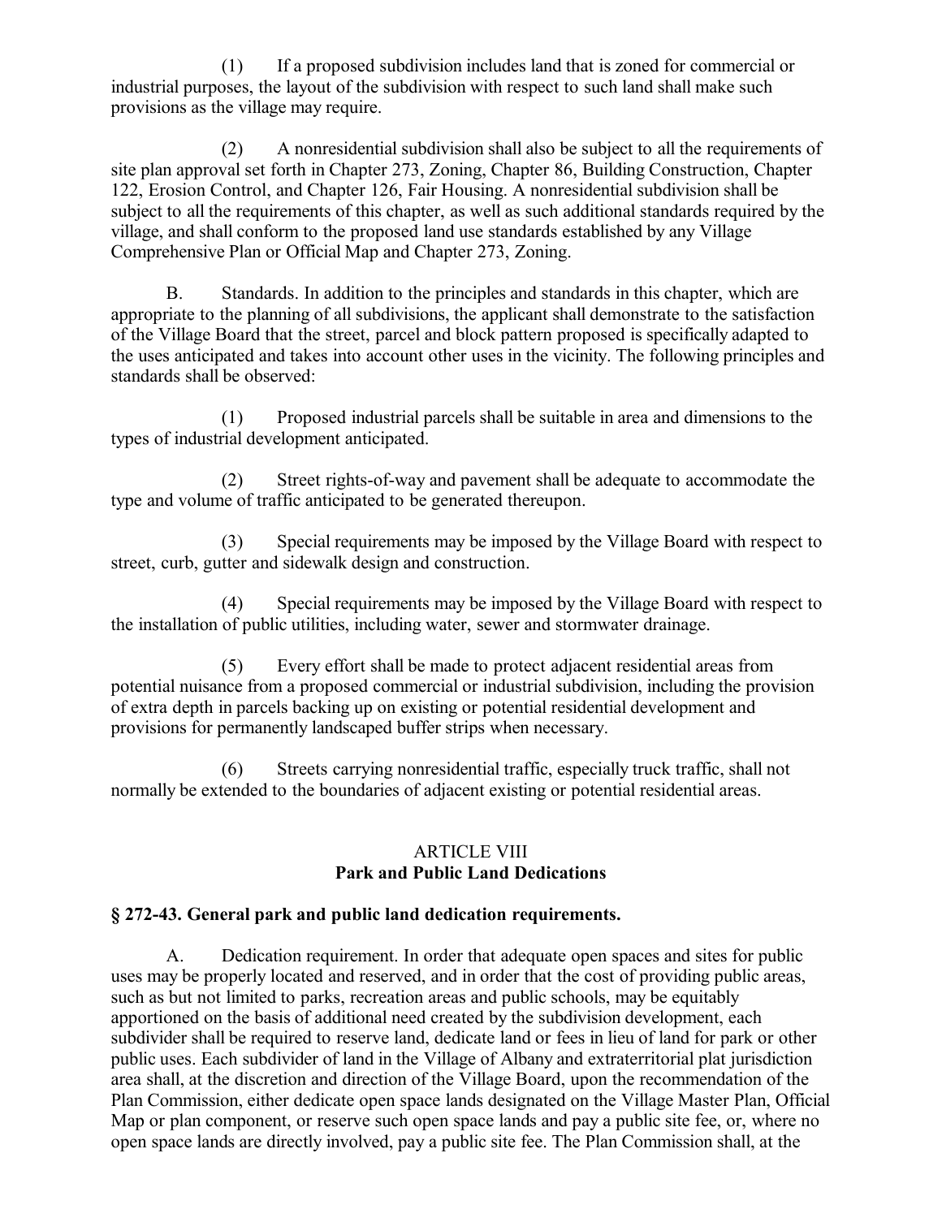(1) If a proposed subdivision includes land that is zoned for commercial or industrial purposes, the layout of the subdivision with respect to such land shall make such provisions as the village may require.

(2) A nonresidential subdivision shall also be subject to all the requirements of site plan approval set forth in Chapter 273, Zoning, Chapter 86, Building Construction, Chapter 122, Erosion Control, and Chapter 126, Fair Housing. A nonresidential subdivision shall be subject to all the requirements of this chapter, as well as such additional standards required by the village, and shall conform to the proposed land use standards established by any Village Comprehensive Plan or Official Map and Chapter 273, Zoning.

B. Standards. In addition to the principles and standards in this chapter, which are appropriate to the planning of all subdivisions, the applicant shall demonstrate to the satisfaction of the Village Board that the street, parcel and block pattern proposed is specifically adapted to the uses anticipated and takes into account other uses in the vicinity. The following principles and standards shall be observed:

(1) Proposed industrial parcels shall be suitable in area and dimensions to the types of industrial development anticipated.

(2) Street rights-of-way and pavement shall be adequate to accommodate the type and volume of traffic anticipated to be generated thereupon.

(3) Special requirements may be imposed by the Village Board with respect to street, curb, gutter and sidewalk design and construction.

(4) Special requirements may be imposed by the Village Board with respect to the installation of public utilities, including water, sewer and stormwater drainage.

(5) Every effort shall be made to protect adjacent residential areas from potential nuisance from a proposed commercial or industrial subdivision, including the provision of extra depth in parcels backing up on existing or potential residential development and provisions for permanently landscaped buffer strips when necessary.

(6) Streets carrying nonresidential traffic, especially truck traffic, shall not normally be extended to the boundaries of adjacent existing or potential residential areas.

## ARTICLE VIII
## Park and Public Land Dedications

### § 272-43. General park and public land dedication requirements.

A. Dedication requirement. In order that adequate open spaces and sites for public uses may be properly located and reserved, and in order that the cost of providing public areas, such as but not limited to parks, recreation areas and public schools, may be equitably apportioned on the basis of additional need created by the subdivision development, each subdivider shall be required to reserve land, dedicate land or fees in lieu of land for park or other public uses. Each subdivider of land in the Village of Albany and extraterritorial plat jurisdiction area shall, at the discretion and direction of the Village Board, upon the recommendation of the Plan Commission, either dedicate open space lands designated on the Village Master Plan, Official Map or plan component, or reserve such open space lands and pay a public site fee, or, where no open space lands are directly involved, pay a public site fee. The Plan Commission shall, at the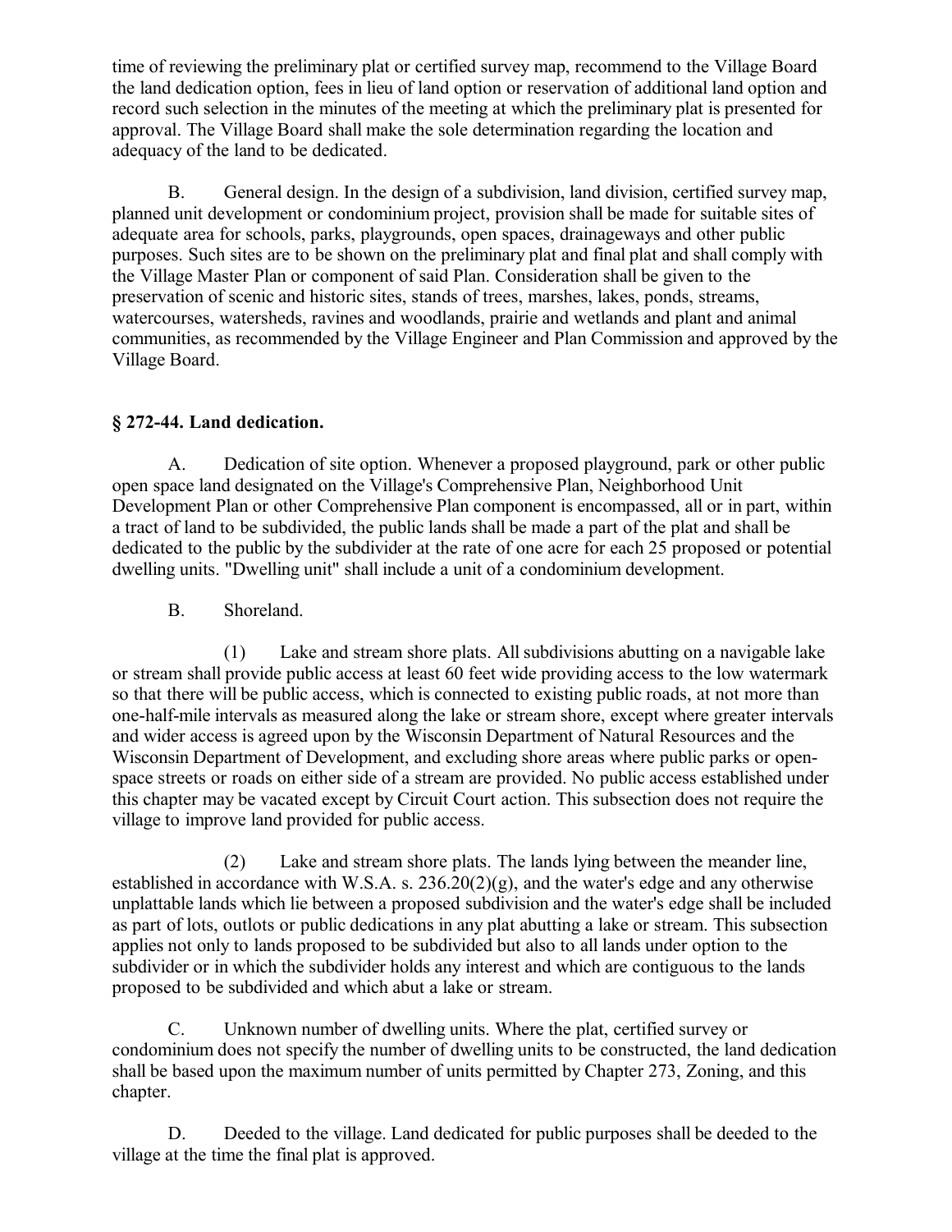time of reviewing the preliminary plat or certified survey map, recommend to the Village Board the land dedication option, fees in lieu of land option or reservation of additional land option and record such selection in the minutes of the meeting at which the preliminary plat is presented for approval. The Village Board shall make the sole determination regarding the location and adequacy of the land to be dedicated.

B. General design. In the design of a subdivision, land division, certified survey map, planned unit development or condominium project, provision shall be made for suitable sites of adequate area for schools, parks, playgrounds, open spaces, drainageways and other public purposes. Such sites are to be shown on the preliminary plat and final plat and shall comply with the Village Master Plan or component of said Plan. Consideration shall be given to the preservation of scenic and historic sites, stands of trees, marshes, lakes, ponds, streams, watercourses, watersheds, ravines and woodlands, prairie and wetlands and plant and animal communities, as recommended by the Village Engineer and Plan Commission and approved by the Village Board.

### § 272-44. Land dedication.

A. Dedication of site option. Whenever a proposed playground, park or other public open space land designated on the Village's Comprehensive Plan, Neighborhood Unit Development Plan or other Comprehensive Plan component is encompassed, all or in part, within a tract of land to be subdivided, the public lands shall be made a part of the plat and shall be dedicated to the public by the subdivider at the rate of one acre for each 25 proposed or potential dwelling units. "Dwelling unit" shall include a unit of a condominium development.

B. Shoreland.

(1) Lake and stream shore plats. All subdivisions abutting on a navigable lake or stream shall provide public access at least 60 feet wide providing access to the low watermark so that there will be public access, which is connected to existing public roads, at not more than one-half-mile intervals as measured along the lake or stream shore, except where greater intervals and wider access is agreed upon by the Wisconsin Department of Natural Resources and the Wisconsin Department of Development, and excluding shore areas where public parks or open-space streets or roads on either side of a stream are provided. No public access established under this chapter may be vacated except by Circuit Court action. This subsection does not require the village to improve land provided for public access.

(2) Lake and stream shore plats. The lands lying between the meander line, established in accordance with W.S.A. s. 236.20(2)(g), and the water's edge and any otherwise unplattable lands which lie between a proposed subdivision and the water's edge shall be included as part of lots, outlots or public dedications in any plat abutting a lake or stream. This subsection applies not only to lands proposed to be subdivided but also to all lands under option to the subdivider or in which the subdivider holds any interest and which are contiguous to the lands proposed to be subdivided and which abut a lake or stream.

C. Unknown number of dwelling units. Where the plat, certified survey or condominium does not specify the number of dwelling units to be constructed, the land dedication shall be based upon the maximum number of units permitted by Chapter 273, Zoning, and this chapter.

D. Deeded to the village. Land dedicated for public purposes shall be deeded to the village at the time the final plat is approved.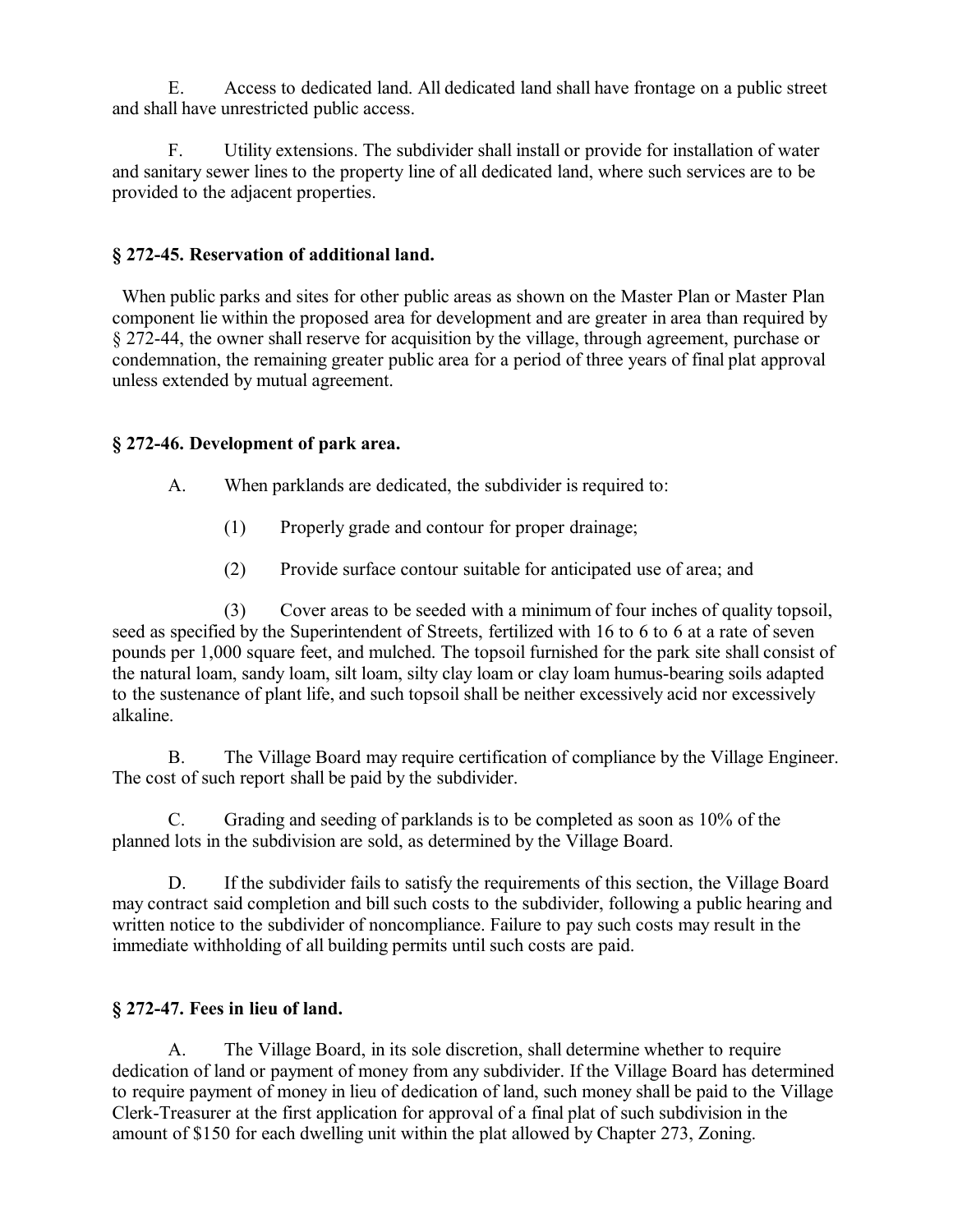E. Access to dedicated land. All dedicated land shall have frontage on a public street and shall have unrestricted public access.

F. Utility extensions. The subdivider shall install or provide for installation of water and sanitary sewer lines to the property line of all dedicated land, where such services are to be provided to the adjacent properties.

### § 272-45. Reservation of additional land.

When public parks and sites for other public areas as shown on the Master Plan or Master Plan component lie within the proposed area for development and are greater in area than required by § 272-44, the owner shall reserve for acquisition by the village, through agreement, purchase or condemnation, the remaining greater public area for a period of three years of final plat approval unless extended by mutual agreement.

### § 272-46. Development of park area.

A. When parklands are dedicated, the subdivider is required to:

(1) Properly grade and contour for proper drainage;

(2) Provide surface contour suitable for anticipated use of area; and

(3) Cover areas to be seeded with a minimum of four inches of quality topsoil, seed as specified by the Superintendent of Streets, fertilized with 16 to 6 to 6 at a rate of seven pounds per 1,000 square feet, and mulched. The topsoil furnished for the park site shall consist of the natural loam, sandy loam, silt loam, silty clay loam or clay loam humus-bearing soils adapted to the sustenance of plant life, and such topsoil shall be neither excessively acid nor excessively alkaline.

B. The Village Board may require certification of compliance by the Village Engineer. The cost of such report shall be paid by the subdivider.

C. Grading and seeding of parklands is to be completed as soon as 10% of the planned lots in the subdivision are sold, as determined by the Village Board.

D. If the subdivider fails to satisfy the requirements of this section, the Village Board may contract said completion and bill such costs to the subdivider, following a public hearing and written notice to the subdivider of noncompliance. Failure to pay such costs may result in the immediate withholding of all building permits until such costs are paid.

### § 272-47. Fees in lieu of land.

A. The Village Board, in its sole discretion, shall determine whether to require dedication of land or payment of money from any subdivider. If the Village Board has determined to require payment of money in lieu of dedication of land, such money shall be paid to the Village Clerk-Treasurer at the first application for approval of a final plat of such subdivision in the amount of $150 for each dwelling unit within the plat allowed by Chapter 273, Zoning.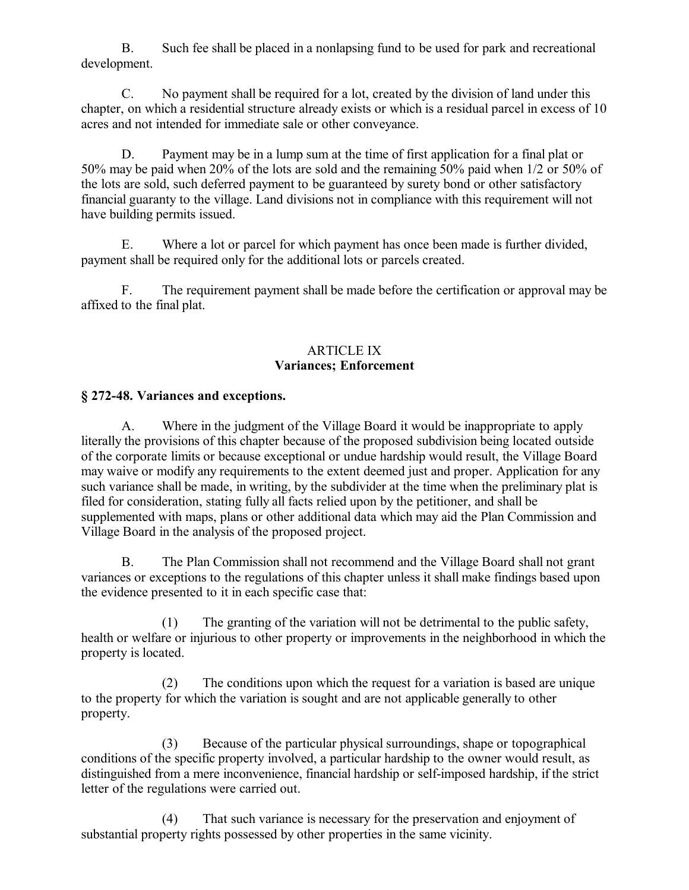B. Such fee shall be placed in a nonlapsing fund to be used for park and recreational development.

C. No payment shall be required for a lot, created by the division of land under this chapter, on which a residential structure already exists or which is a residual parcel in excess of 10 acres and not intended for immediate sale or other conveyance.

D. Payment may be in a lump sum at the time of first application for a final plat or 50% may be paid when 20% of the lots are sold and the remaining 50% paid when 1/2 or 50% of the lots are sold, such deferred payment to be guaranteed by surety bond or other satisfactory financial guaranty to the village. Land divisions not in compliance with this requirement will not have building permits issued.

E. Where a lot or parcel for which payment has once been made is further divided, payment shall be required only for the additional lots or parcels created.

F. The requirement payment shall be made before the certification or approval may be affixed to the final plat.

## ARTICLE IX
## Variances; Enforcement

### § 272-48. Variances and exceptions.

A. Where in the judgment of the Village Board it would be inappropriate to apply literally the provisions of this chapter because of the proposed subdivision being located outside of the corporate limits or because exceptional or undue hardship would result, the Village Board may waive or modify any requirements to the extent deemed just and proper. Application for any such variance shall be made, in writing, by the subdivider at the time when the preliminary plat is filed for consideration, stating fully all facts relied upon by the petitioner, and shall be supplemented with maps, plans or other additional data which may aid the Plan Commission and Village Board in the analysis of the proposed project.

B. The Plan Commission shall not recommend and the Village Board shall not grant variances or exceptions to the regulations of this chapter unless it shall make findings based upon the evidence presented to it in each specific case that:

(1) The granting of the variation will not be detrimental to the public safety, health or welfare or injurious to other property or improvements in the neighborhood in which the property is located.

(2) The conditions upon which the request for a variation is based are unique to the property for which the variation is sought and are not applicable generally to other property.

(3) Because of the particular physical surroundings, shape or topographical conditions of the specific property involved, a particular hardship to the owner would result, as distinguished from a mere inconvenience, financial hardship or self-imposed hardship, if the strict letter of the regulations were carried out.

(4) That such variance is necessary for the preservation and enjoyment of substantial property rights possessed by other properties in the same vicinity.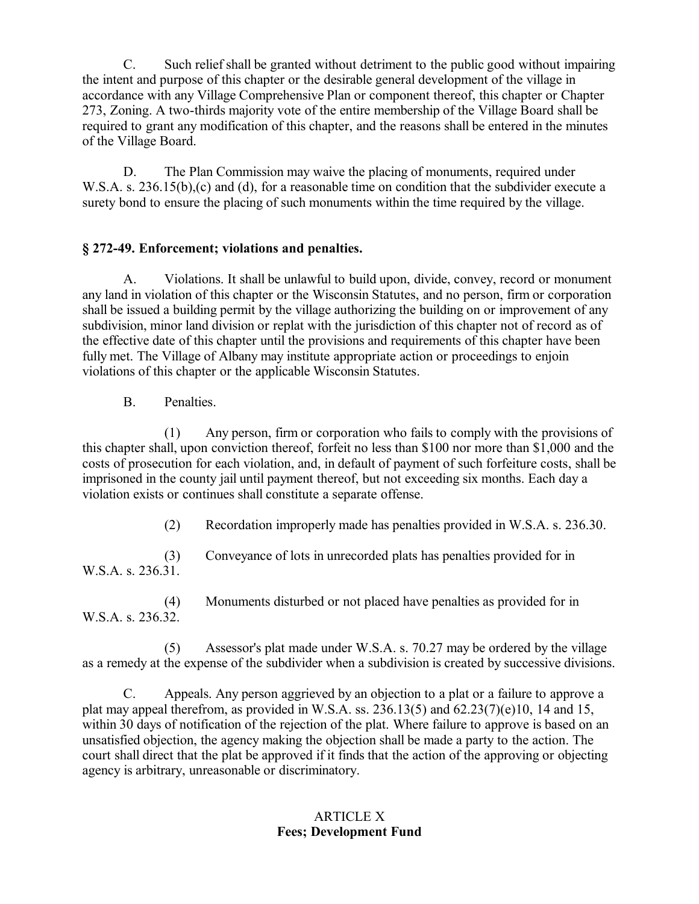C. Such relief shall be granted without detriment to the public good without impairing the intent and purpose of this chapter or the desirable general development of the village in accordance with any Village Comprehensive Plan or component thereof, this chapter or Chapter 273, Zoning. A two-thirds majority vote of the entire membership of the Village Board shall be required to grant any modification of this chapter, and the reasons shall be entered in the minutes of the Village Board.

D. The Plan Commission may waive the placing of monuments, required under W.S.A. s. 236.15(b),(c) and (d), for a reasonable time on condition that the subdivider execute a surety bond to ensure the placing of such monuments within the time required by the village.

### § 272-49. Enforcement; violations and penalties.

A. Violations. It shall be unlawful to build upon, divide, convey, record or monument any land in violation of this chapter or the Wisconsin Statutes, and no person, firm or corporation shall be issued a building permit by the village authorizing the building on or improvement of any subdivision, minor land division or replat with the jurisdiction of this chapter not of record as of the effective date of this chapter until the provisions and requirements of this chapter have been fully met. The Village of Albany may institute appropriate action or proceedings to enjoin violations of this chapter or the applicable Wisconsin Statutes.

B. Penalties.

(1) Any person, firm or corporation who fails to comply with the provisions of this chapter shall, upon conviction thereof, forfeit no less than $100 nor more than $1,000 and the costs of prosecution for each violation, and, in default of payment of such forfeiture costs, shall be imprisoned in the county jail until payment thereof, but not exceeding six months. Each day a violation exists or continues shall constitute a separate offense.

(2) Recordation improperly made has penalties provided in W.S.A. s. 236.30.

(3) Conveyance of lots in unrecorded plats has penalties provided for in W.S.A. s. 236.31.

(4) Monuments disturbed or not placed have penalties as provided for in W.S.A. s. 236.32.

(5) Assessor's plat made under W.S.A. s. 70.27 may be ordered by the village as a remedy at the expense of the subdivider when a subdivision is created by successive divisions.

C. Appeals. Any person aggrieved by an objection to a plat or a failure to approve a plat may appeal therefrom, as provided in W.S.A. ss. 236.13(5) and 62.23(7)(e)10, 14 and 15, within 30 days of notification of the rejection of the plat. Where failure to approve is based on an unsatisfied objection, the agency making the objection shall be made a party to the action. The court shall direct that the plat be approved if it finds that the action of the approving or objecting agency is arbitrary, unreasonable or discriminatory.

## ARTICLE X
## Fees; Development Fund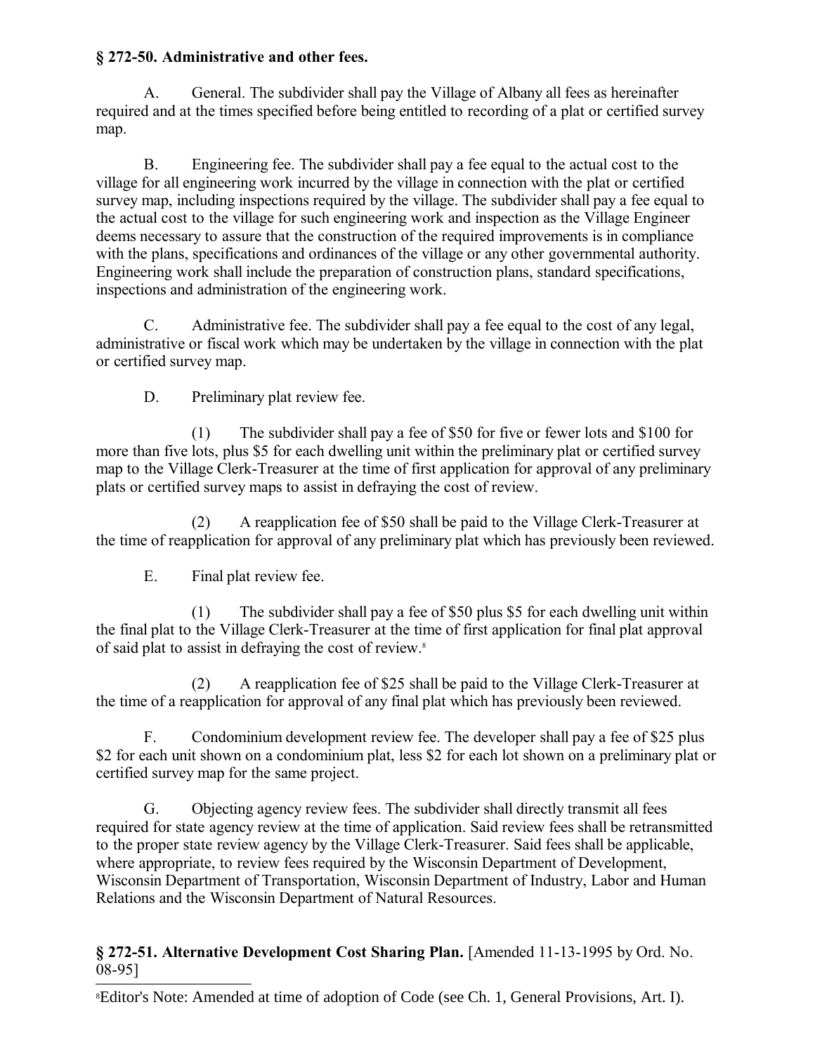**§ 272-50. Administrative and other fees.**

A. General. The subdivider shall pay the Village of Albany all fees as hereinafter required and at the times specified before being entitled to recording of a plat or certified survey map.

B. Engineering fee. The subdivider shall pay a fee equal to the actual cost to the village for all engineering work incurred by the village in connection with the plat or certified survey map, including inspections required by the village. The subdivider shall pay a fee equal to the actual cost to the village for such engineering work and inspection as the Village Engineer deems necessary to assure that the construction of the required improvements is in compliance with the plans, specifications and ordinances of the village or any other governmental authority. Engineering work shall include the preparation of construction plans, standard specifications, inspections and administration of the engineering work.

C. Administrative fee. The subdivider shall pay a fee equal to the cost of any legal, administrative or fiscal work which may be undertaken by the village in connection with the plat or certified survey map.

D. Preliminary plat review fee.

(1) The subdivider shall pay a fee of $50 for five or fewer lots and $100 for more than five lots, plus $5 for each dwelling unit within the preliminary plat or certified survey map to the Village Clerk-Treasurer at the time of first application for approval of any preliminary plats or certified survey maps to assist in defraying the cost of review.

(2) A reapplication fee of $50 shall be paid to the Village Clerk-Treasurer at the time of reapplication for approval of any preliminary plat which has previously been reviewed.

E. Final plat review fee.

(1) The subdivider shall pay a fee of $50 plus $5 for each dwelling unit within the final plat to the Village Clerk-Treasurer at the time of first application for final plat approval of said plat to assist in defraying the cost of review.[8]

(2) A reapplication fee of $25 shall be paid to the Village Clerk-Treasurer at the time of a reapplication for approval of any final plat which has previously been reviewed.

F. Condominium development review fee. The developer shall pay a fee of $25 plus $2 for each unit shown on a condominium plat, less $2 for each lot shown on a preliminary plat or certified survey map for the same project.

G. Objecting agency review fees. The subdivider shall directly transmit all fees required for state agency review at the time of application. Said review fees shall be retransmitted to the proper state review agency by the Village Clerk-Treasurer. Said fees shall be applicable, where appropriate, to review fees required by the Wisconsin Department of Development, Wisconsin Department of Transportation, Wisconsin Department of Industry, Labor and Human Relations and the Wisconsin Department of Natural Resources.

**§ 272-51. Alternative Development Cost Sharing Plan.** [Amended 11-13-1995 by Ord. No. 08-95]

[8] Editor's Note: Amended at time of adoption of Code (see Ch. 1, General Provisions, Art. I).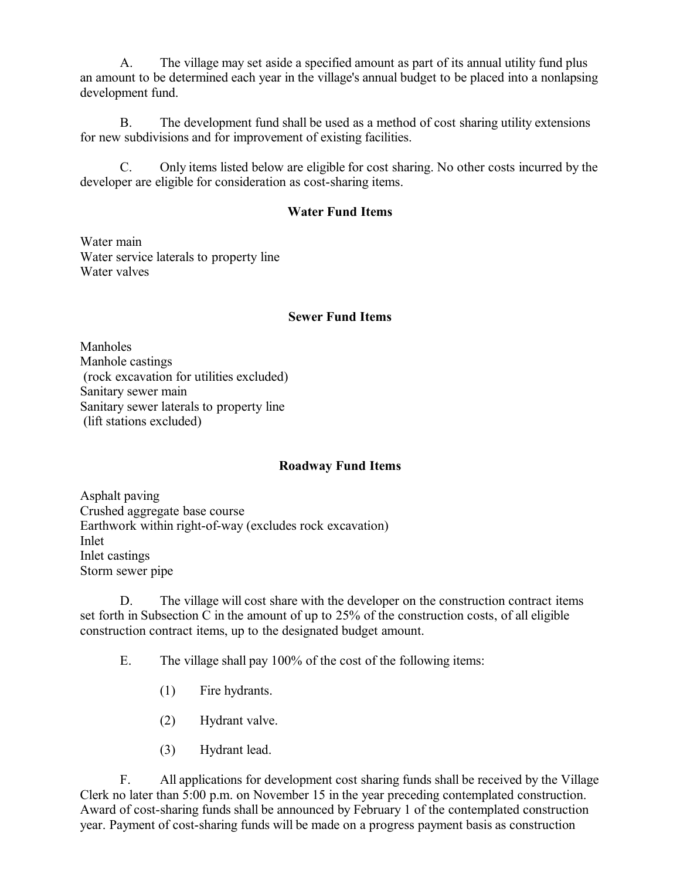A. The village may set aside a specified amount as part of its annual utility fund plus an amount to be determined each year in the village's annual budget to be placed into a nonlapsing development fund.

B. The development fund shall be used as a method of cost sharing utility extensions for new subdivisions and for improvement of existing facilities.

C. Only items listed below are eligible for cost sharing. No other costs incurred by the developer are eligible for consideration as cost-sharing items.

**Water Fund Items**

Water main
Water service laterals to property line
Water valves

**Sewer Fund Items**

Manholes
Manhole castings
(rock excavation for utilities excluded)
Sanitary sewer main
Sanitary sewer laterals to property line
(lift stations excluded)

**Roadway Fund Items**

Asphalt paving
Crushed aggregate base course
Earthwork within right-of-way (excludes rock excavation)
Inlet
Inlet castings
Storm sewer pipe

D. The village will cost share with the developer on the construction contract items set forth in Subsection C in the amount of up to 25% of the construction costs, of all eligible construction contract items, up to the designated budget amount.

E. The village shall pay 100% of the cost of the following items:

(1) Fire hydrants.

(2) Hydrant valve.

(3) Hydrant lead.

F. All applications for development cost sharing funds shall be received by the Village Clerk no later than 5:00 p.m. on November 15 in the year preceding contemplated construction. Award of cost-sharing funds shall be announced by February 1 of the contemplated construction year. Payment of cost-sharing funds will be made on a progress payment basis as construction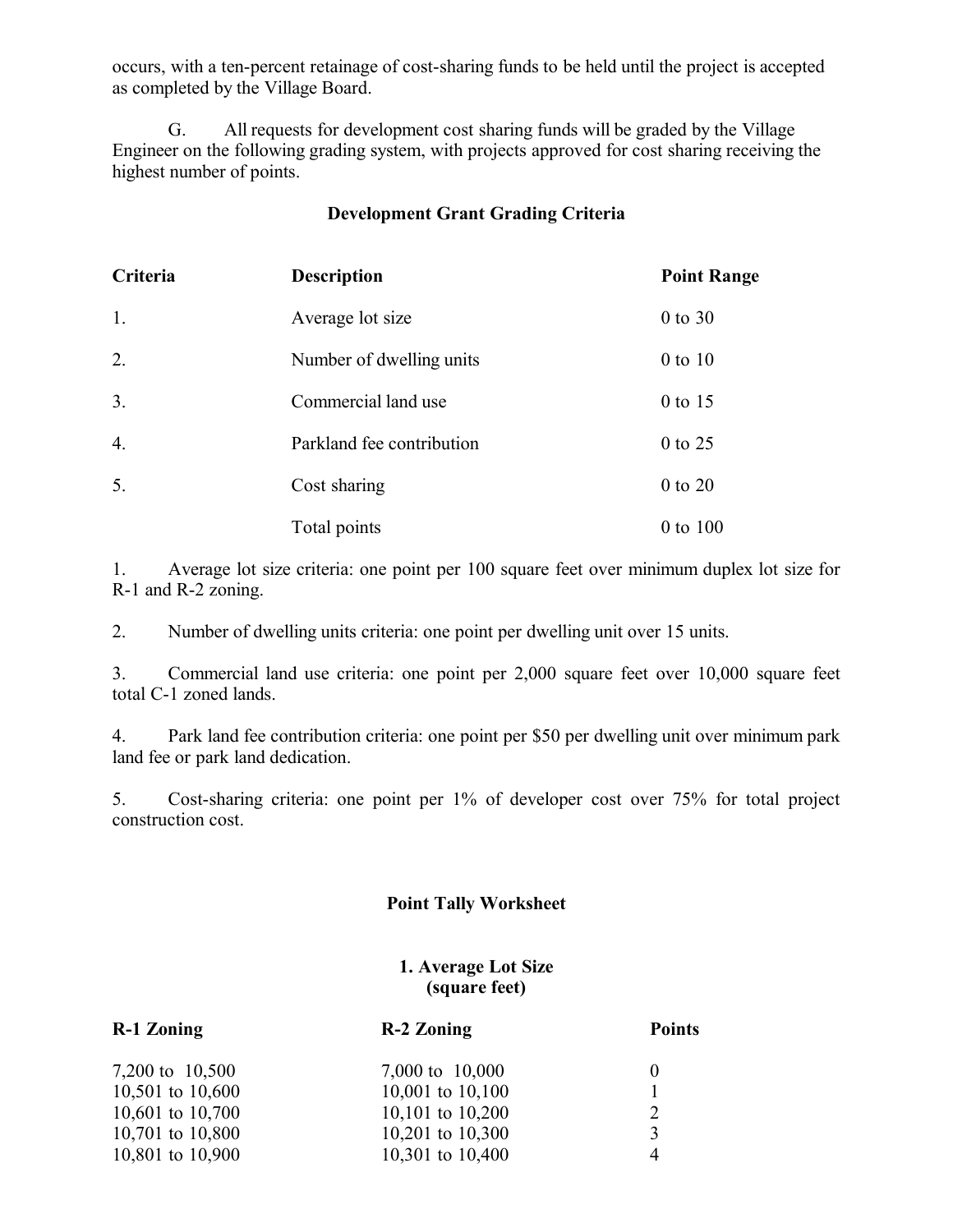occurs, with a ten-percent retainage of cost-sharing funds to be held until the project is accepted as completed by the Village Board.

G. All requests for development cost sharing funds will be graded by the Village Engineer on the following grading system, with projects approved for cost sharing receiving the highest number of points.

**Development Grant Grading Criteria**

| Criteria | Description | Point Range |
|---|---|---|
| 1. | Average lot size | 0 to 30 |
| 2. | Number of dwelling units | 0 to 10 |
| 3. | Commercial land use | 0 to 15 |
| 4. | Parkland fee contribution | 0 to 25 |
| 5. | Cost sharing | 0 to 20 |
| | Total points | 0 to 100 |

1. Average lot size criteria: one point per 100 square feet over minimum duplex lot size for R-1 and R-2 zoning.

2. Number of dwelling units criteria: one point per dwelling unit over 15 units.

3. Commercial land use criteria: one point per 2,000 square feet over 10,000 square feet total C-1 zoned lands.

4. Park land fee contribution criteria: one point per $50 per dwelling unit over minimum park land fee or park land dedication.

5. Cost-sharing criteria: one point per 1% of developer cost over 75% for total project construction cost.

**Point Tally Worksheet**

**1. Average Lot Size (square feet)**

| R-1 Zoning | R-2 Zoning | Points |
|---|---|---|
| 7,200 to 10,500 | 7,000 to 10,000 | 0 |
| 10,501 to 10,600 | 10,001 to 10,100 | 1 |
| 10,601 to 10,700 | 10,101 to 10,200 | 2 |
| 10,701 to 10,800 | 10,201 to 10,300 | 3 |
| 10,801 to 10,900 | 10,301 to 10,400 | 4 |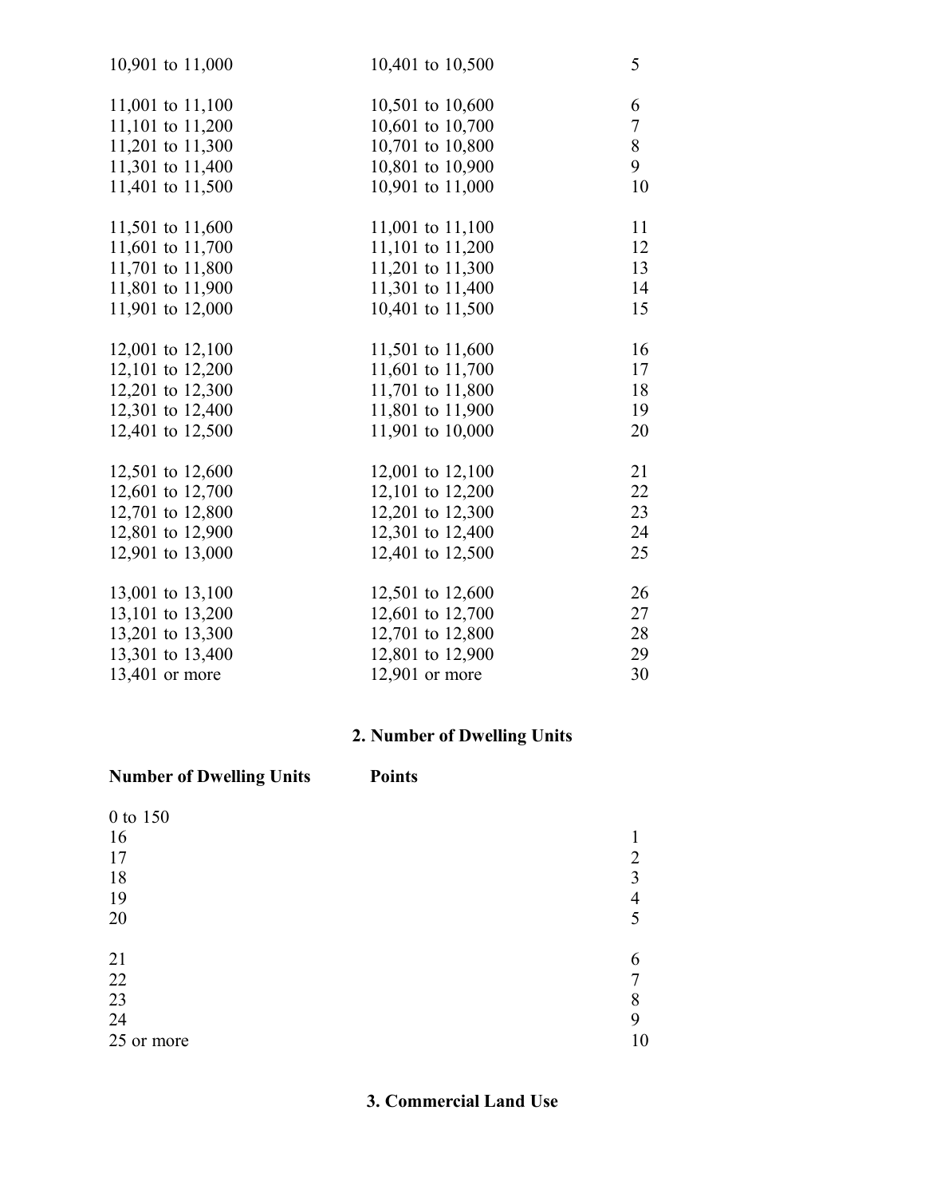| | | |
|---|---|---|
| 10,901 to 11,000 | 10,401 to 10,500 | 5 |
| 11,001 to 11,100 | 10,501 to 10,600 | 6 |
| 11,101 to 11,200 | 10,601 to 10,700 | 7 |
| 11,201 to 11,300 | 10,701 to 10,800 | 8 |
| 11,301 to 11,400 | 10,801 to 10,900 | 9 |
| 11,401 to 11,500 | 10,901 to 11,000 | 10 |
| 11,501 to 11,600 | 11,001 to 11,100 | 11 |
| 11,601 to 11,700 | 11,101 to 11,200 | 12 |
| 11,701 to 11,800 | 11,201 to 11,300 | 13 |
| 11,801 to 11,900 | 11,301 to 11,400 | 14 |
| 11,901 to 12,000 | 10,401 to 11,500 | 15 |
| 12,001 to 12,100 | 11,501 to 11,600 | 16 |
| 12,101 to 12,200 | 11,601 to 11,700 | 17 |
| 12,201 to 12,300 | 11,701 to 11,800 | 18 |
| 12,301 to 12,400 | 11,801 to 11,900 | 19 |
| 12,401 to 12,500 | 11,901 to 10,000 | 20 |
| 12,501 to 12,600 | 12,001 to 12,100 | 21 |
| 12,601 to 12,700 | 12,101 to 12,200 | 22 |
| 12,701 to 12,800 | 12,201 to 12,300 | 23 |
| 12,801 to 12,900 | 12,301 to 12,400 | 24 |
| 12,901 to 13,000 | 12,401 to 12,500 | 25 |
| 13,001 to 13,100 | 12,501 to 12,600 | 26 |
| 13,101 to 13,200 | 12,601 to 12,700 | 27 |
| 13,201 to 13,300 | 12,701 to 12,800 | 28 |
| 13,301 to 13,400 | 12,801 to 12,900 | 29 |
| 13,401 or more | 12,901 or more | 30 |

## 2. Number of Dwelling Units

| Number of Dwelling Units | Points |
|---|---|
| 0 to 150 | |
| 16 | 1 |
| 17 | 2 |
| 18 | 3 |
| 19 | 4 |
| 20 | 5 |
| 21 | 6 |
| 22 | 7 |
| 23 | 8 |
| 24 | 9 |
| 25 or more | 10 |

## 3. Commercial Land Use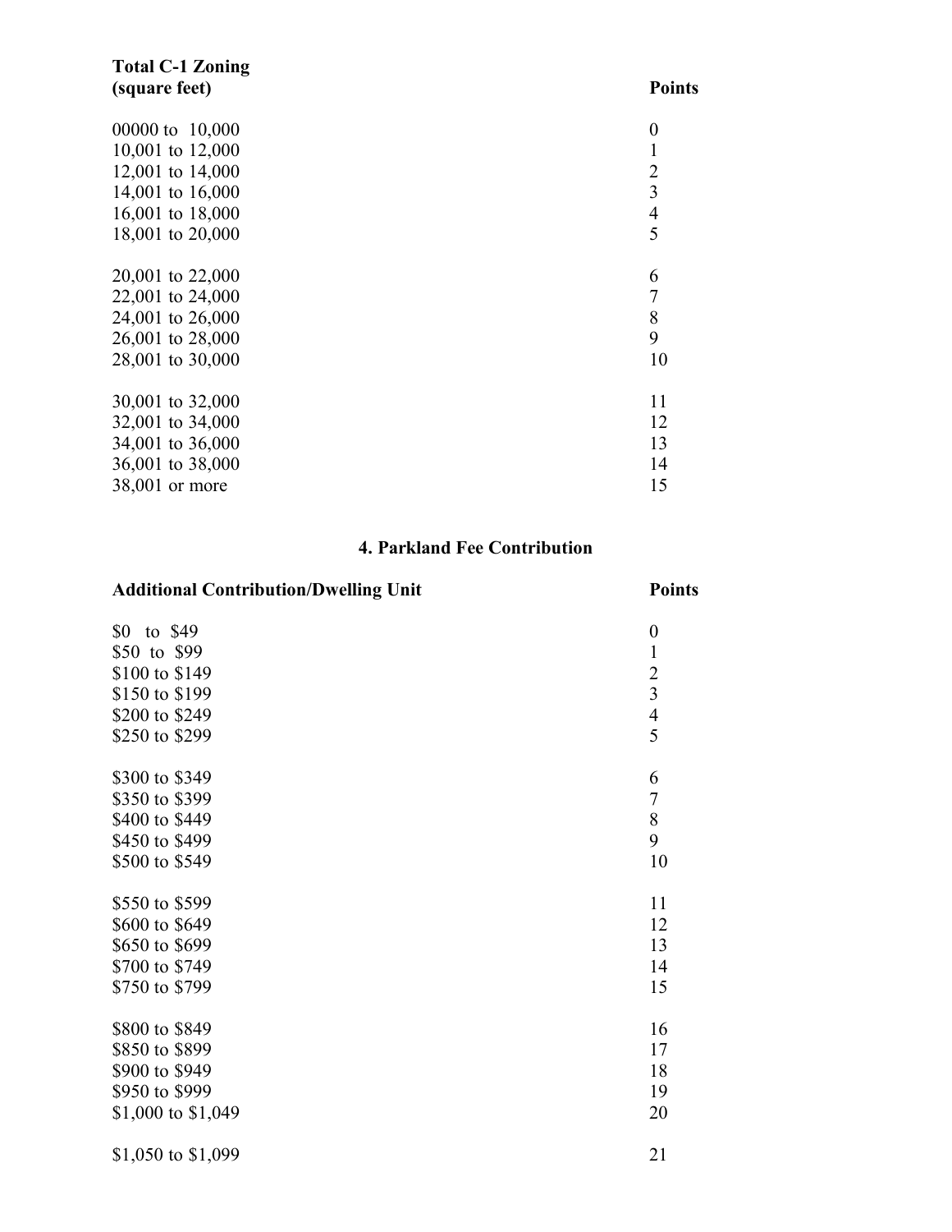| Total C-1 Zoning (square feet) | Points |
|---|---|
| 00000 to 10,000 | 0 |
| 10,001 to 12,000 | 1 |
| 12,001 to 14,000 | 2 |
| 14,001 to 16,000 | 3 |
| 16,001 to 18,000 | 4 |
| 18,001 to 20,000 | 5 |
| 20,001 to 22,000 | 6 |
| 22,001 to 24,000 | 7 |
| 24,001 to 26,000 | 8 |
| 26,001 to 28,000 | 9 |
| 28,001 to 30,000 | 10 |
| 30,001 to 32,000 | 11 |
| 32,001 to 34,000 | 12 |
| 34,001 to 36,000 | 13 |
| 36,001 to 38,000 | 14 |
| 38,001 or more | 15 |

### 4. Parkland Fee Contribution

| Additional Contribution/Dwelling Unit | Points |
|---|---|
| $0 to $49 | 0 |
| $50 to $99 | 1 |
| $100 to $149 | 2 |
| $150 to $199 | 3 |
| $200 to $249 | 4 |
| $250 to $299 | 5 |
| $300 to $349 | 6 |
| $350 to $399 | 7 |
| $400 to $449 | 8 |
| $450 to $499 | 9 |
| $500 to $549 | 10 |
| $550 to $599 | 11 |
| $600 to $649 | 12 |
| $650 to $699 | 13 |
| $700 to $749 | 14 |
| $750 to $799 | 15 |
| $800 to $849 | 16 |
| $850 to $899 | 17 |
| $900 to $949 | 18 |
| $950 to $999 | 19 |
| $1,000 to $1,049 | 20 |
| $1,050 to $1,099 | 21 |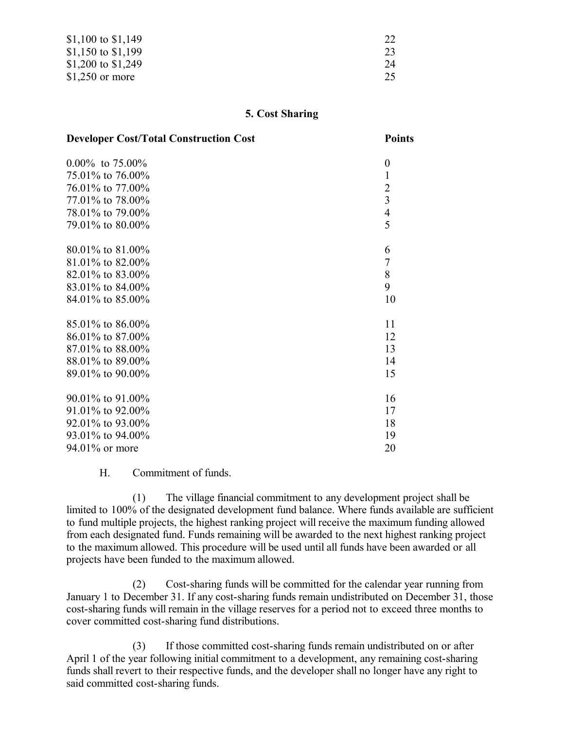| | |
|---|---|
| $1,100 to $1,149 | 22 |
| $1,150 to $1,199 | 23 |
| $1,200 to $1,249 | 24 |
| $1,250 or more | 25 |

**5. Cost Sharing**

| Developer Cost/Total Construction Cost | Points |
|---|---|
| 0.00% to 75.00% | 0 |
| 75.01% to 76.00% | 1 |
| 76.01% to 77.00% | 2 |
| 77.01% to 78.00% | 3 |
| 78.01% to 79.00% | 4 |
| 79.01% to 80.00% | 5 |
| 80.01% to 81.00% | 6 |
| 81.01% to 82.00% | 7 |
| 82.01% to 83.00% | 8 |
| 83.01% to 84.00% | 9 |
| 84.01% to 85.00% | 10 |
| 85.01% to 86.00% | 11 |
| 86.01% to 87.00% | 12 |
| 87.01% to 88.00% | 13 |
| 88.01% to 89.00% | 14 |
| 89.01% to 90.00% | 15 |
| 90.01% to 91.00% | 16 |
| 91.01% to 92.00% | 17 |
| 92.01% to 93.00% | 18 |
| 93.01% to 94.00% | 19 |
| 94.01% or more | 20 |

H. Commitment of funds.

(1) The village financial commitment to any development project shall be limited to 100% of the designated development fund balance. Where funds available are sufficient to fund multiple projects, the highest ranking project will receive the maximum funding allowed from each designated fund. Funds remaining will be awarded to the next highest ranking project to the maximum allowed. This procedure will be used until all funds have been awarded or all projects have been funded to the maximum allowed.

(2) Cost-sharing funds will be committed for the calendar year running from January 1 to December 31. If any cost-sharing funds remain undistributed on December 31, those cost-sharing funds will remain in the village reserves for a period not to exceed three months to cover committed cost-sharing fund distributions.

(3) If those committed cost-sharing funds remain undistributed on or after April 1 of the year following initial commitment to a development, any remaining cost-sharing funds shall revert to their respective funds, and the developer shall no longer have any right to said committed cost-sharing funds.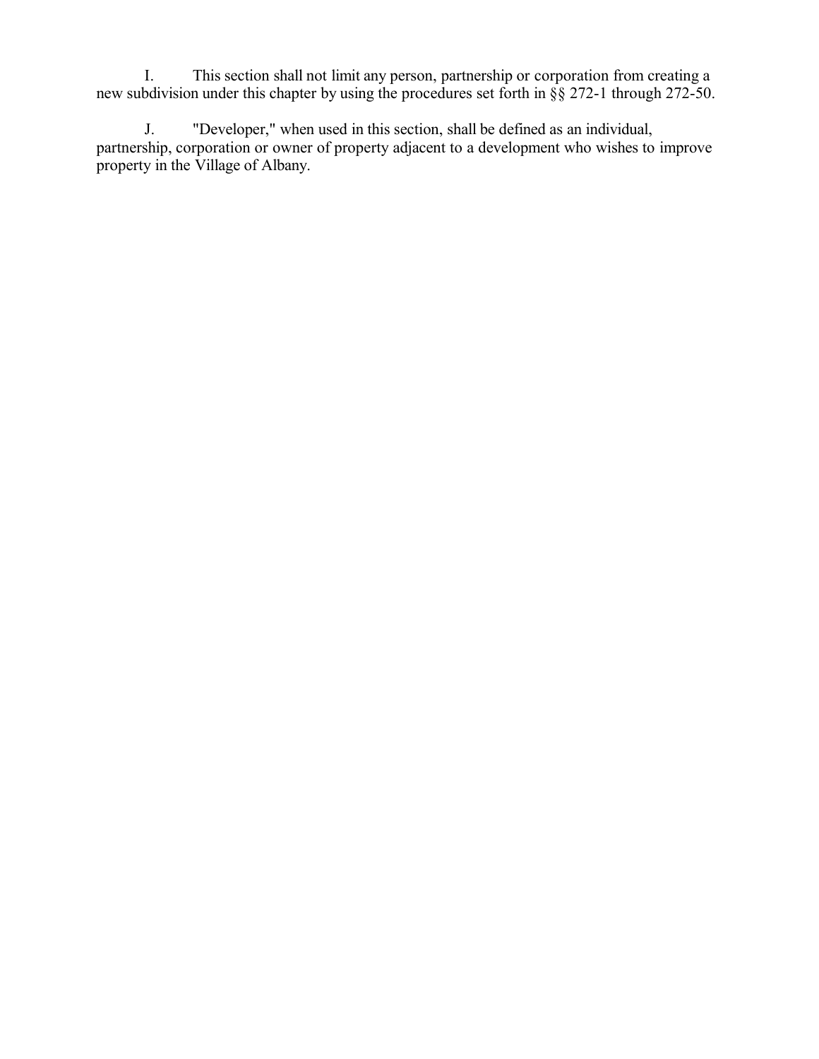I. This section shall not limit any person, partnership or corporation from creating a new subdivision under this chapter by using the procedures set forth in §§ 272-1 through 272-50.

J. "Developer," when used in this section, shall be defined as an individual, partnership, corporation or owner of property adjacent to a development who wishes to improve property in the Village of Albany.